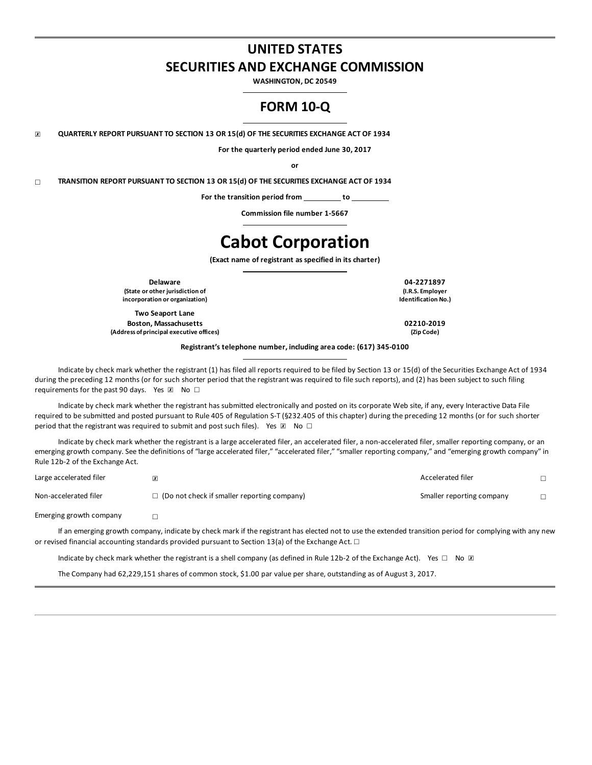# UNITED STATES SECURITIES AND EXCHANGE COMMISSION

**WASHINGTON, DC 20549**

## FORM 10-Q

☒ **QUARTERLY REPORT PURSUANT TO SECTION 13 OR 15(d) OF THE SECURITIES EXCHANGE ACT OF 1934**

**For the quarterly period ended June 30, 2017**

**or**

☐ **TRANSITION REPORT PURSUANT TO SECTION 13 OR 15(d) OF THE SECURITIES EXCHANGE ACT OF 1934**

**For the transition period from \_\_\_\_\_\_\_\_\_ to \_\_\_\_\_\_\_\_\_**

**Commission file number 1-5667**

# Cabot Corporation

**(Exact name of registrant as specified in its charter)**

| | |
|---|---|
| **Delaware**<br>**(State or other jurisdiction of incorporation or organization)** | **04-2271897**<br>**(I.R.S. Employer Identification No.)** |
| **Two Seaport Lane**<br>**Boston, Massachusetts**<br>**(Address of principal executive offices)** | **02210-2019**<br>**(Zip Code)** |

**Registrant's telephone number, including area code: (617) 345-0100**

Indicate by check mark whether the registrant (1) has filed all reports required to be filed by Section 13 or 15(d) of the Securities Exchange Act of 1934 during the preceding 12 months (or for such shorter period that the registrant was required to file such reports), and (2) has been subject to such filing requirements for the past 90 days. Yes ☒ No ☐

Indicate by check mark whether the registrant has submitted electronically and posted on its corporate Web site, if any, every Interactive Data File required to be submitted and posted pursuant to Rule 405 of Regulation S-T (§232.405 of this chapter) during the preceding 12 months (or for such shorter period that the registrant was required to submit and post such files). Yes ☒ No ☐

Indicate by check mark whether the registrant is a large accelerated filer, an accelerated filer, a non-accelerated filer, smaller reporting company, or an emerging growth company. See the definitions of "large accelerated filer," "accelerated filer," "smaller reporting company," and "emerging growth company" in Rule 12b-2 of the Exchange Act.

| | | | |
|---|---|---|---|
| Large accelerated filer | ☒ | Accelerated filer | ☐ |
| Non-accelerated filer | ☐ (Do not check if smaller reporting company) | Smaller reporting company | ☐ |
| Emerging growth company | ☐ | | |

If an emerging growth company, indicate by check mark if the registrant has elected not to use the extended transition period for complying with any new or revised financial accounting standards provided pursuant to Section 13(a) of the Exchange Act. ☐

Indicate by check mark whether the registrant is a shell company (as defined in Rule 12b-2 of the Exchange Act). Yes ☐ No ☒

The Company had 62,229,151 shares of common stock, $1.00 par value per share, outstanding as of August 3, 2017.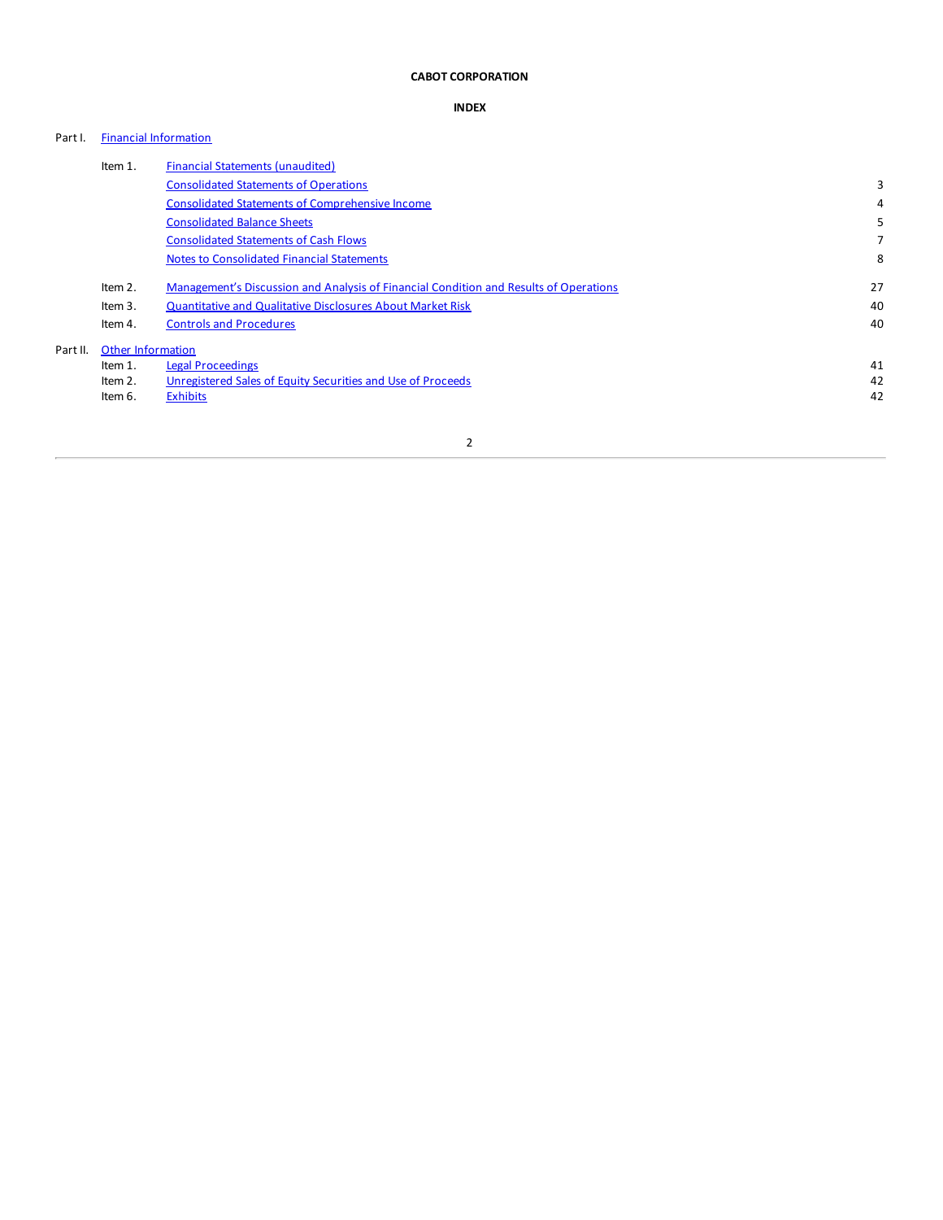**CABOT CORPORATION**

**INDEX**

| | | | |
|---|---|---|---|
| Part I. | Financial Information | | |
| | Item 1. | Financial Statements (unaudited) | |
| | | Consolidated Statements of Operations | 3 |
| | | Consolidated Statements of Comprehensive Income | 4 |
| | | Consolidated Balance Sheets | 5 |
| | | Consolidated Statements of Cash Flows | 7 |
| | | Notes to Consolidated Financial Statements | 8 |
| | Item 2. | Management's Discussion and Analysis of Financial Condition and Results of Operations | 27 |
| | Item 3. | Quantitative and Qualitative Disclosures About Market Risk | 40 |
| | Item 4. | Controls and Procedures | 40 |
| Part II. | Other Information | | |
| | Item 1. | Legal Proceedings | 41 |
| | Item 2. | Unregistered Sales of Equity Securities and Use of Proceeds | 42 |
| | Item 6. | Exhibits | 42 |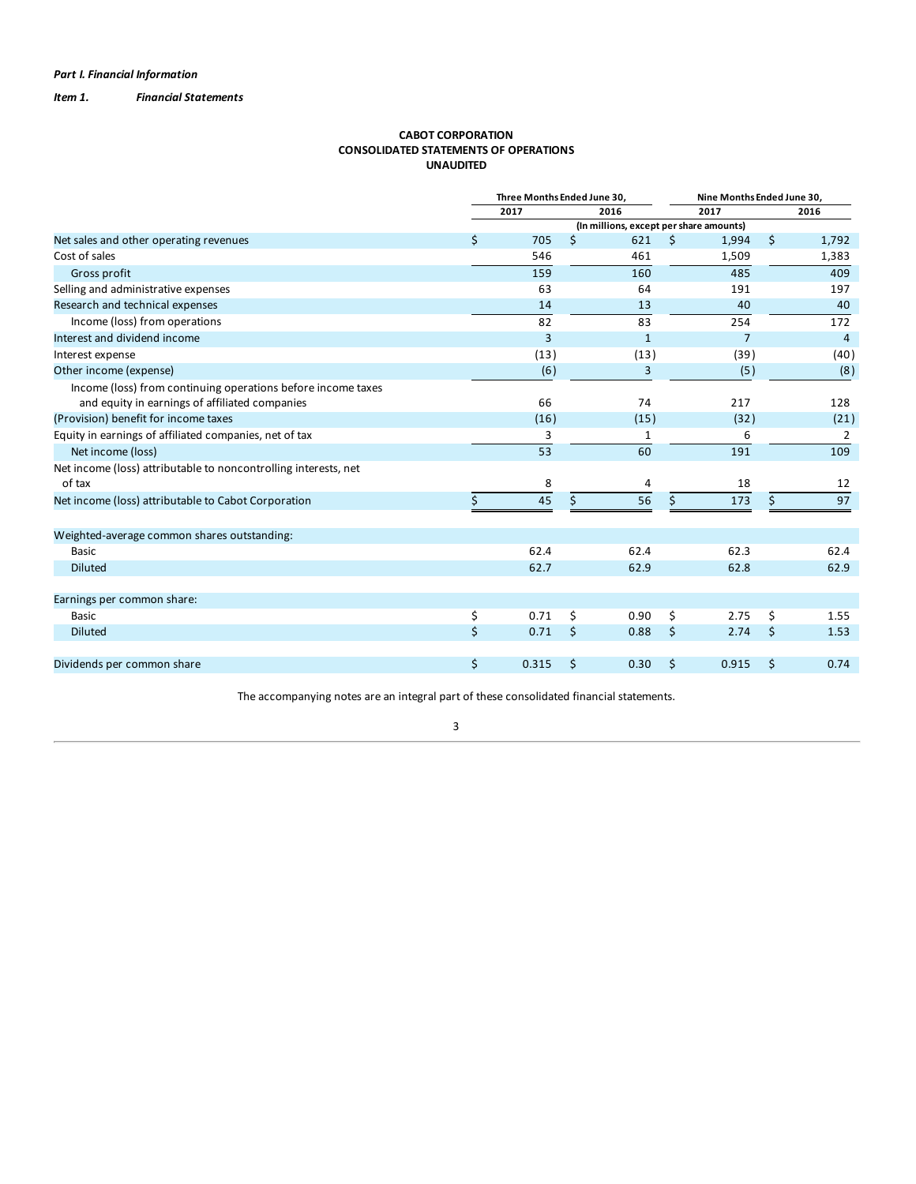*Part I. Financial Information*

*Item 1. Financial Statements*

**CABOT CORPORATION**
**CONSOLIDATED STATEMENTS OF OPERATIONS**
**UNAUDITED**

| | Three Months Ended June 30, | | Nine Months Ended June 30, | |
|---|---|---|---|---|
| | 2017 | 2016 | 2017 | 2016 |
| | (In millions, except per share amounts) | | | |
| Net sales and other operating revenues | $ 705 | $ 621 | $ 1,994 | $ 1,792 |
| Cost of sales | 546 | 461 | 1,509 | 1,383 |
| Gross profit | 159 | 160 | 485 | 409 |
| Selling and administrative expenses | 63 | 64 | 191 | 197 |
| Research and technical expenses | 14 | 13 | 40 | 40 |
| Income (loss) from operations | 82 | 83 | 254 | 172 |
| Interest and dividend income | 3 | 1 | 7 | 4 |
| Interest expense | (13) | (13) | (39) | (40) |
| Other income (expense) | (6) | 3 | (5) | (8) |
| Income (loss) from continuing operations before income taxes and equity in earnings of affiliated companies | 66 | 74 | 217 | 128 |
| (Provision) benefit for income taxes | (16) | (15) | (32) | (21) |
| Equity in earnings of affiliated companies, net of tax | 3 | 1 | 6 | 2 |
| Net income (loss) | 53 | 60 | 191 | 109 |
| Net income (loss) attributable to noncontrolling interests, net of tax | 8 | 4 | 18 | 12 |
| Net income (loss) attributable to Cabot Corporation | $ 45 | $ 56 | $ 173 | $ 97 |
| | | | | |
| Weighted-average common shares outstanding: | | | | |
| Basic | 62.4 | 62.4 | 62.3 | 62.4 |
| Diluted | 62.7 | 62.9 | 62.8 | 62.9 |
| | | | | |
| Earnings per common share: | | | | |
| Basic | $ 0.71 | $ 0.90 | $ 2.75 | $ 1.55 |
| Diluted | $ 0.71 | $ 0.88 | $ 2.74 | $ 1.53 |
| | | | | |
| Dividends per common share | $ 0.315 | $ 0.30 | $ 0.915 | $ 0.74 |

The accompanying notes are an integral part of these consolidated financial statements.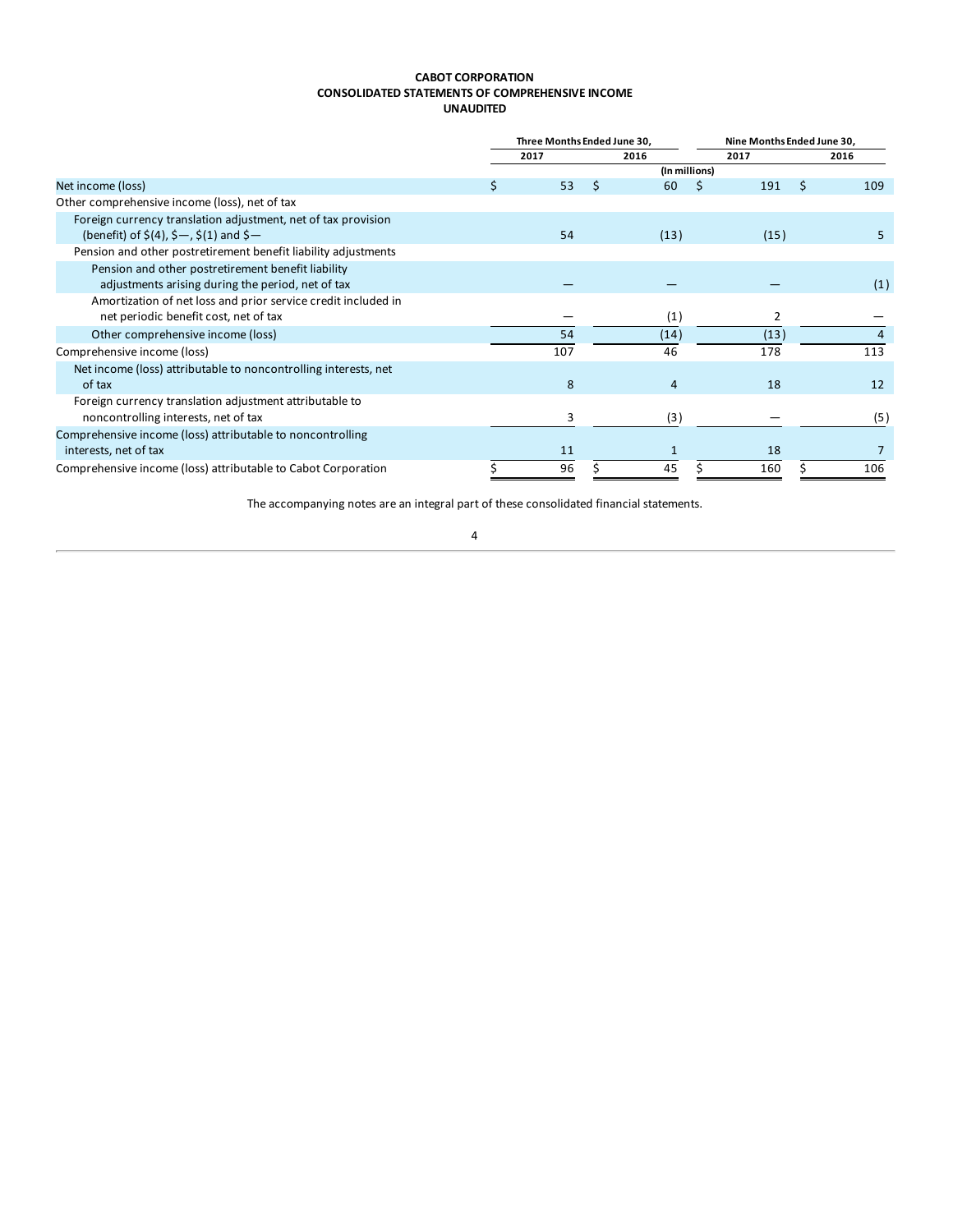**CABOT CORPORATION**
**CONSOLIDATED STATEMENTS OF COMPREHENSIVE INCOME**
**UNAUDITED**

| | Three Months Ended June 30, | | Nine Months Ended June 30, | |
|---|---|---|---|---|
| | 2017 | 2016 | 2017 | 2016 |
| | (In millions) | | | |
| Net income (loss) | $ 53 | $ 60 | $ 191 | $ 109 |
| Other comprehensive income (loss), net of tax | | | | |
| Foreign currency translation adjustment, net of tax provision (benefit) of $(4), $—, $(1) and $— | 54 | (13) | (15) | 5 |
| Pension and other postretirement benefit liability adjustments | | | | |
| Pension and other postretirement benefit liability adjustments arising during the period, net of tax | — | — | — | (1) |
| Amortization of net loss and prior service credit included in net periodic benefit cost, net of tax | — | (1) | 2 | — |
| Other comprehensive income (loss) | 54 | (14) | (13) | 4 |
| Comprehensive income (loss) | 107 | 46 | 178 | 113 |
| Net income (loss) attributable to noncontrolling interests, net of tax | 8 | 4 | 18 | 12 |
| Foreign currency translation adjustment attributable to noncontrolling interests, net of tax | 3 | (3) | — | (5) |
| Comprehensive income (loss) attributable to noncontrolling interests, net of tax | 11 | 1 | 18 | 7 |
| Comprehensive income (loss) attributable to Cabot Corporation | $ 96 | $ 45 | $ 160 | $ 106 |

The accompanying notes are an integral part of these consolidated financial statements.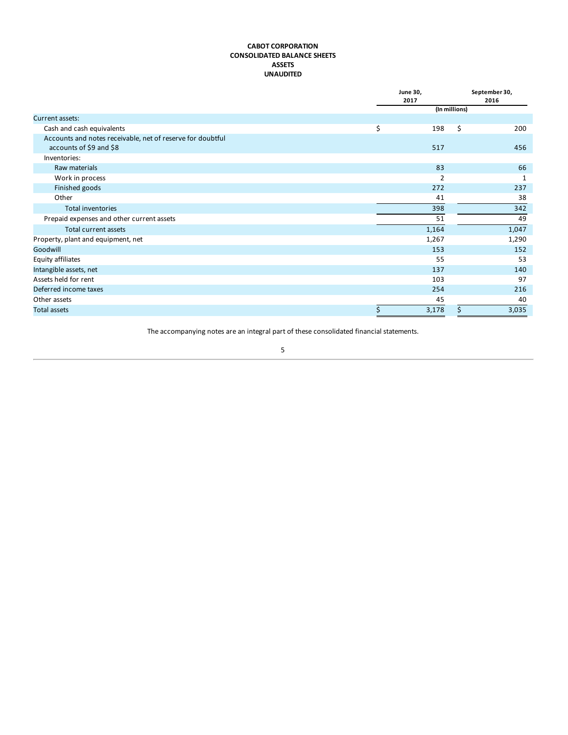**CABOT CORPORATION**
**CONSOLIDATED BALANCE SHEETS**
**ASSETS**
**UNAUDITED**

| | June 30, 2017 | September 30, 2016 |
|---|---|---|
| | (In millions) | |
| Current assets: | | |
| Cash and cash equivalents | $ 198 | $ 200 |
| Accounts and notes receivable, net of reserve for doubtful accounts of $9 and $8 | 517 | 456 |
| Inventories: | | |
| Raw materials | 83 | 66 |
| Work in process | 2 | 1 |
| Finished goods | 272 | 237 |
| Other | 41 | 38 |
| Total inventories | 398 | 342 |
| Prepaid expenses and other current assets | 51 | 49 |
| Total current assets | 1,164 | 1,047 |
| Property, plant and equipment, net | 1,267 | 1,290 |
| Goodwill | 153 | 152 |
| Equity affiliates | 55 | 53 |
| Intangible assets, net | 137 | 140 |
| Assets held for rent | 103 | 97 |
| Deferred income taxes | 254 | 216 |
| Other assets | 45 | 40 |
| Total assets | $ 3,178 | $ 3,035 |

The accompanying notes are an integral part of these consolidated financial statements.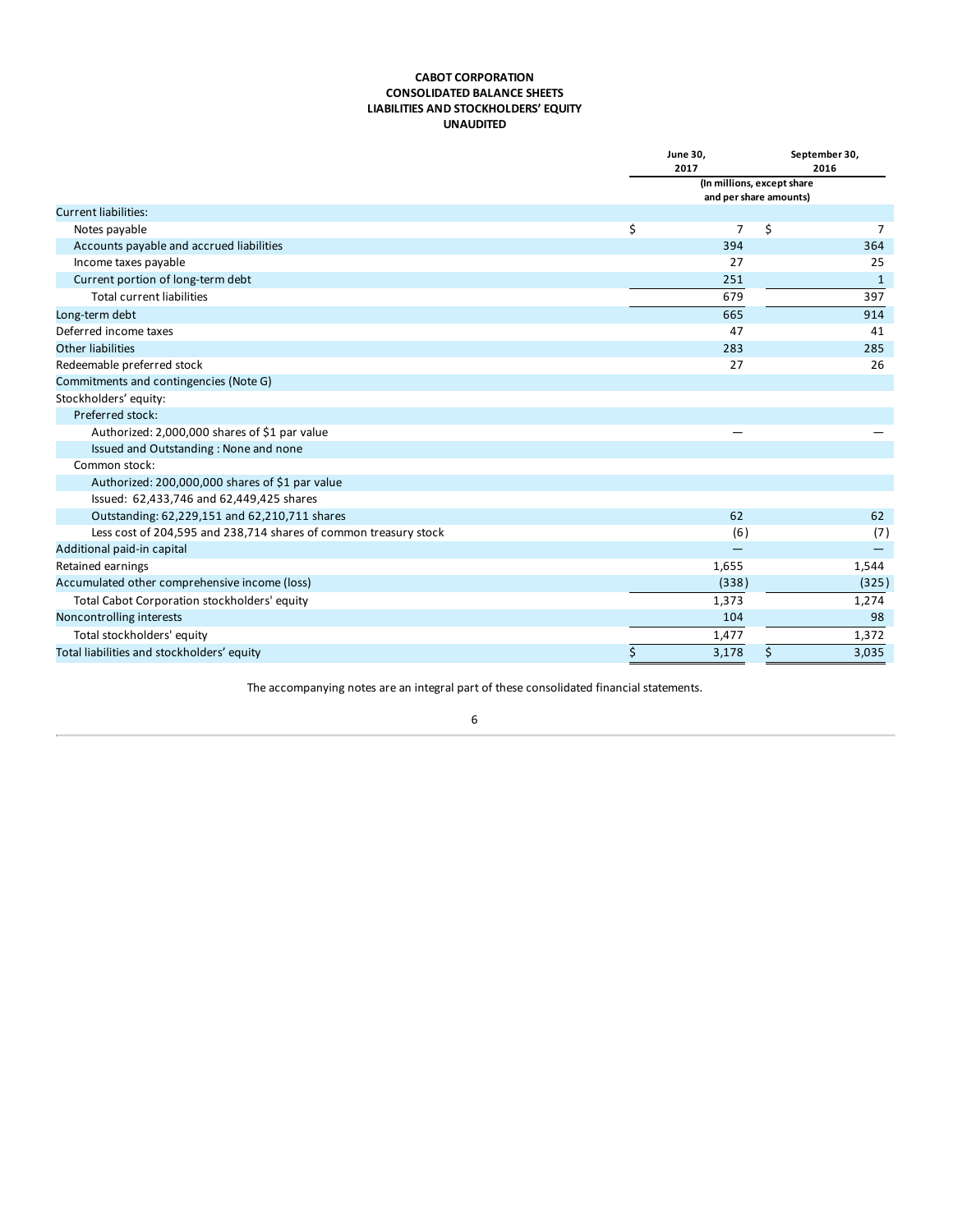**CABOT CORPORATION**
**CONSOLIDATED BALANCE SHEETS**
**LIABILITIES AND STOCKHOLDERS' EQUITY**
**UNAUDITED**

| | June 30, 2017 | September 30, 2016 |
|---|---|---|
| | (In millions, except share and per share amounts) | |
| Current liabilities: | | |
| Notes payable | $ 7 | $ 7 |
| Accounts payable and accrued liabilities | 394 | 364 |
| Income taxes payable | 27 | 25 |
| Current portion of long-term debt | 251 | 1 |
| Total current liabilities | 679 | 397 |
| Long-term debt | 665 | 914 |
| Deferred income taxes | 47 | 41 |
| Other liabilities | 283 | 285 |
| Redeemable preferred stock | 27 | 26 |
| Commitments and contingencies (Note G) | | |
| Stockholders' equity: | | |
| Preferred stock: | | |
| Authorized: 2,000,000 shares of $1 par value | — | — |
| Issued and Outstanding : None and none | | |
| Common stock: | | |
| Authorized: 200,000,000 shares of $1 par value | | |
| Issued: 62,433,746 and 62,449,425 shares | | |
| Outstanding: 62,229,151 and 62,210,711 shares | 62 | 62 |
| Less cost of 204,595 and 238,714 shares of common treasury stock | (6) | (7) |
| Additional paid-in capital | — | — |
| Retained earnings | 1,655 | 1,544 |
| Accumulated other comprehensive income (loss) | (338) | (325) |
| Total Cabot Corporation stockholders' equity | 1,373 | 1,274 |
| Noncontrolling interests | 104 | 98 |
| Total stockholders' equity | 1,477 | 1,372 |
| Total liabilities and stockholders' equity | $ 3,178 | $ 3,035 |

The accompanying notes are an integral part of these consolidated financial statements.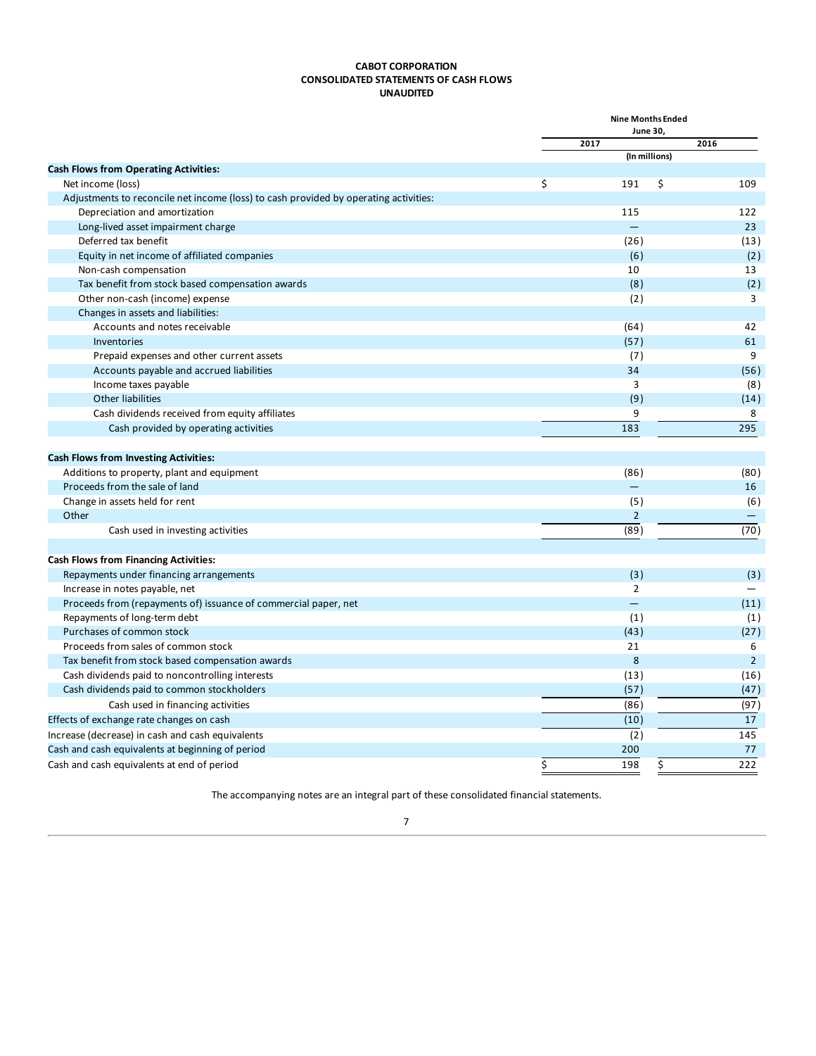**CABOT CORPORATION**
**CONSOLIDATED STATEMENTS OF CASH FLOWS**
**UNAUDITED**

| | Nine Months Ended June 30, | |
|---|---|---|
| | 2017 | 2016 |
| | (In millions) | |
| **Cash Flows from Operating Activities:** | | |
| Net income (loss) | $ 191 | $ 109 |
| Adjustments to reconcile net income (loss) to cash provided by operating activities: | | |
| Depreciation and amortization | 115 | 122 |
| Long-lived asset impairment charge | — | 23 |
| Deferred tax benefit | (26) | (13) |
| Equity in net income of affiliated companies | (6) | (2) |
| Non-cash compensation | 10 | 13 |
| Tax benefit from stock based compensation awards | (8) | (2) |
| Other non-cash (income) expense | (2) | 3 |
| Changes in assets and liabilities: | | |
| Accounts and notes receivable | (64) | 42 |
| Inventories | (57) | 61 |
| Prepaid expenses and other current assets | (7) | 9 |
| Accounts payable and accrued liabilities | 34 | (56) |
| Income taxes payable | 3 | (8) |
| Other liabilities | (9) | (14) |
| Cash dividends received from equity affiliates | 9 | 8 |
| Cash provided by operating activities | 183 | 295 |
| **Cash Flows from Investing Activities:** | | |
| Additions to property, plant and equipment | (86) | (80) |
| Proceeds from the sale of land | — | 16 |
| Change in assets held for rent | (5) | (6) |
| Other | 2 | — |
| Cash used in investing activities | (89) | (70) |
| **Cash Flows from Financing Activities:** | | |
| Repayments under financing arrangements | (3) | (3) |
| Increase in notes payable, net | 2 | — |
| Proceeds from (repayments of) issuance of commercial paper, net | — | (11) |
| Repayments of long-term debt | (1) | (1) |
| Purchases of common stock | (43) | (27) |
| Proceeds from sales of common stock | 21 | 6 |
| Tax benefit from stock based compensation awards | 8 | 2 |
| Cash dividends paid to noncontrolling interests | (13) | (16) |
| Cash dividends paid to common stockholders | (57) | (47) |
| Cash used in financing activities | (86) | (97) |
| Effects of exchange rate changes on cash | (10) | 17 |
| Increase (decrease) in cash and cash equivalents | (2) | 145 |
| Cash and cash equivalents at beginning of period | 200 | 77 |
| Cash and cash equivalents at end of period | $ 198 | $ 222 |

The accompanying notes are an integral part of these consolidated financial statements.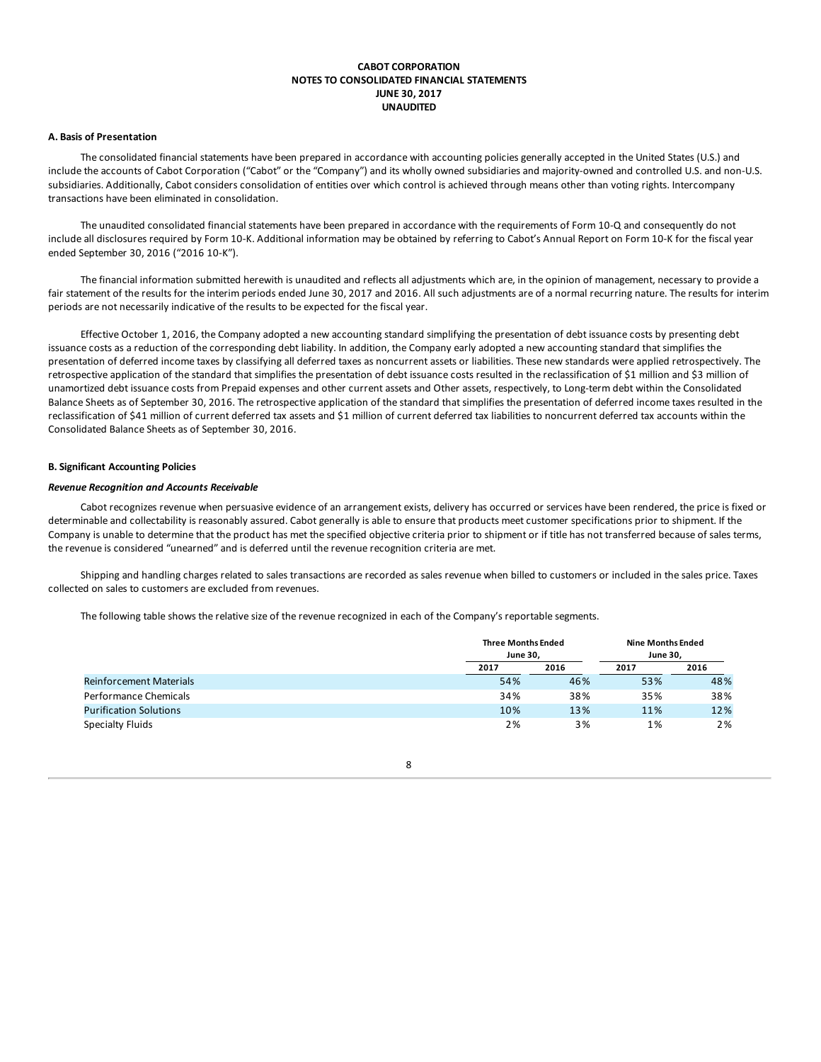**CABOT CORPORATION**
**NOTES TO CONSOLIDATED FINANCIAL STATEMENTS**
**JUNE 30, 2017**
**UNAUDITED**

### A. Basis of Presentation

The consolidated financial statements have been prepared in accordance with accounting policies generally accepted in the United States (U.S.) and include the accounts of Cabot Corporation ("Cabot" or the "Company") and its wholly owned subsidiaries and majority-owned and controlled U.S. and non-U.S. subsidiaries. Additionally, Cabot considers consolidation of entities over which control is achieved through means other than voting rights. Intercompany transactions have been eliminated in consolidation.

The unaudited consolidated financial statements have been prepared in accordance with the requirements of Form 10-Q and consequently do not include all disclosures required by Form 10-K. Additional information may be obtained by referring to Cabot's Annual Report on Form 10-K for the fiscal year ended September 30, 2016 ("2016 10-K").

The financial information submitted herewith is unaudited and reflects all adjustments which are, in the opinion of management, necessary to provide a fair statement of the results for the interim periods ended June 30, 2017 and 2016. All such adjustments are of a normal recurring nature. The results for interim periods are not necessarily indicative of the results to be expected for the fiscal year.

Effective October 1, 2016, the Company adopted a new accounting standard simplifying the presentation of debt issuance costs by presenting debt issuance costs as a reduction of the corresponding debt liability. In addition, the Company early adopted a new accounting standard that simplifies the presentation of deferred income taxes by classifying all deferred taxes as noncurrent assets or liabilities. These new standards were applied retrospectively. The retrospective application of the standard that simplifies the presentation of debt issuance costs resulted in the reclassification of $1 million and $3 million of unamortized debt issuance costs from Prepaid expenses and other current assets and Other assets, respectively, to Long-term debt within the Consolidated Balance Sheets as of September 30, 2016. The retrospective application of the standard that simplifies the presentation of deferred income taxes resulted in the reclassification of $41 million of current deferred tax assets and $1 million of current deferred tax liabilities to noncurrent deferred tax accounts within the Consolidated Balance Sheets as of September 30, 2016.

### B. Significant Accounting Policies

***Revenue Recognition and Accounts Receivable***

Cabot recognizes revenue when persuasive evidence of an arrangement exists, delivery has occurred or services have been rendered, the price is fixed or determinable and collectability is reasonably assured. Cabot generally is able to ensure that products meet customer specifications prior to shipment. If the Company is unable to determine that the product has met the specified objective criteria prior to shipment or if title has not transferred because of sales terms, the revenue is considered "unearned" and is deferred until the revenue recognition criteria are met.

Shipping and handling charges related to sales transactions are recorded as sales revenue when billed to customers or included in the sales price. Taxes collected on sales to customers are excluded from revenues.

The following table shows the relative size of the revenue recognized in each of the Company's reportable segments.

| | Three Months Ended June 30, | | Nine Months Ended June 30, | |
|---|---|---|---|---|
| | 2017 | 2016 | 2017 | 2016 |
| Reinforcement Materials | 54% | 46% | 53% | 48% |
| Performance Chemicals | 34% | 38% | 35% | 38% |
| Purification Solutions | 10% | 13% | 11% | 12% |
| Specialty Fluids | 2% | 3% | 1% | 2% |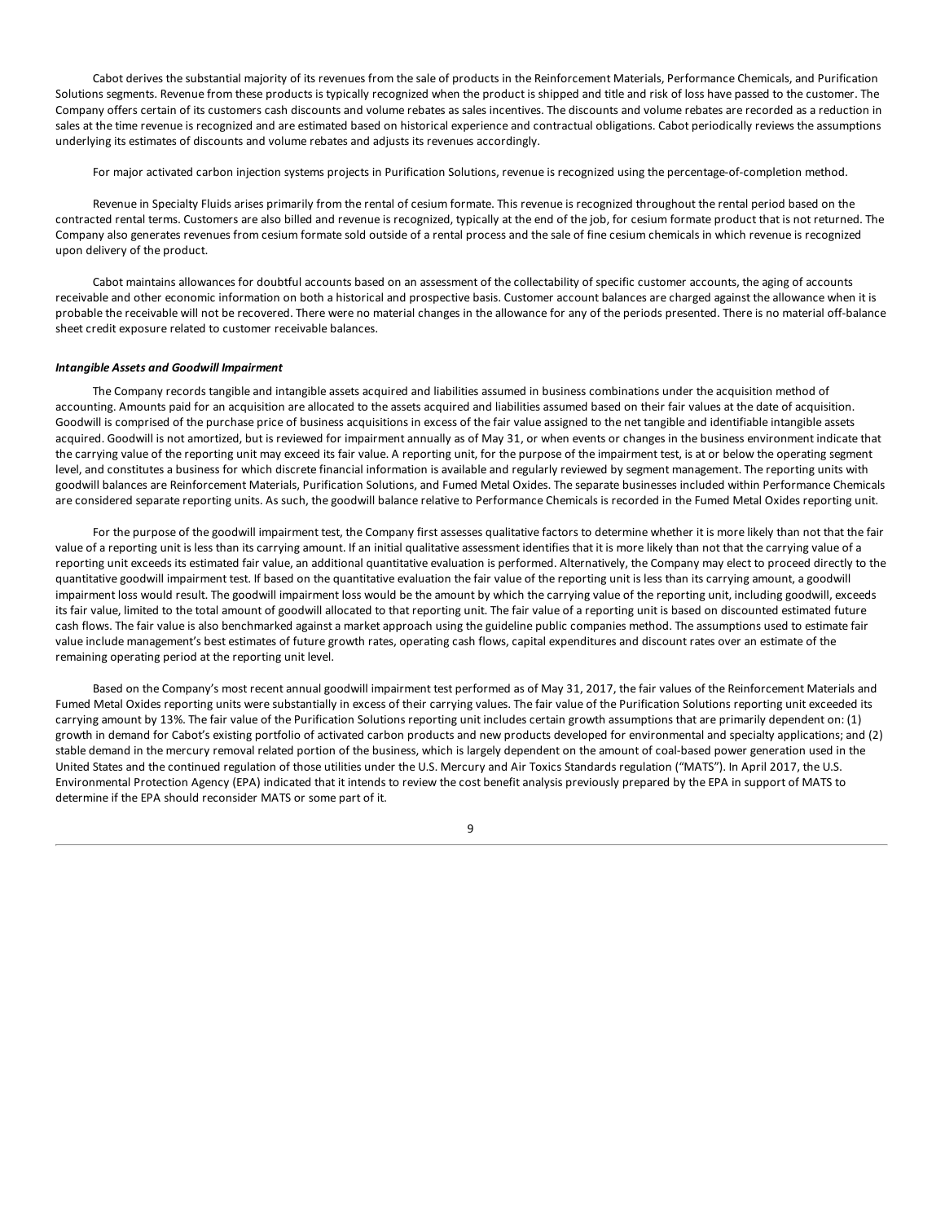Cabot derives the substantial majority of its revenues from the sale of products in the Reinforcement Materials, Performance Chemicals, and Purification Solutions segments. Revenue from these products is typically recognized when the product is shipped and title and risk of loss have passed to the customer. The Company offers certain of its customers cash discounts and volume rebates as sales incentives. The discounts and volume rebates are recorded as a reduction in sales at the time revenue is recognized and are estimated based on historical experience and contractual obligations. Cabot periodically reviews the assumptions underlying its estimates of discounts and volume rebates and adjusts its revenues accordingly.

For major activated carbon injection systems projects in Purification Solutions, revenue is recognized using the percentage-of-completion method.

Revenue in Specialty Fluids arises primarily from the rental of cesium formate. This revenue is recognized throughout the rental period based on the contracted rental terms. Customers are also billed and revenue is recognized, typically at the end of the job, for cesium formate product that is not returned. The Company also generates revenues from cesium formate sold outside of a rental process and the sale of fine cesium chemicals in which revenue is recognized upon delivery of the product.

Cabot maintains allowances for doubtful accounts based on an assessment of the collectability of specific customer accounts, the aging of accounts receivable and other economic information on both a historical and prospective basis. Customer account balances are charged against the allowance when it is probable the receivable will not be recovered. There were no material changes in the allowance for any of the periods presented. There is no material off-balance sheet credit exposure related to customer receivable balances.

***Intangible Assets and Goodwill Impairment***

The Company records tangible and intangible assets acquired and liabilities assumed in business combinations under the acquisition method of accounting. Amounts paid for an acquisition are allocated to the assets acquired and liabilities assumed based on their fair values at the date of acquisition. Goodwill is comprised of the purchase price of business acquisitions in excess of the fair value assigned to the net tangible and identifiable intangible assets acquired. Goodwill is not amortized, but is reviewed for impairment annually as of May 31, or when events or changes in the business environment indicate that the carrying value of the reporting unit may exceed its fair value. A reporting unit, for the purpose of the impairment test, is at or below the operating segment level, and constitutes a business for which discrete financial information is available and regularly reviewed by segment management. The reporting units with goodwill balances are Reinforcement Materials, Purification Solutions, and Fumed Metal Oxides. The separate businesses included within Performance Chemicals are considered separate reporting units. As such, the goodwill balance relative to Performance Chemicals is recorded in the Fumed Metal Oxides reporting unit.

For the purpose of the goodwill impairment test, the Company first assesses qualitative factors to determine whether it is more likely than not that the fair value of a reporting unit is less than its carrying amount. If an initial qualitative assessment identifies that it is more likely than not that the carrying value of a reporting unit exceeds its estimated fair value, an additional quantitative evaluation is performed. Alternatively, the Company may elect to proceed directly to the quantitative goodwill impairment test. If based on the quantitative evaluation the fair value of the reporting unit is less than its carrying amount, a goodwill impairment loss would result. The goodwill impairment loss would be the amount by which the carrying value of the reporting unit, including goodwill, exceeds its fair value, limited to the total amount of goodwill allocated to that reporting unit. The fair value of a reporting unit is based on discounted estimated future cash flows. The fair value is also benchmarked against a market approach using the guideline public companies method. The assumptions used to estimate fair value include management's best estimates of future growth rates, operating cash flows, capital expenditures and discount rates over an estimate of the remaining operating period at the reporting unit level.

Based on the Company's most recent annual goodwill impairment test performed as of May 31, 2017, the fair values of the Reinforcement Materials and Fumed Metal Oxides reporting units were substantially in excess of their carrying values. The fair value of the Purification Solutions reporting unit exceeded its carrying amount by 13%. The fair value of the Purification Solutions reporting unit includes certain growth assumptions that are primarily dependent on: (1) growth in demand for Cabot's existing portfolio of activated carbon products and new products developed for environmental and specialty applications; and (2) stable demand in the mercury removal related portion of the business, which is largely dependent on the amount of coal-based power generation used in the United States and the continued regulation of those utilities under the U.S. Mercury and Air Toxics Standards regulation ("MATS"). In April 2017, the U.S. Environmental Protection Agency (EPA) indicated that it intends to review the cost benefit analysis previously prepared by the EPA in support of MATS to determine if the EPA should reconsider MATS or some part of it.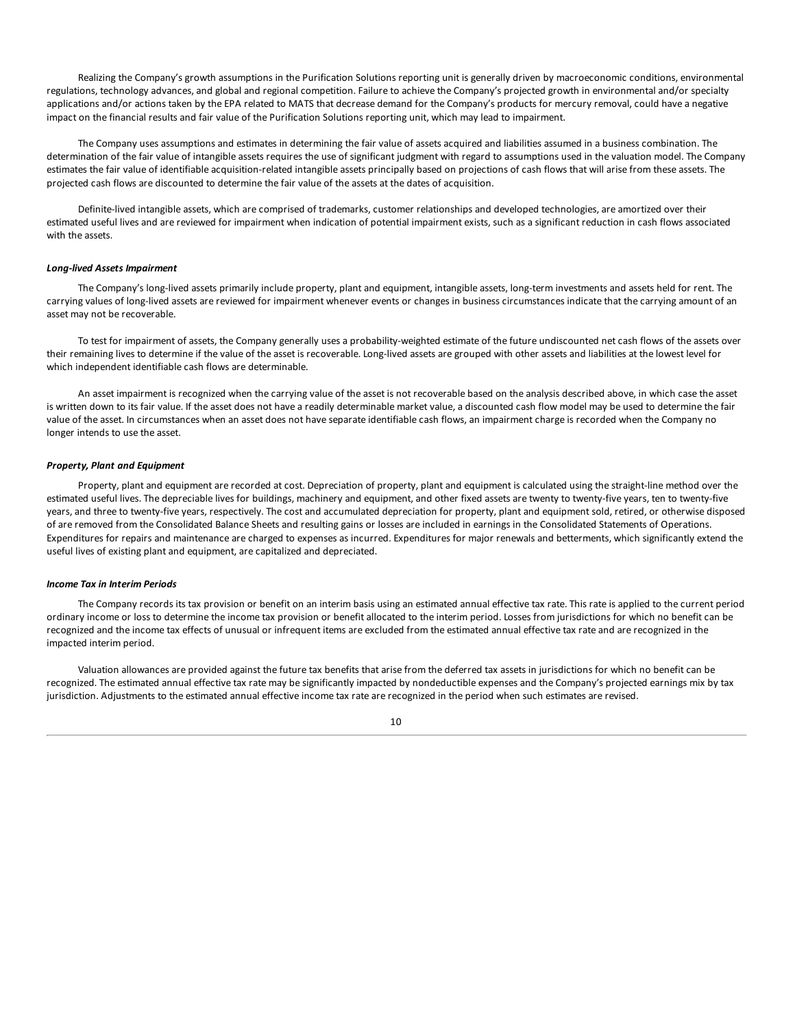Realizing the Company's growth assumptions in the Purification Solutions reporting unit is generally driven by macroeconomic conditions, environmental regulations, technology advances, and global and regional competition. Failure to achieve the Company's projected growth in environmental and/or specialty applications and/or actions taken by the EPA related to MATS that decrease demand for the Company's products for mercury removal, could have a negative impact on the financial results and fair value of the Purification Solutions reporting unit, which may lead to impairment.

The Company uses assumptions and estimates in determining the fair value of assets acquired and liabilities assumed in a business combination. The determination of the fair value of intangible assets requires the use of significant judgment with regard to assumptions used in the valuation model. The Company estimates the fair value of identifiable acquisition-related intangible assets principally based on projections of cash flows that will arise from these assets. The projected cash flows are discounted to determine the fair value of the assets at the dates of acquisition.

Definite-lived intangible assets, which are comprised of trademarks, customer relationships and developed technologies, are amortized over their estimated useful lives and are reviewed for impairment when indication of potential impairment exists, such as a significant reduction in cash flows associated with the assets.

***Long-lived Assets Impairment***

The Company's long-lived assets primarily include property, plant and equipment, intangible assets, long-term investments and assets held for rent. The carrying values of long-lived assets are reviewed for impairment whenever events or changes in business circumstances indicate that the carrying amount of an asset may not be recoverable.

To test for impairment of assets, the Company generally uses a probability-weighted estimate of the future undiscounted net cash flows of the assets over their remaining lives to determine if the value of the asset is recoverable. Long-lived assets are grouped with other assets and liabilities at the lowest level for which independent identifiable cash flows are determinable.

An asset impairment is recognized when the carrying value of the asset is not recoverable based on the analysis described above, in which case the asset is written down to its fair value. If the asset does not have a readily determinable market value, a discounted cash flow model may be used to determine the fair value of the asset. In circumstances when an asset does not have separate identifiable cash flows, an impairment charge is recorded when the Company no longer intends to use the asset.

***Property, Plant and Equipment***

Property, plant and equipment are recorded at cost. Depreciation of property, plant and equipment is calculated using the straight-line method over the estimated useful lives. The depreciable lives for buildings, machinery and equipment, and other fixed assets are twenty to twenty-five years, ten to twenty-five years, and three to twenty-five years, respectively. The cost and accumulated depreciation for property, plant and equipment sold, retired, or otherwise disposed of are removed from the Consolidated Balance Sheets and resulting gains or losses are included in earnings in the Consolidated Statements of Operations. Expenditures for repairs and maintenance are charged to expenses as incurred. Expenditures for major renewals and betterments, which significantly extend the useful lives of existing plant and equipment, are capitalized and depreciated.

***Income Tax in Interim Periods***

The Company records its tax provision or benefit on an interim basis using an estimated annual effective tax rate. This rate is applied to the current period ordinary income or loss to determine the income tax provision or benefit allocated to the interim period. Losses from jurisdictions for which no benefit can be recognized and the income tax effects of unusual or infrequent items are excluded from the estimated annual effective tax rate and are recognized in the impacted interim period.

Valuation allowances are provided against the future tax benefits that arise from the deferred tax assets in jurisdictions for which no benefit can be recognized. The estimated annual effective tax rate may be significantly impacted by nondeductible expenses and the Company's projected earnings mix by tax jurisdiction. Adjustments to the estimated annual effective income tax rate are recognized in the period when such estimates are revised.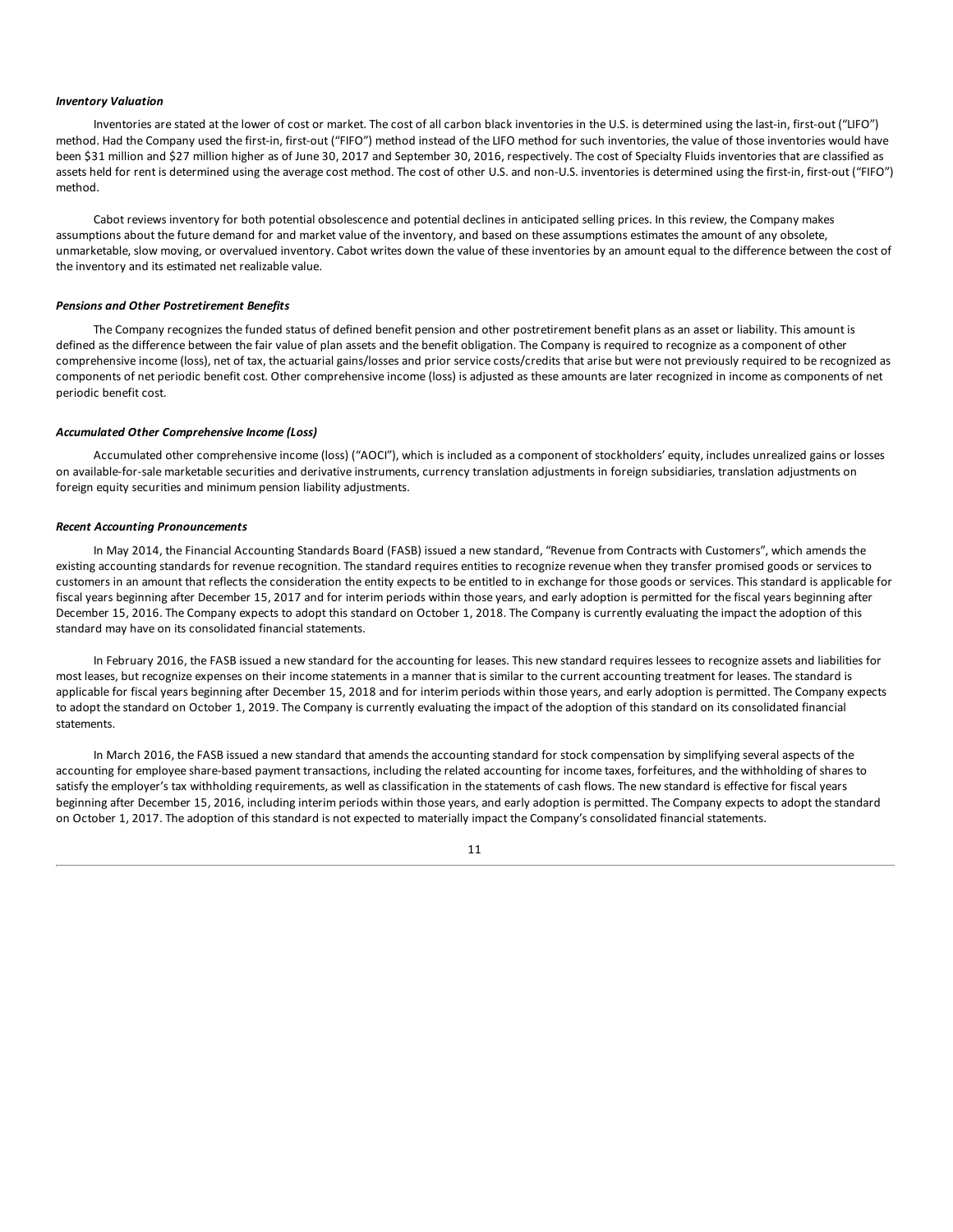***Inventory Valuation***

Inventories are stated at the lower of cost or market. The cost of all carbon black inventories in the U.S. is determined using the last-in, first-out ("LIFO") method. Had the Company used the first-in, first-out ("FIFO") method instead of the LIFO method for such inventories, the value of those inventories would have been $31 million and $27 million higher as of June 30, 2017 and September 30, 2016, respectively. The cost of Specialty Fluids inventories that are classified as assets held for rent is determined using the average cost method. The cost of other U.S. and non-U.S. inventories is determined using the first-in, first-out ("FIFO") method.

Cabot reviews inventory for both potential obsolescence and potential declines in anticipated selling prices. In this review, the Company makes assumptions about the future demand for and market value of the inventory, and based on these assumptions estimates the amount of any obsolete, unmarketable, slow moving, or overvalued inventory. Cabot writes down the value of these inventories by an amount equal to the difference between the cost of the inventory and its estimated net realizable value.

***Pensions and Other Postretirement Benefits***

The Company recognizes the funded status of defined benefit pension and other postretirement benefit plans as an asset or liability. This amount is defined as the difference between the fair value of plan assets and the benefit obligation. The Company is required to recognize as a component of other comprehensive income (loss), net of tax, the actuarial gains/losses and prior service costs/credits that arise but were not previously required to be recognized as components of net periodic benefit cost. Other comprehensive income (loss) is adjusted as these amounts are later recognized in income as components of net periodic benefit cost.

***Accumulated Other Comprehensive Income (Loss)***

Accumulated other comprehensive income (loss) ("AOCI"), which is included as a component of stockholders' equity, includes unrealized gains or losses on available-for-sale marketable securities and derivative instruments, currency translation adjustments in foreign subsidiaries, translation adjustments on foreign equity securities and minimum pension liability adjustments.

***Recent Accounting Pronouncements***

In May 2014, the Financial Accounting Standards Board (FASB) issued a new standard, "Revenue from Contracts with Customers", which amends the existing accounting standards for revenue recognition. The standard requires entities to recognize revenue when they transfer promised goods or services to customers in an amount that reflects the consideration the entity expects to be entitled to in exchange for those goods or services. This standard is applicable for fiscal years beginning after December 15, 2017 and for interim periods within those years, and early adoption is permitted for the fiscal years beginning after December 15, 2016. The Company expects to adopt this standard on October 1, 2018. The Company is currently evaluating the impact the adoption of this standard may have on its consolidated financial statements.

In February 2016, the FASB issued a new standard for the accounting for leases. This new standard requires lessees to recognize assets and liabilities for most leases, but recognize expenses on their income statements in a manner that is similar to the current accounting treatment for leases. The standard is applicable for fiscal years beginning after December 15, 2018 and for interim periods within those years, and early adoption is permitted. The Company expects to adopt the standard on October 1, 2019. The Company is currently evaluating the impact of the adoption of this standard on its consolidated financial statements.

In March 2016, the FASB issued a new standard that amends the accounting standard for stock compensation by simplifying several aspects of the accounting for employee share-based payment transactions, including the related accounting for income taxes, forfeitures, and the withholding of shares to satisfy the employer's tax withholding requirements, as well as classification in the statements of cash flows. The new standard is effective for fiscal years beginning after December 15, 2016, including interim periods within those years, and early adoption is permitted. The Company expects to adopt the standard on October 1, 2017. The adoption of this standard is not expected to materially impact the Company's consolidated financial statements.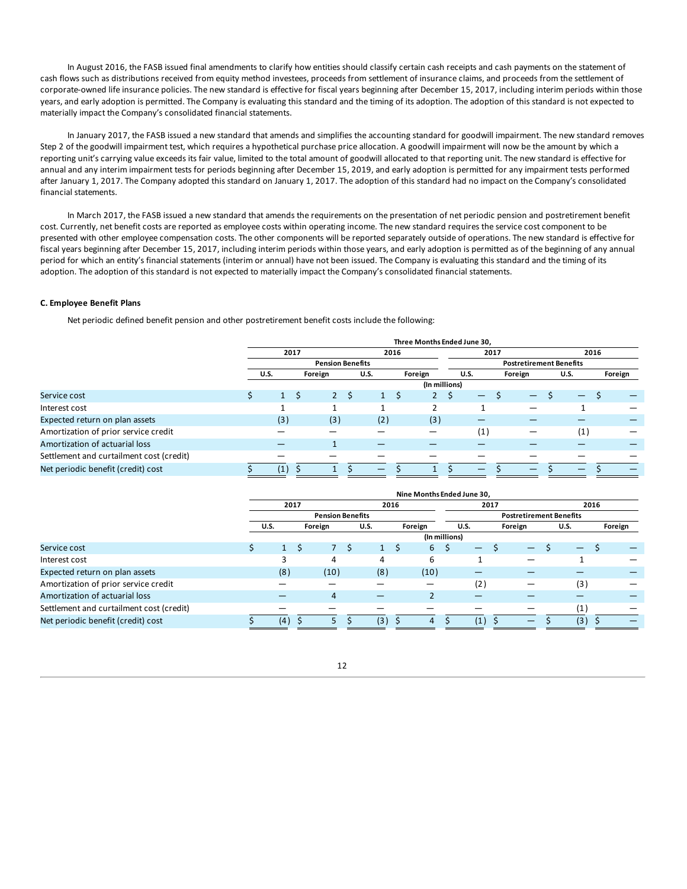In August 2016, the FASB issued final amendments to clarify how entities should classify certain cash receipts and cash payments on the statement of cash flows such as distributions received from equity method investees, proceeds from settlement of insurance claims, and proceeds from the settlement of corporate-owned life insurance policies. The new standard is effective for fiscal years beginning after December 15, 2017, including interim periods within those years, and early adoption is permitted. The Company is evaluating this standard and the timing of its adoption. The adoption of this standard is not expected to materially impact the Company's consolidated financial statements.

In January 2017, the FASB issued a new standard that amends and simplifies the accounting standard for goodwill impairment. The new standard removes Step 2 of the goodwill impairment test, which requires a hypothetical purchase price allocation. A goodwill impairment will now be the amount by which a reporting unit's carrying value exceeds its fair value, limited to the total amount of goodwill allocated to that reporting unit. The new standard is effective for annual and any interim impairment tests for periods beginning after December 15, 2019, and early adoption is permitted for any impairment tests performed after January 1, 2017. The Company adopted this standard on January 1, 2017. The adoption of this standard had no impact on the Company's consolidated financial statements.

In March 2017, the FASB issued a new standard that amends the requirements on the presentation of net periodic pension and postretirement benefit cost. Currently, net benefit costs are reported as employee costs within operating income. The new standard requires the service cost component to be presented with other employee compensation costs. The other components will be reported separately outside of operations. The new standard is effective for fiscal years beginning after December 15, 2017, including interim periods within those years, and early adoption is permitted as of the beginning of any annual period for which an entity's financial statements (interim or annual) have not been issued. The Company is evaluating this standard and the timing of its adoption. The adoption of this standard is not expected to materially impact the Company's consolidated financial statements.

**C. Employee Benefit Plans**

Net periodic defined benefit pension and other postretirement benefit costs include the following:

| | Three Months Ended June 30, | | | | | | | |
|---|---|---|---|---|---|---|---|---|
| | 2017 | | 2016 | | 2017 | | 2016 | |
| | Pension Benefits | | | | Postretirement Benefits | | | |
| | U.S. | Foreign | U.S. | Foreign | U.S. | Foreign | U.S. | Foreign |
| | (In millions) | | | | | | | |
| Service cost | $ 1 | $ 2 | $ 1 | $ 2 | $ — | $ — | $ — | $ — |
| Interest cost | 1 | 1 | 1 | 2 | 1 | — | 1 | — |
| Expected return on plan assets | (3) | (3) | (2) | (3) | — | — | — | — |
| Amortization of prior service credit | — | — | — | — | (1) | — | (1) | — |
| Amortization of actuarial loss | — | 1 | — | — | — | — | — | — |
| Settlement and curtailment cost (credit) | — | — | — | — | — | — | — | — |
| Net periodic benefit (credit) cost | $ (1) | $ 1 | $ — | $ 1 | $ — | $ — | $ — | $ — |

| | Nine Months Ended June 30, | | | | | | | |
|---|---|---|---|---|---|---|---|---|
| | 2017 | | 2016 | | 2017 | | 2016 | |
| | Pension Benefits | | | | Postretirement Benefits | | | |
| | U.S. | Foreign | U.S. | Foreign | U.S. | Foreign | U.S. | Foreign |
| | (In millions) | | | | | | | |
| Service cost | $ 1 | $ 7 | $ 1 | $ 6 | $ — | $ — | $ — | $ — |
| Interest cost | 3 | 4 | 4 | 6 | 1 | — | 1 | — |
| Expected return on plan assets | (8) | (10) | (8) | (10) | — | — | — | — |
| Amortization of prior service credit | — | — | — | — | (2) | — | (3) | — |
| Amortization of actuarial loss | — | 4 | — | 2 | — | — | — | — |
| Settlement and curtailment cost (credit) | — | — | — | — | — | — | (1) | — |
| Net periodic benefit (credit) cost | $ (4) | $ 5 | $ (3) | $ 4 | $ (1) | $ — | $ (3) | $ — |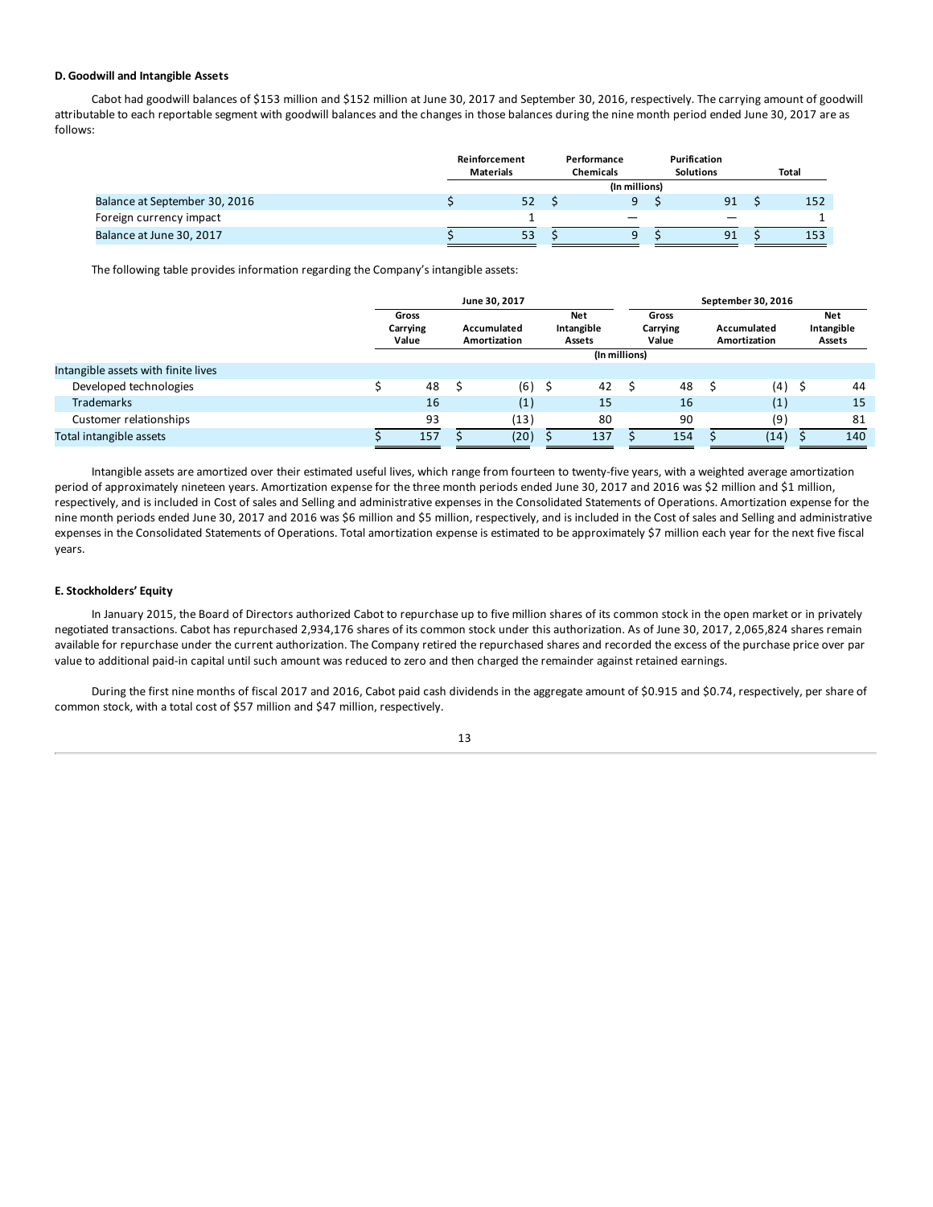**D. Goodwill and Intangible Assets**

Cabot had goodwill balances of $153 million and $152 million at June 30, 2017 and September 30, 2016, respectively. The carrying amount of goodwill attributable to each reportable segment with goodwill balances and the changes in those balances during the nine month period ended June 30, 2017 are as follows:

| | Reinforcement Materials | Performance Chemicals | Purification Solutions | Total |
|---|---|---|---|---|
| | | (In millions) | | |
| Balance at September 30, 2016 | $ 52 | $ 9 | $ 91 | $ 152 |
| Foreign currency impact | 1 | — | — | 1 |
| Balance at June 30, 2017 | $ 53 | $ 9 | $ 91 | $ 153 |

The following table provides information regarding the Company's intangible assets:

| | June 30, 2017 | | | September 30, 2016 | | |
|---|---|---|---|---|---|---|
| | Gross Carrying Value | Accumulated Amortization | Net Intangible Assets | Gross Carrying Value | Accumulated Amortization | Net Intangible Assets |
| | | | (In millions) | | | |
| Intangible assets with finite lives | | | | | | |
| Developed technologies | $ 48 | $ (6) | $ 42 | $ 48 | $ (4) | $ 44 |
| Trademarks | 16 | (1) | 15 | 16 | (1) | 15 |
| Customer relationships | 93 | (13) | 80 | 90 | (9) | 81 |
| Total intangible assets | $ 157 | $ (20) | $ 137 | $ 154 | $ (14) | $ 140 |

Intangible assets are amortized over their estimated useful lives, which range from fourteen to twenty-five years, with a weighted average amortization period of approximately nineteen years. Amortization expense for the three month periods ended June 30, 2017 and 2016 was $2 million and $1 million, respectively, and is included in Cost of sales and Selling and administrative expenses in the Consolidated Statements of Operations. Amortization expense for the nine month periods ended June 30, 2017 and 2016 was $6 million and $5 million, respectively, and is included in the Cost of sales and Selling and administrative expenses in the Consolidated Statements of Operations. Total amortization expense is estimated to be approximately $7 million each year for the next five fiscal years.

**E. Stockholders' Equity**

In January 2015, the Board of Directors authorized Cabot to repurchase up to five million shares of its common stock in the open market or in privately negotiated transactions. Cabot has repurchased 2,934,176 shares of its common stock under this authorization. As of June 30, 2017, 2,065,824 shares remain available for repurchase under the current authorization. The Company retired the repurchased shares and recorded the excess of the purchase price over par value to additional paid-in capital until such amount was reduced to zero and then charged the remainder against retained earnings.

During the first nine months of fiscal 2017 and 2016, Cabot paid cash dividends in the aggregate amount of $0.915 and $0.74, respectively, per share of common stock, with a total cost of $57 million and $47 million, respectively.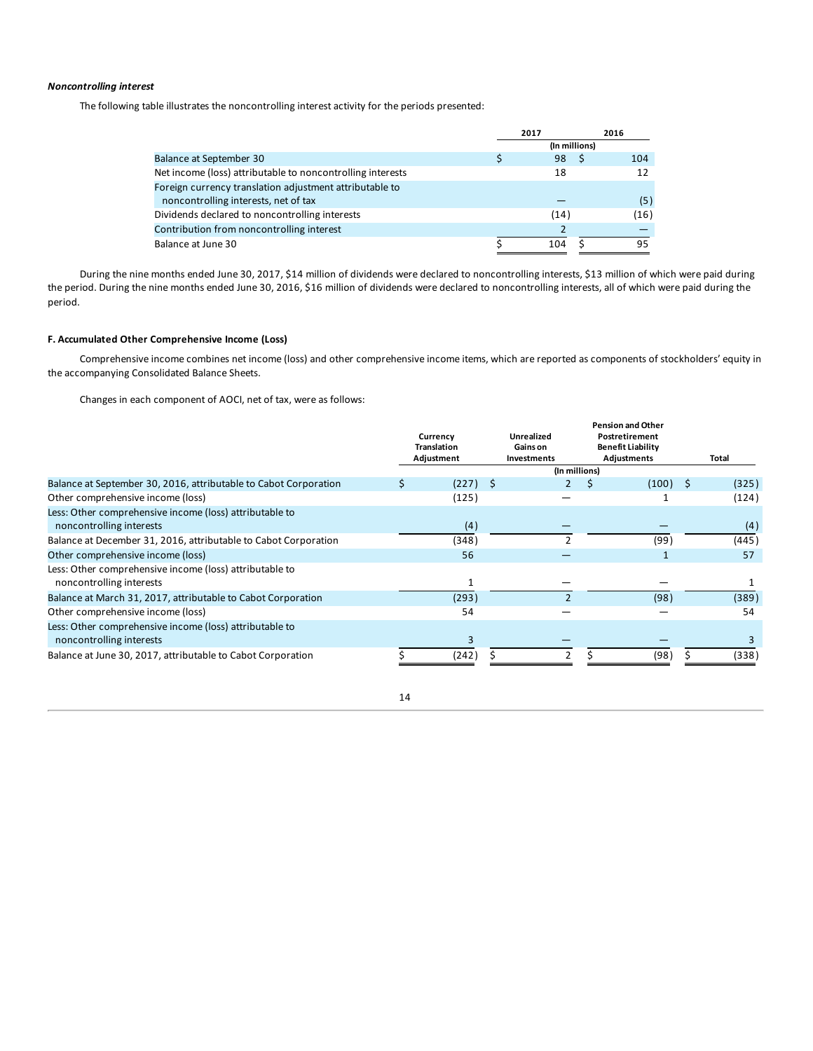***Noncontrolling interest***

The following table illustrates the noncontrolling interest activity for the periods presented:

| | 2017 | 2016 |
|---|---|---|
| | (In millions) | |
| Balance at September 30 | $ 98 | $ 104 |
| Net income (loss) attributable to noncontrolling interests | 18 | 12 |
| Foreign currency translation adjustment attributable to noncontrolling interests, net of tax | — | (5) |
| Dividends declared to noncontrolling interests | (14) | (16) |
| Contribution from noncontrolling interest | 2 | — |
| Balance at June 30 | $ 104 | $ 95 |

During the nine months ended June 30, 2017, $14 million of dividends were declared to noncontrolling interests, $13 million of which were paid during the period. During the nine months ended June 30, 2016, $16 million of dividends were declared to noncontrolling interests, all of which were paid during the period.

**F. Accumulated Other Comprehensive Income (Loss)**

Comprehensive income combines net income (loss) and other comprehensive income items, which are reported as components of stockholders' equity in the accompanying Consolidated Balance Sheets.

Changes in each component of AOCI, net of tax, were as follows:

| | Currency Translation Adjustment | Unrealized Gains on Investments | Pension and Other Postretirement Benefit Liability Adjustments | Total |
|---|---|---|---|---|
| | | (In millions) | | |
| Balance at September 30, 2016, attributable to Cabot Corporation | $ (227) | $ 2 | $ (100) | $ (325) |
| Other comprehensive income (loss) | (125) | — | 1 | (124) |
| Less: Other comprehensive income (loss) attributable to noncontrolling interests | (4) | — | — | (4) |
| Balance at December 31, 2016, attributable to Cabot Corporation | (348) | 2 | (99) | (445) |
| Other comprehensive income (loss) | 56 | — | 1 | 57 |
| Less: Other comprehensive income (loss) attributable to noncontrolling interests | 1 | — | — | 1 |
| Balance at March 31, 2017, attributable to Cabot Corporation | (293) | 2 | (98) | (389) |
| Other comprehensive income (loss) | 54 | — | — | 54 |
| Less: Other comprehensive income (loss) attributable to noncontrolling interests | 3 | — | — | 3 |
| Balance at June 30, 2017, attributable to Cabot Corporation | $ (242) | $ 2 | $ (98) | $ (338) |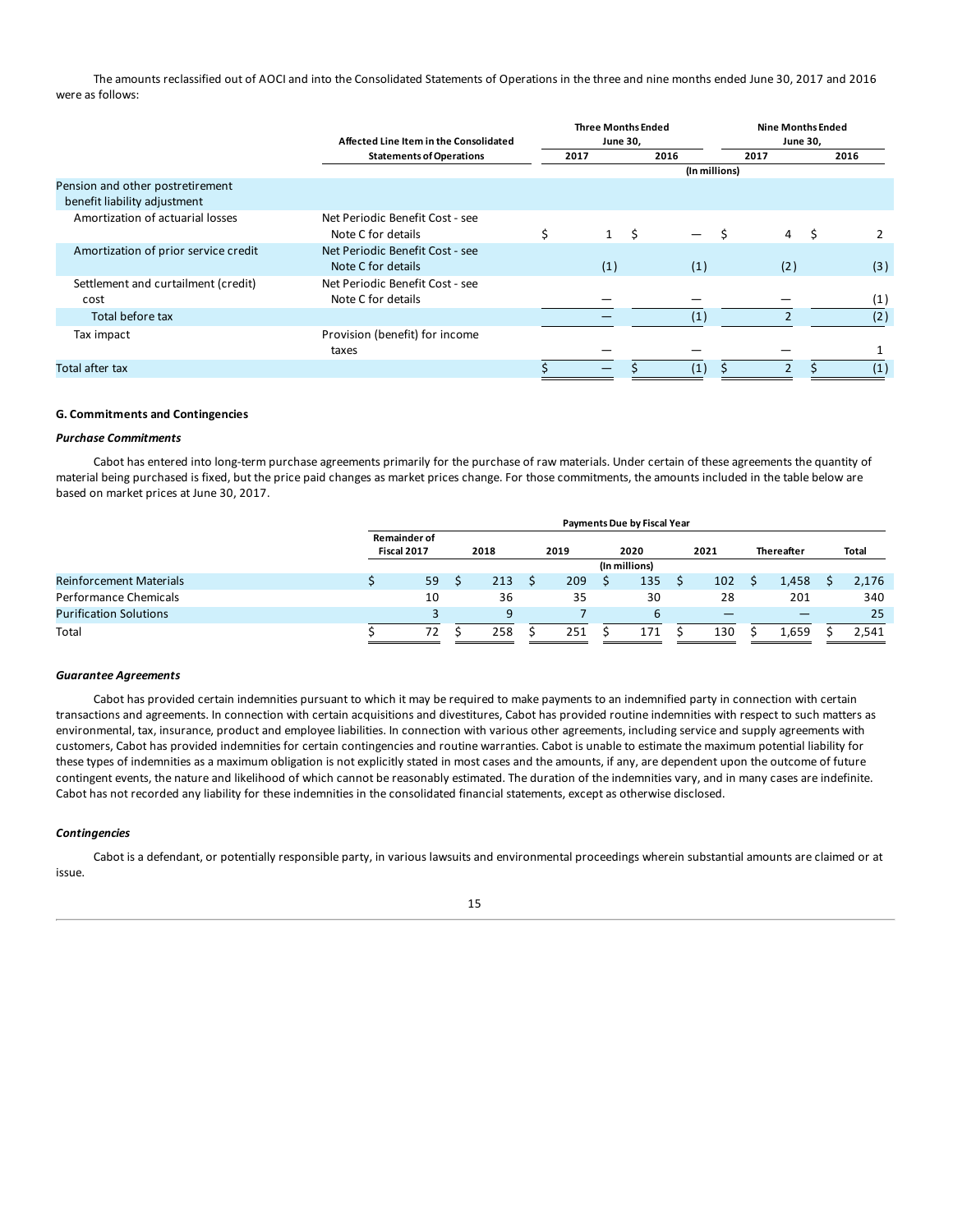The amounts reclassified out of AOCI and into the Consolidated Statements of Operations in the three and nine months ended June 30, 2017 and 2016 were as follows:

| | Affected Line Item in the Consolidated Statements of Operations | Three Months Ended June 30, 2017 | Three Months Ended June 30, 2016 | Nine Months Ended June 30, 2017 | Nine Months Ended June 30, 2016 |
|---|---|---|---|---|---|
| | | (In millions) | | | |
| Pension and other postretirement benefit liability adjustment | | | | | |
| Amortization of actuarial losses | Net Periodic Benefit Cost - see Note C for details | $ 1 | $ — | $ 4 | $ 2 |
| Amortization of prior service credit | Net Periodic Benefit Cost - see Note C for details | (1) | (1) | (2) | (3) |
| Settlement and curtailment (credit) cost | Net Periodic Benefit Cost - see Note C for details | — | — | — | (1) |
| Total before tax | | — | (1) | 2 | (2) |
| Tax impact | Provision (benefit) for income taxes | — | — | — | 1 |
| Total after tax | | $ — | $ (1) | $ 2 | $ (1) |

**G. Commitments and Contingencies**

***Purchase Commitments***

Cabot has entered into long-term purchase agreements primarily for the purchase of raw materials. Under certain of these agreements the quantity of material being purchased is fixed, but the price paid changes as market prices change. For those commitments, the amounts included in the table below are based on market prices at June 30, 2017.

| | Payments Due by Fiscal Year | | | | | | |
|---|---|---|---|---|---|---|---|
| | Remainder of Fiscal 2017 | 2018 | 2019 | 2020 | 2021 | Thereafter | Total |
| | (In millions) | | | | | | |
| Reinforcement Materials | $ 59 | $ 213 | $ 209 | $ 135 | $ 102 | $ 1,458 | $ 2,176 |
| Performance Chemicals | 10 | 36 | 35 | 30 | 28 | 201 | 340 |
| Purification Solutions | 3 | 9 | 7 | 6 | — | — | 25 |
| Total | $ 72 | $ 258 | $ 251 | $ 171 | $ 130 | $ 1,659 | $ 2,541 |

***Guarantee Agreements***

Cabot has provided certain indemnities pursuant to which it may be required to make payments to an indemnified party in connection with certain transactions and agreements. In connection with certain acquisitions and divestitures, Cabot has provided routine indemnities with respect to such matters as environmental, tax, insurance, product and employee liabilities. In connection with various other agreements, including service and supply agreements with customers, Cabot has provided indemnities for certain contingencies and routine warranties. Cabot is unable to estimate the maximum potential liability for these types of indemnities as a maximum obligation is not explicitly stated in most cases and the amounts, if any, are dependent upon the outcome of future contingent events, the nature and likelihood of which cannot be reasonably estimated. The duration of the indemnities vary, and in many cases are indefinite. Cabot has not recorded any liability for these indemnities in the consolidated financial statements, except as otherwise disclosed.

***Contingencies***

Cabot is a defendant, or potentially responsible party, in various lawsuits and environmental proceedings wherein substantial amounts are claimed or at issue.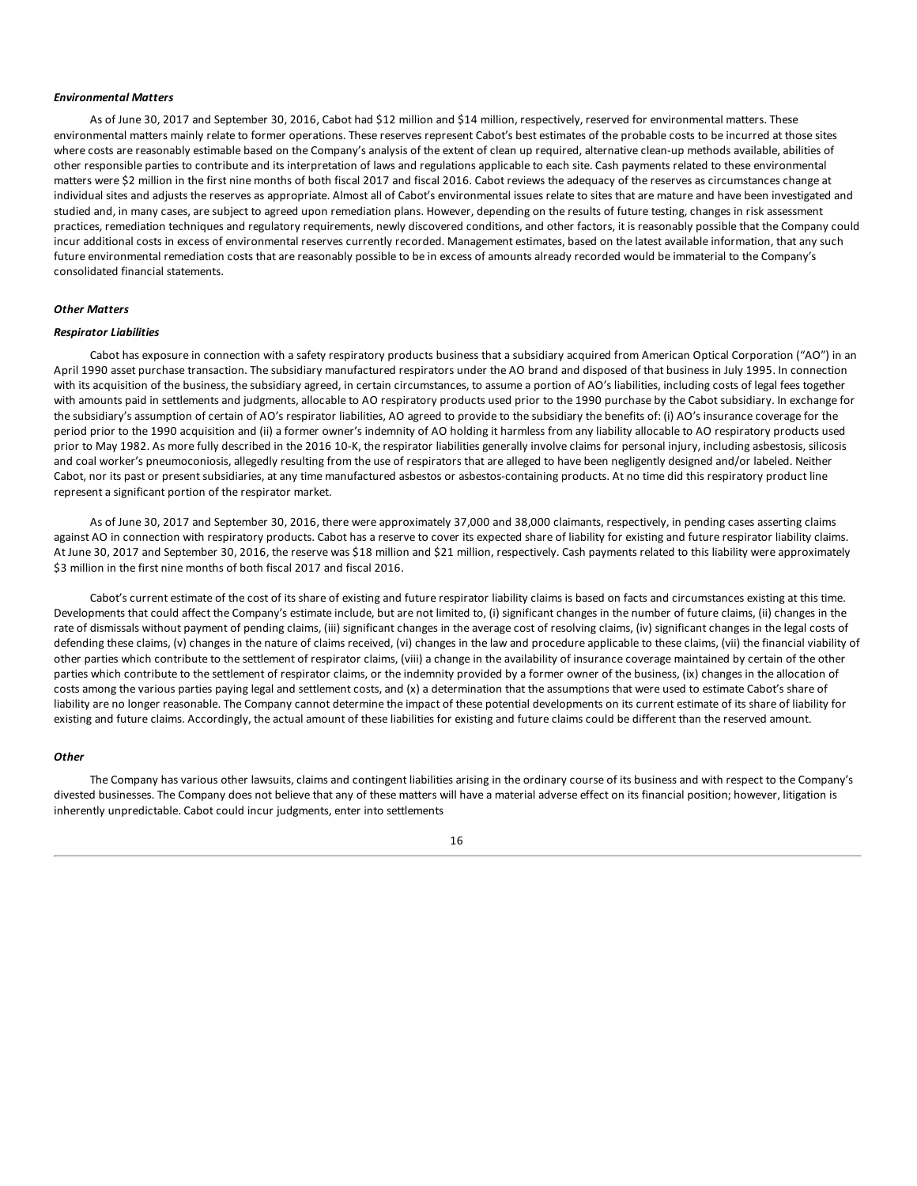***Environmental Matters***

As of June 30, 2017 and September 30, 2016, Cabot had $12 million and $14 million, respectively, reserved for environmental matters. These environmental matters mainly relate to former operations. These reserves represent Cabot's best estimates of the probable costs to be incurred at those sites where costs are reasonably estimable based on the Company's analysis of the extent of clean up required, alternative clean-up methods available, abilities of other responsible parties to contribute and its interpretation of laws and regulations applicable to each site. Cash payments related to these environmental matters were $2 million in the first nine months of both fiscal 2017 and fiscal 2016. Cabot reviews the adequacy of the reserves as circumstances change at individual sites and adjusts the reserves as appropriate. Almost all of Cabot's environmental issues relate to sites that are mature and have been investigated and studied and, in many cases, are subject to agreed upon remediation plans. However, depending on the results of future testing, changes in risk assessment practices, remediation techniques and regulatory requirements, newly discovered conditions, and other factors, it is reasonably possible that the Company could incur additional costs in excess of environmental reserves currently recorded. Management estimates, based on the latest available information, that any such future environmental remediation costs that are reasonably possible to be in excess of amounts already recorded would be immaterial to the Company's consolidated financial statements.

***Other Matters***

***Respirator Liabilities***

Cabot has exposure in connection with a safety respiratory products business that a subsidiary acquired from American Optical Corporation ("AO") in an April 1990 asset purchase transaction. The subsidiary manufactured respirators under the AO brand and disposed of that business in July 1995. In connection with its acquisition of the business, the subsidiary agreed, in certain circumstances, to assume a portion of AO's liabilities, including costs of legal fees together with amounts paid in settlements and judgments, allocable to AO respiratory products used prior to the 1990 purchase by the Cabot subsidiary. In exchange for the subsidiary's assumption of certain of AO's respirator liabilities, AO agreed to provide to the subsidiary the benefits of: (i) AO's insurance coverage for the period prior to the 1990 acquisition and (ii) a former owner's indemnity of AO holding it harmless from any liability allocable to AO respiratory products used prior to May 1982. As more fully described in the 2016 10-K, the respirator liabilities generally involve claims for personal injury, including asbestosis, silicosis and coal worker's pneumoconiosis, allegedly resulting from the use of respirators that are alleged to have been negligently designed and/or labeled. Neither Cabot, nor its past or present subsidiaries, at any time manufactured asbestos or asbestos-containing products. At no time did this respiratory product line represent a significant portion of the respirator market.

As of June 30, 2017 and September 30, 2016, there were approximately 37,000 and 38,000 claimants, respectively, in pending cases asserting claims against AO in connection with respiratory products. Cabot has a reserve to cover its expected share of liability for existing and future respirator liability claims. At June 30, 2017 and September 30, 2016, the reserve was $18 million and $21 million, respectively. Cash payments related to this liability were approximately $3 million in the first nine months of both fiscal 2017 and fiscal 2016.

Cabot's current estimate of the cost of its share of existing and future respirator liability claims is based on facts and circumstances existing at this time. Developments that could affect the Company's estimate include, but are not limited to, (i) significant changes in the number of future claims, (ii) changes in the rate of dismissals without payment of pending claims, (iii) significant changes in the average cost of resolving claims, (iv) significant changes in the legal costs of defending these claims, (v) changes in the nature of claims received, (vi) changes in the law and procedure applicable to these claims, (vii) the financial viability of other parties which contribute to the settlement of respirator claims, (viii) a change in the availability of insurance coverage maintained by certain of the other parties which contribute to the settlement of respirator claims, or the indemnity provided by a former owner of the business, (ix) changes in the allocation of costs among the various parties paying legal and settlement costs, and (x) a determination that the assumptions that were used to estimate Cabot's share of liability are no longer reasonable. The Company cannot determine the impact of these potential developments on its current estimate of its share of liability for existing and future claims. Accordingly, the actual amount of these liabilities for existing and future claims could be different than the reserved amount.

***Other***

The Company has various other lawsuits, claims and contingent liabilities arising in the ordinary course of its business and with respect to the Company's divested businesses. The Company does not believe that any of these matters will have a material adverse effect on its financial position; however, litigation is inherently unpredictable. Cabot could incur judgments, enter into settlements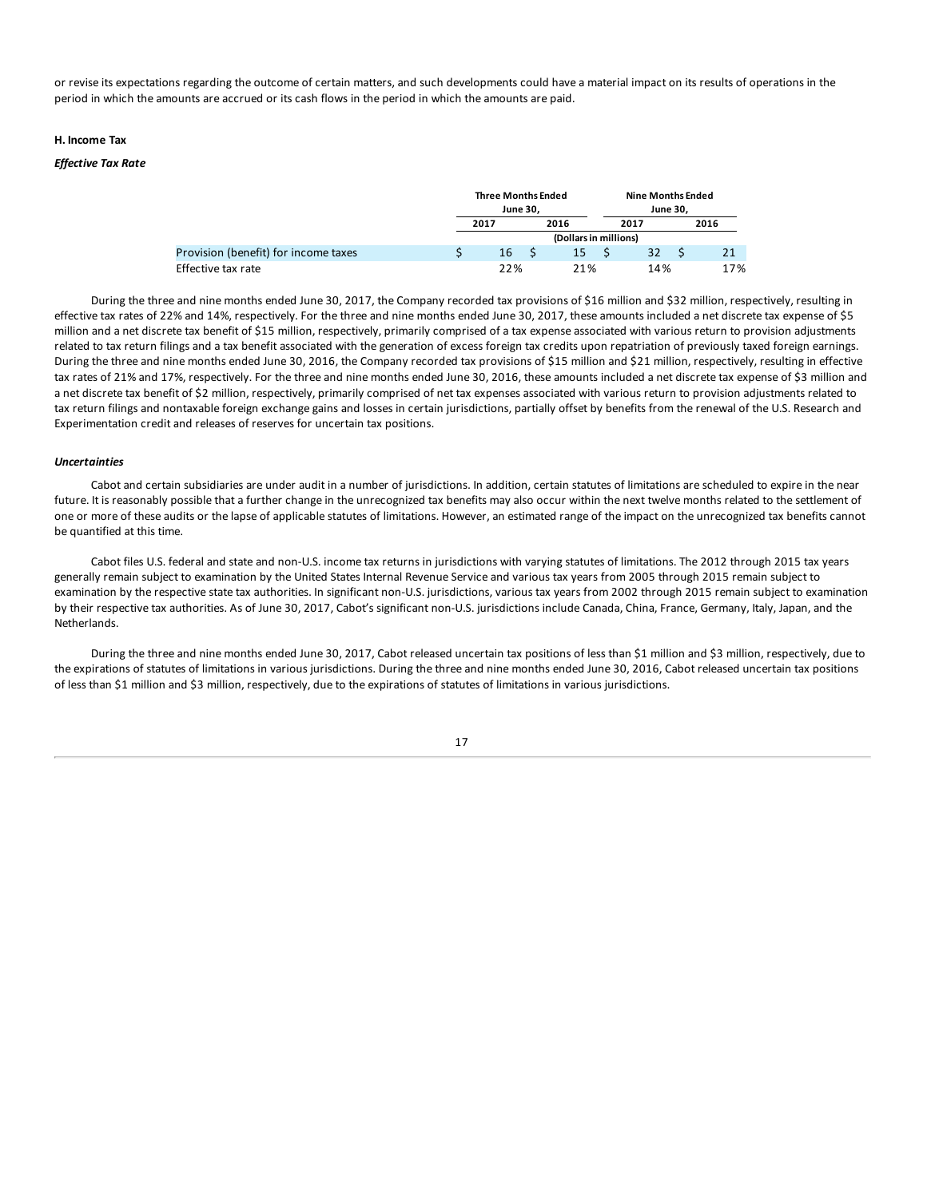or revise its expectations regarding the outcome of certain matters, and such developments could have a material impact on its results of operations in the period in which the amounts are accrued or its cash flows in the period in which the amounts are paid.

### H. Income Tax

***Effective Tax Rate***

| | Three Months Ended June 30, | | Nine Months Ended June 30, | |
|---|---|---|---|---|
| | 2017 | 2016 | 2017 | 2016 |
| | (Dollars in millions) | | | |
| Provision (benefit) for income taxes | $ 16 | $ 15 | $ 32 | $ 21 |
| Effective tax rate | 22% | 21% | 14% | 17% |

During the three and nine months ended June 30, 2017, the Company recorded tax provisions of $16 million and $32 million, respectively, resulting in effective tax rates of 22% and 14%, respectively. For the three and nine months ended June 30, 2017, these amounts included a net discrete tax expense of $5 million and a net discrete tax benefit of $15 million, respectively, primarily comprised of a tax expense associated with various return to provision adjustments related to tax return filings and a tax benefit associated with the generation of excess foreign tax credits upon repatriation of previously taxed foreign earnings. During the three and nine months ended June 30, 2016, the Company recorded tax provisions of $15 million and $21 million, respectively, resulting in effective tax rates of 21% and 17%, respectively. For the three and nine months ended June 30, 2016, these amounts included a net discrete tax expense of $3 million and a net discrete tax benefit of $2 million, respectively, primarily comprised of net tax expenses associated with various return to provision adjustments related to tax return filings and nontaxable foreign exchange gains and losses in certain jurisdictions, partially offset by benefits from the renewal of the U.S. Research and Experimentation credit and releases of reserves for uncertain tax positions.

***Uncertainties***

Cabot and certain subsidiaries are under audit in a number of jurisdictions. In addition, certain statutes of limitations are scheduled to expire in the near future. It is reasonably possible that a further change in the unrecognized tax benefits may also occur within the next twelve months related to the settlement of one or more of these audits or the lapse of applicable statutes of limitations. However, an estimated range of the impact on the unrecognized tax benefits cannot be quantified at this time.

Cabot files U.S. federal and state and non-U.S. income tax returns in jurisdictions with varying statutes of limitations. The 2012 through 2015 tax years generally remain subject to examination by the United States Internal Revenue Service and various tax years from 2005 through 2015 remain subject to examination by the respective state tax authorities. In significant non-U.S. jurisdictions, various tax years from 2002 through 2015 remain subject to examination by their respective tax authorities. As of June 30, 2017, Cabot's significant non-U.S. jurisdictions include Canada, China, France, Germany, Italy, Japan, and the Netherlands.

During the three and nine months ended June 30, 2017, Cabot released uncertain tax positions of less than $1 million and $3 million, respectively, due to the expirations of statutes of limitations in various jurisdictions. During the three and nine months ended June 30, 2016, Cabot released uncertain tax positions of less than $1 million and $3 million, respectively, due to the expirations of statutes of limitations in various jurisdictions.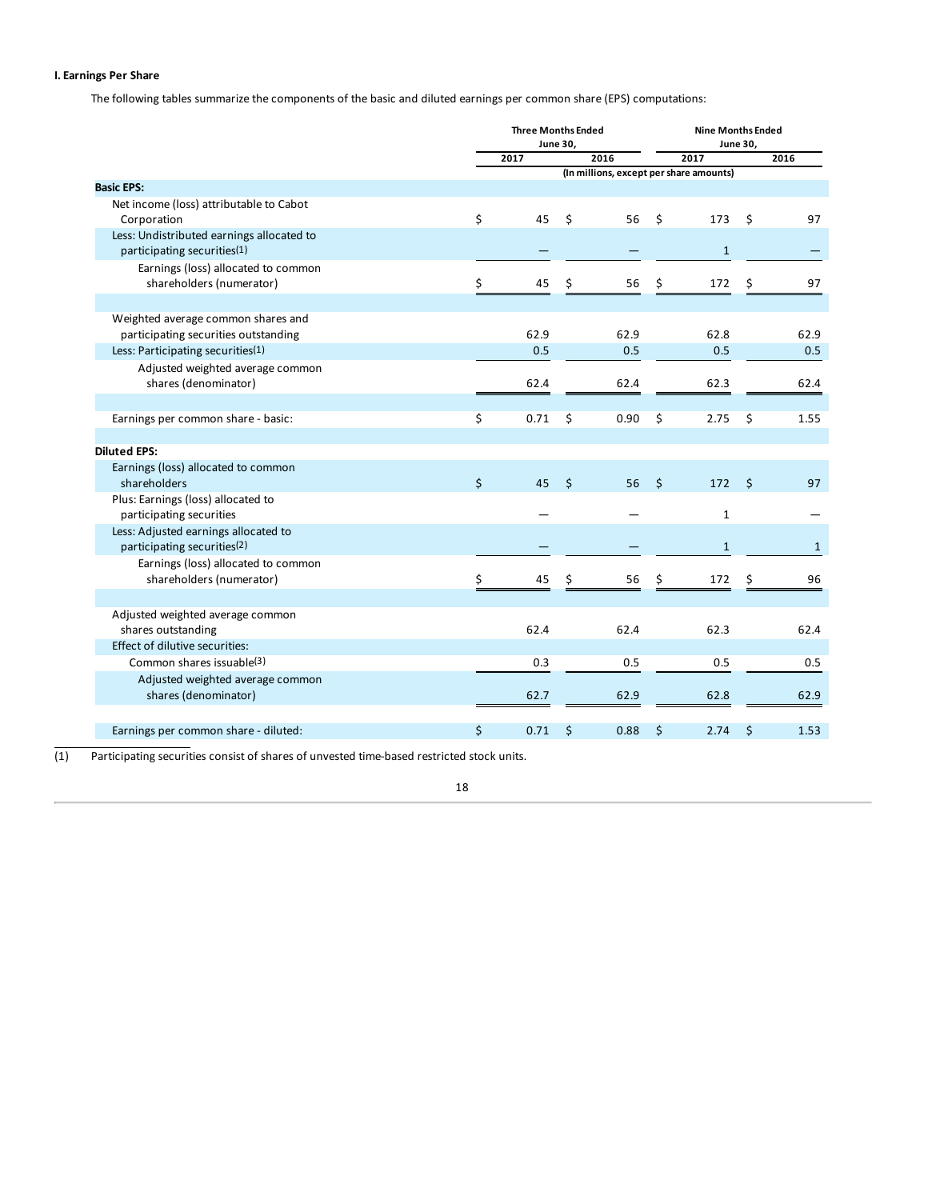**I. Earnings Per Share**

The following tables summarize the components of the basic and diluted earnings per common share (EPS) computations:

| | Three Months Ended June 30, | | Nine Months Ended June 30, | |
|---|---|---|---|---|
| | 2017 | 2016 | 2017 | 2016 |
| | (In millions, except per share amounts) | | | |
| **Basic EPS:** | | | | |
| Net income (loss) attributable to Cabot Corporation | $ 45 | $ 56 | $ 173 | $ 97 |
| Less: Undistributed earnings allocated to participating securities(1) | — | — | 1 | — |
| Earnings (loss) allocated to common shareholders (numerator) | $ 45 | $ 56 | $ 172 | $ 97 |
| | | | | |
| Weighted average common shares and participating securities outstanding | 62.9 | 62.9 | 62.8 | 62.9 |
| Less: Participating securities(1) | 0.5 | 0.5 | 0.5 | 0.5 |
| Adjusted weighted average common shares (denominator) | 62.4 | 62.4 | 62.3 | 62.4 |
| | | | | |
| Earnings per common share - basic: | $ 0.71 | $ 0.90 | $ 2.75 | $ 1.55 |
| | | | | |
| **Diluted EPS:** | | | | |
| Earnings (loss) allocated to common shareholders | $ 45 | $ 56 | $ 172 | $ 97 |
| Plus: Earnings (loss) allocated to participating securities | — | — | 1 | — |
| Less: Adjusted earnings allocated to participating securities(2) | — | — | 1 | 1 |
| Earnings (loss) allocated to common shareholders (numerator) | $ 45 | $ 56 | $ 172 | $ 96 |
| | | | | |
| Adjusted weighted average common shares outstanding | 62.4 | 62.4 | 62.3 | 62.4 |
| Effect of dilutive securities: | | | | |
| Common shares issuable(3) | 0.3 | 0.5 | 0.5 | 0.5 |
| Adjusted weighted average common shares (denominator) | 62.7 | 62.9 | 62.8 | 62.9 |
| | | | | |
| Earnings per common share - diluted: | $ 0.71 | $ 0.88 | $ 2.74 | $ 1.53 |

(1) Participating securities consist of shares of unvested time-based restricted stock units.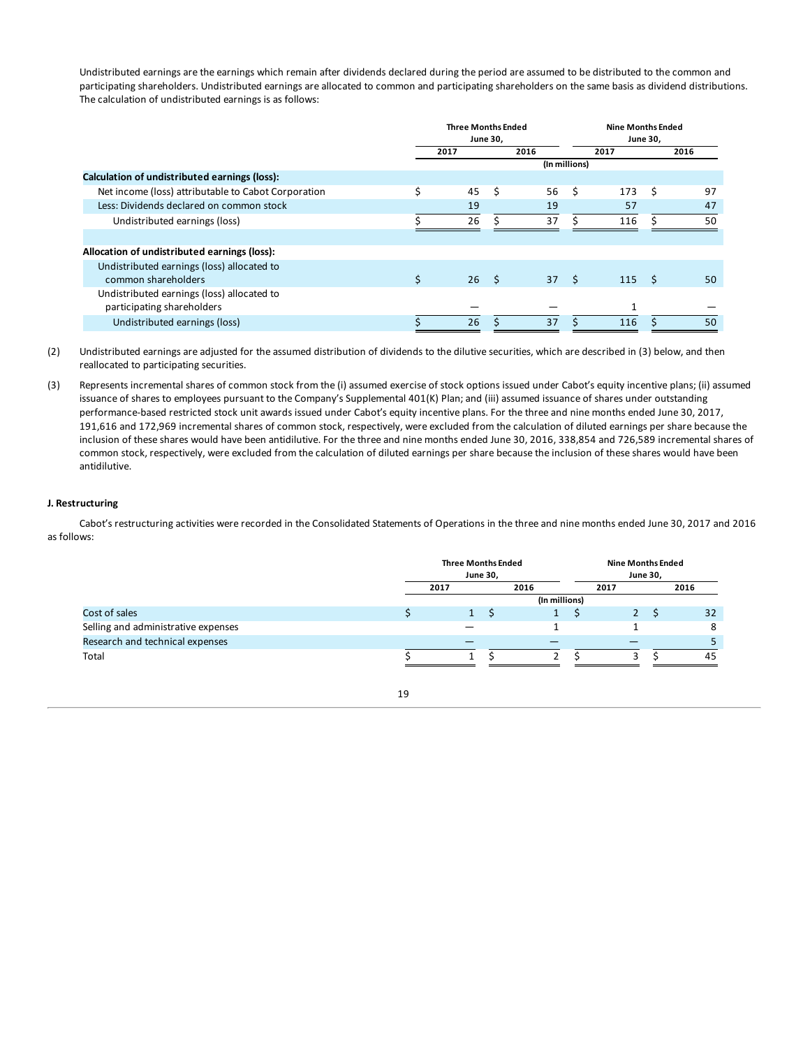Undistributed earnings are the earnings which remain after dividends declared during the period are assumed to be distributed to the common and participating shareholders. Undistributed earnings are allocated to common and participating shareholders on the same basis as dividend distributions. The calculation of undistributed earnings is as follows:

| | Three Months Ended June 30, | | Nine Months Ended June 30, | |
|---|---|---|---|---|
| | 2017 | 2016 | 2017 | 2016 |
| | (In millions) | | | |
| **Calculation of undistributed earnings (loss):** | | | | |
| Net income (loss) attributable to Cabot Corporation | $ 45 | $ 56 | $ 173 | $ 97 |
| Less: Dividends declared on common stock | 19 | 19 | 57 | 47 |
| Undistributed earnings (loss) | $ 26 | $ 37 | $ 116 | $ 50 |
| **Allocation of undistributed earnings (loss):** | | | | |
| Undistributed earnings (loss) allocated to common shareholders | $ 26 | $ 37 | $ 115 | $ 50 |
| Undistributed earnings (loss) allocated to participating shareholders | — | — | 1 | — |
| Undistributed earnings (loss) | $ 26 | $ 37 | $ 116 | $ 50 |

(2) Undistributed earnings are adjusted for the assumed distribution of dividends to the dilutive securities, which are described in (3) below, and then reallocated to participating securities.

(3) Represents incremental shares of common stock from the (i) assumed exercise of stock options issued under Cabot's equity incentive plans; (ii) assumed issuance of shares to employees pursuant to the Company's Supplemental 401(K) Plan; and (iii) assumed issuance of shares under outstanding performance-based restricted stock unit awards issued under Cabot's equity incentive plans. For the three and nine months ended June 30, 2017, 191,616 and 172,969 incremental shares of common stock, respectively, were excluded from the calculation of diluted earnings per share because the inclusion of these shares would have been antidilutive. For the three and nine months ended June 30, 2016, 338,854 and 726,589 incremental shares of common stock, respectively, were excluded from the calculation of diluted earnings per share because the inclusion of these shares would have been antidilutive.

### J. Restructuring

Cabot's restructuring activities were recorded in the Consolidated Statements of Operations in the three and nine months ended June 30, 2017 and 2016 as follows:

| | Three Months Ended June 30, | | Nine Months Ended June 30, | |
|---|---|---|---|---|
| | 2017 | 2016 | 2017 | 2016 |
| | (In millions) | | | |
| Cost of sales | $ 1 | $ 1 | $ 2 | $ 32 |
| Selling and administrative expenses | — | 1 | 1 | 8 |
| Research and technical expenses | — | — | — | 5 |
| Total | $ 1 | $ 2 | $ 3 | $ 45 |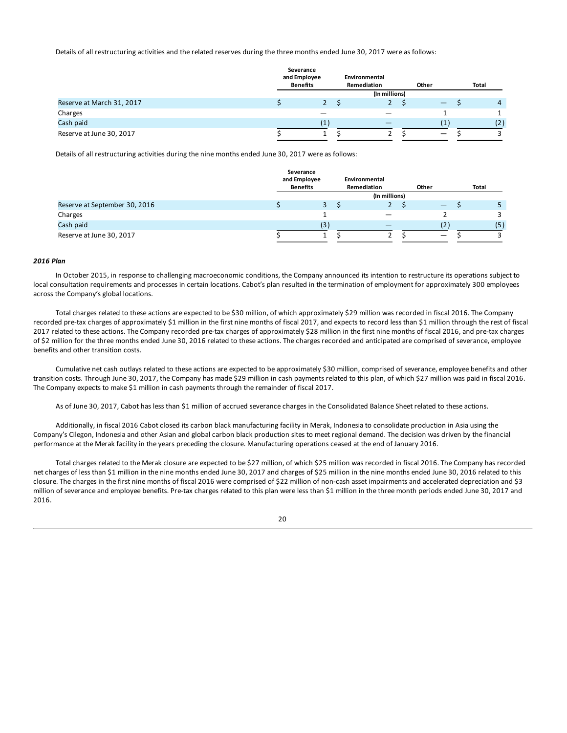Details of all restructuring activities and the related reserves during the three months ended June 30, 2017 were as follows:

| | Severance and Employee Benefits | Environmental Remediation | Other | Total |
|---|---|---|---|---|
| | | (In millions) | | |
| Reserve at March 31, 2017 | $ 2 | $ 2 | $ — | $ 4 |
| Charges | — | — | 1 | 1 |
| Cash paid | (1) | — | (1) | (2) |
| Reserve at June 30, 2017 | $ 1 | $ 2 | $ — | $ 3 |

Details of all restructuring activities during the nine months ended June 30, 2017 were as follows:

| | Severance and Employee Benefits | Environmental Remediation | Other | Total |
|---|---|---|---|---|
| | | (In millions) | | |
| Reserve at September 30, 2016 | $ 3 | $ 2 | $ — | $ 5 |
| Charges | 1 | — | 2 | 3 |
| Cash paid | (3) | — | (2) | (5) |
| Reserve at June 30, 2017 | $ 1 | $ 2 | $ — | $ 3 |

***2016 Plan***

In October 2015, in response to challenging macroeconomic conditions, the Company announced its intention to restructure its operations subject to local consultation requirements and processes in certain locations. Cabot's plan resulted in the termination of employment for approximately 300 employees across the Company's global locations.

Total charges related to these actions are expected to be $30 million, of which approximately $29 million was recorded in fiscal 2016. The Company recorded pre-tax charges of approximately $1 million in the first nine months of fiscal 2017, and expects to record less than $1 million through the rest of fiscal 2017 related to these actions. The Company recorded pre-tax charges of approximately $28 million in the first nine months of fiscal 2016, and pre-tax charges of $2 million for the three months ended June 30, 2016 related to these actions. The charges recorded and anticipated are comprised of severance, employee benefits and other transition costs.

Cumulative net cash outlays related to these actions are expected to be approximately $30 million, comprised of severance, employee benefits and other transition costs. Through June 30, 2017, the Company has made $29 million in cash payments related to this plan, of which $27 million was paid in fiscal 2016. The Company expects to make $1 million in cash payments through the remainder of fiscal 2017.

As of June 30, 2017, Cabot has less than $1 million of accrued severance charges in the Consolidated Balance Sheet related to these actions.

Additionally, in fiscal 2016 Cabot closed its carbon black manufacturing facility in Merak, Indonesia to consolidate production in Asia using the Company's Cilegon, Indonesia and other Asian and global carbon black production sites to meet regional demand. The decision was driven by the financial performance at the Merak facility in the years preceding the closure. Manufacturing operations ceased at the end of January 2016.

Total charges related to the Merak closure are expected to be $27 million, of which $25 million was recorded in fiscal 2016. The Company has recorded net charges of less than $1 million in the nine months ended June 30, 2017 and charges of $25 million in the nine months ended June 30, 2016 related to this closure. The charges in the first nine months of fiscal 2016 were comprised of $22 million of non-cash asset impairments and accelerated depreciation and $3 million of severance and employee benefits. Pre-tax charges related to this plan were less than $1 million in the three month periods ended June 30, 2017 and 2016.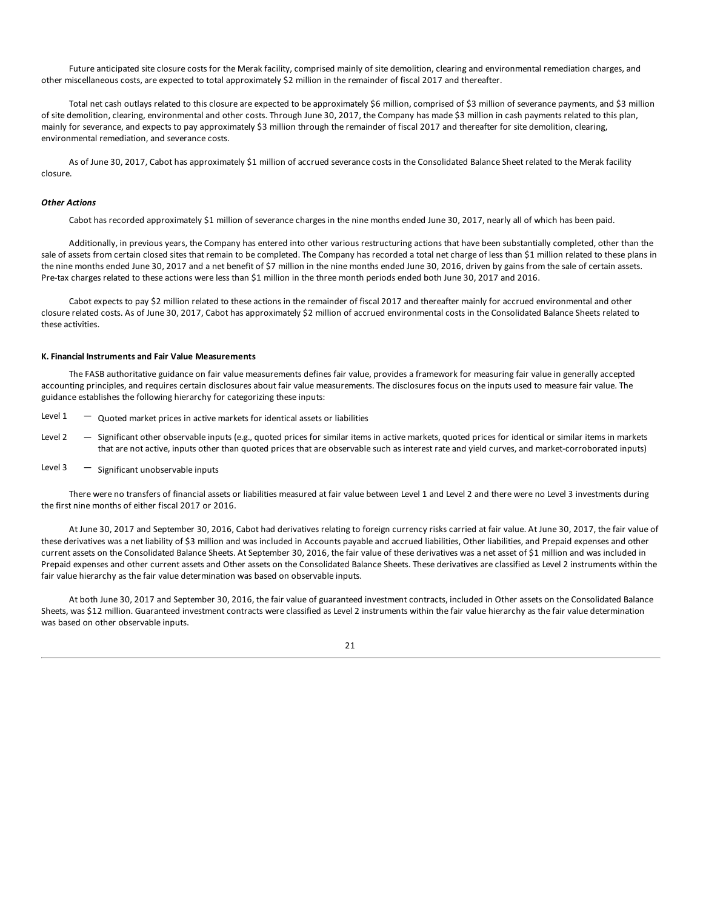Future anticipated site closure costs for the Merak facility, comprised mainly of site demolition, clearing and environmental remediation charges, and other miscellaneous costs, are expected to total approximately $2 million in the remainder of fiscal 2017 and thereafter.

Total net cash outlays related to this closure are expected to be approximately $6 million, comprised of $3 million of severance payments, and $3 million of site demolition, clearing, environmental and other costs. Through June 30, 2017, the Company has made $3 million in cash payments related to this plan, mainly for severance, and expects to pay approximately $3 million through the remainder of fiscal 2017 and thereafter for site demolition, clearing, environmental remediation, and severance costs.

As of June 30, 2017, Cabot has approximately $1 million of accrued severance costs in the Consolidated Balance Sheet related to the Merak facility closure.

***Other Actions***

Cabot has recorded approximately $1 million of severance charges in the nine months ended June 30, 2017, nearly all of which has been paid.

Additionally, in previous years, the Company has entered into other various restructuring actions that have been substantially completed, other than the sale of assets from certain closed sites that remain to be completed. The Company has recorded a total net charge of less than $1 million related to these plans in the nine months ended June 30, 2017 and a net benefit of $7 million in the nine months ended June 30, 2016, driven by gains from the sale of certain assets. Pre-tax charges related to these actions were less than $1 million in the three month periods ended both June 30, 2017 and 2016.

Cabot expects to pay $2 million related to these actions in the remainder of fiscal 2017 and thereafter mainly for accrued environmental and other closure related costs. As of June 30, 2017, Cabot has approximately $2 million of accrued environmental costs in the Consolidated Balance Sheets related to these activities.

**K. Financial Instruments and Fair Value Measurements**

The FASB authoritative guidance on fair value measurements defines fair value, provides a framework for measuring fair value in generally accepted accounting principles, and requires certain disclosures about fair value measurements. The disclosures focus on the inputs used to measure fair value. The guidance establishes the following hierarchy for categorizing these inputs:

- Level 1 — Quoted market prices in active markets for identical assets or liabilities
- Level 2 — Significant other observable inputs (e.g., quoted prices for similar items in active markets, quoted prices for identical or similar items in markets that are not active, inputs other than quoted prices that are observable such as interest rate and yield curves, and market-corroborated inputs)
- Level 3 — Significant unobservable inputs

There were no transfers of financial assets or liabilities measured at fair value between Level 1 and Level 2 and there were no Level 3 investments during the first nine months of either fiscal 2017 or 2016.

At June 30, 2017 and September 30, 2016, Cabot had derivatives relating to foreign currency risks carried at fair value. At June 30, 2017, the fair value of these derivatives was a net liability of $3 million and was included in Accounts payable and accrued liabilities, Other liabilities, and Prepaid expenses and other current assets on the Consolidated Balance Sheets. At September 30, 2016, the fair value of these derivatives was a net asset of $1 million and was included in Prepaid expenses and other current assets and Other assets on the Consolidated Balance Sheets. These derivatives are classified as Level 2 instruments within the fair value hierarchy as the fair value determination was based on observable inputs.

At both June 30, 2017 and September 30, 2016, the fair value of guaranteed investment contracts, included in Other assets on the Consolidated Balance Sheets, was $12 million. Guaranteed investment contracts were classified as Level 2 instruments within the fair value hierarchy as the fair value determination was based on other observable inputs.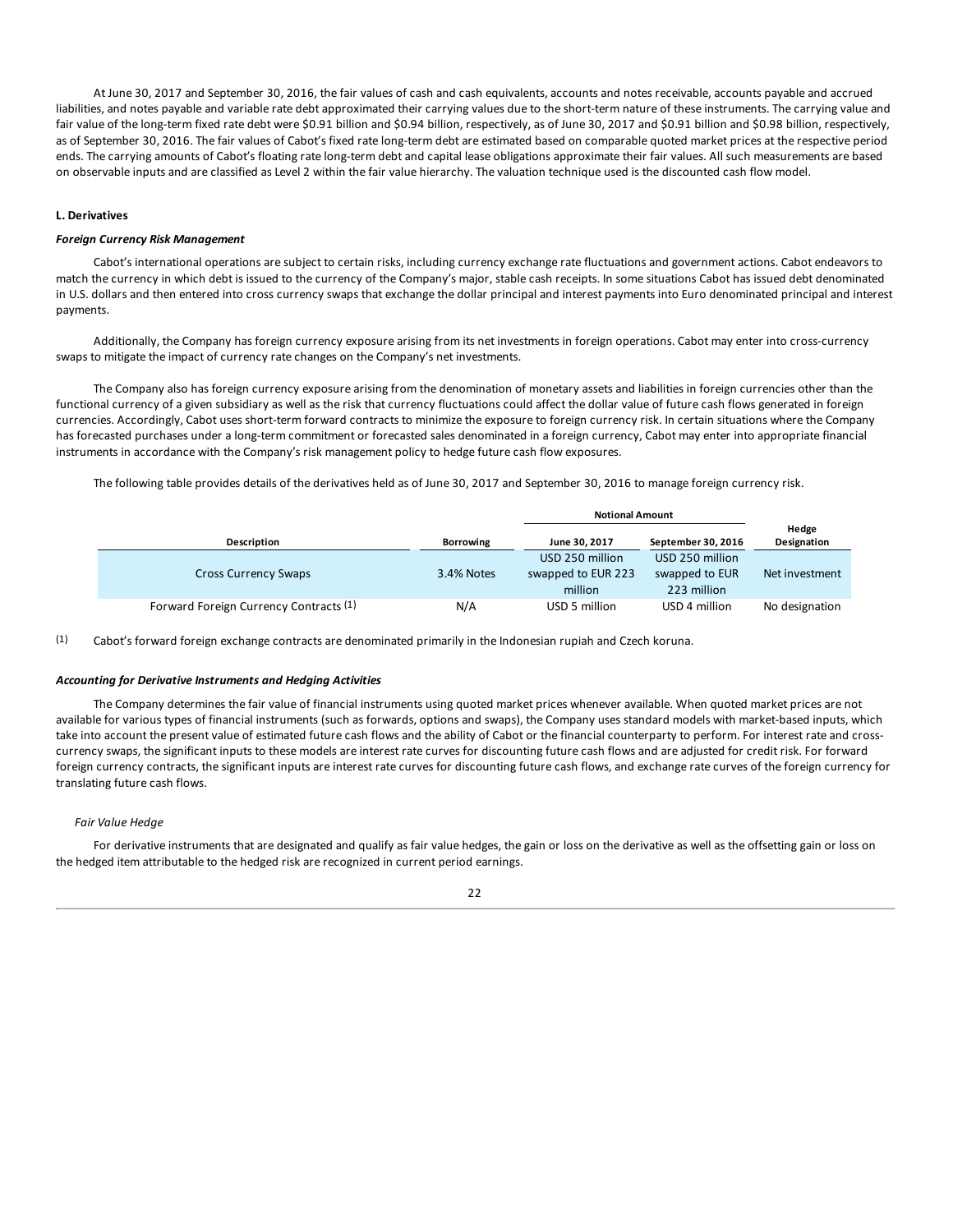At June 30, 2017 and September 30, 2016, the fair values of cash and cash equivalents, accounts and notes receivable, accounts payable and accrued liabilities, and notes payable and variable rate debt approximated their carrying values due to the short-term nature of these instruments. The carrying value and fair value of the long-term fixed rate debt were $0.91 billion and $0.94 billion, respectively, as of June 30, 2017 and $0.91 billion and $0.98 billion, respectively, as of September 30, 2016. The fair values of Cabot's fixed rate long-term debt are estimated based on comparable quoted market prices at the respective period ends. The carrying amounts of Cabot's floating rate long-term debt and capital lease obligations approximate their fair values. All such measurements are based on observable inputs and are classified as Level 2 within the fair value hierarchy. The valuation technique used is the discounted cash flow model.

**L. Derivatives**

***Foreign Currency Risk Management***

Cabot's international operations are subject to certain risks, including currency exchange rate fluctuations and government actions. Cabot endeavors to match the currency in which debt is issued to the currency of the Company's major, stable cash receipts. In some situations Cabot has issued debt denominated in U.S. dollars and then entered into cross currency swaps that exchange the dollar principal and interest payments into Euro denominated principal and interest payments.

Additionally, the Company has foreign currency exposure arising from its net investments in foreign operations. Cabot may enter into cross-currency swaps to mitigate the impact of currency rate changes on the Company's net investments.

The Company also has foreign currency exposure arising from the denomination of monetary assets and liabilities in foreign currencies other than the functional currency of a given subsidiary as well as the risk that currency fluctuations could affect the dollar value of future cash flows generated in foreign currencies. Accordingly, Cabot uses short-term forward contracts to minimize the exposure to foreign currency risk. In certain situations where the Company has forecasted purchases under a long-term commitment or forecasted sales denominated in a foreign currency, Cabot may enter into appropriate financial instruments in accordance with the Company's risk management policy to hedge future cash flow exposures.

The following table provides details of the derivatives held as of June 30, 2017 and September 30, 2016 to manage foreign currency risk.

| | | Notional Amount | | |
|---|---|---|---|---|
| **Description** | **Borrowing** | **June 30, 2017** | **September 30, 2016** | **Hedge Designation** |
| Cross Currency Swaps | 3.4% Notes | USD 250 million swapped to EUR 223 million | USD 250 million swapped to EUR 223 million | Net investment |
| Forward Foreign Currency Contracts (1) | N/A | USD 5 million | USD 4 million | No designation |

(1) Cabot's forward foreign exchange contracts are denominated primarily in the Indonesian rupiah and Czech koruna.

***Accounting for Derivative Instruments and Hedging Activities***

The Company determines the fair value of financial instruments using quoted market prices whenever available. When quoted market prices are not available for various types of financial instruments (such as forwards, options and swaps), the Company uses standard models with market-based inputs, which take into account the present value of estimated future cash flows and the ability of Cabot or the financial counterparty to perform. For interest rate and cross-currency swaps, the significant inputs to these models are interest rate curves for discounting future cash flows and are adjusted for credit risk. For forward foreign currency contracts, the significant inputs are interest rate curves for discounting future cash flows, and exchange rate curves of the foreign currency for translating future cash flows.

*Fair Value Hedge*

For derivative instruments that are designated and qualify as fair value hedges, the gain or loss on the derivative as well as the offsetting gain or loss on the hedged item attributable to the hedged risk are recognized in current period earnings.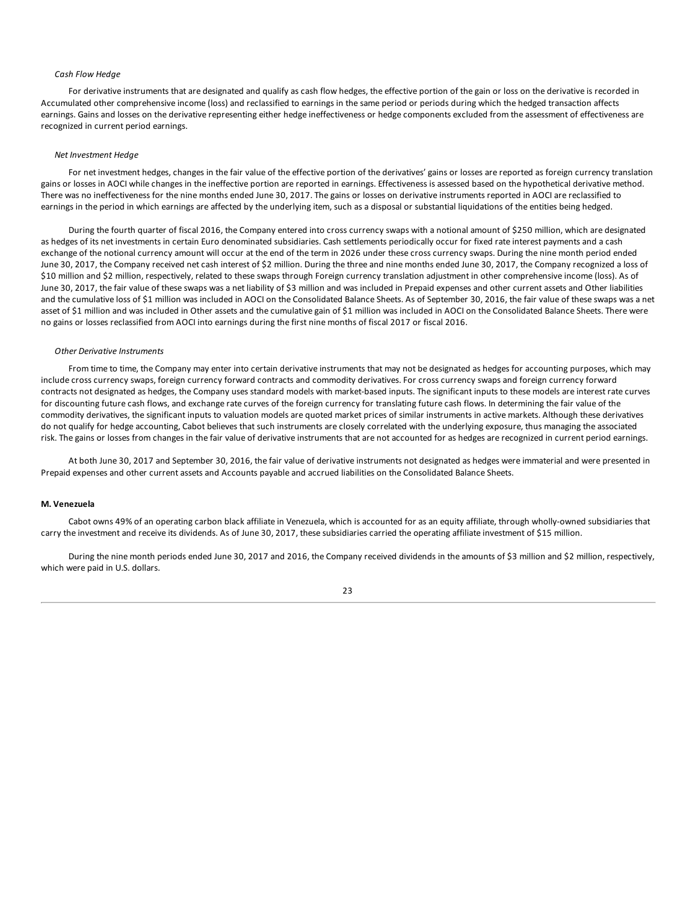*Cash Flow Hedge*

For derivative instruments that are designated and qualify as cash flow hedges, the effective portion of the gain or loss on the derivative is recorded in Accumulated other comprehensive income (loss) and reclassified to earnings in the same period or periods during which the hedged transaction affects earnings. Gains and losses on the derivative representing either hedge ineffectiveness or hedge components excluded from the assessment of effectiveness are recognized in current period earnings.

*Net Investment Hedge*

For net investment hedges, changes in the fair value of the effective portion of the derivatives' gains or losses are reported as foreign currency translation gains or losses in AOCI while changes in the ineffective portion are reported in earnings. Effectiveness is assessed based on the hypothetical derivative method. There was no ineffectiveness for the nine months ended June 30, 2017. The gains or losses on derivative instruments reported in AOCI are reclassified to earnings in the period in which earnings are affected by the underlying item, such as a disposal or substantial liquidations of the entities being hedged.

During the fourth quarter of fiscal 2016, the Company entered into cross currency swaps with a notional amount of $250 million, which are designated as hedges of its net investments in certain Euro denominated subsidiaries. Cash settlements periodically occur for fixed rate interest payments and a cash exchange of the notional currency amount will occur at the end of the term in 2026 under these cross currency swaps. During the nine month period ended June 30, 2017, the Company received net cash interest of $2 million. During the three and nine months ended June 30, 2017, the Company recognized a loss of $10 million and $2 million, respectively, related to these swaps through Foreign currency translation adjustment in other comprehensive income (loss). As of June 30, 2017, the fair value of these swaps was a net liability of $3 million and was included in Prepaid expenses and other current assets and Other liabilities and the cumulative loss of $1 million was included in AOCI on the Consolidated Balance Sheets. As of September 30, 2016, the fair value of these swaps was a net asset of $1 million and was included in Other assets and the cumulative gain of $1 million was included in AOCI on the Consolidated Balance Sheets. There were no gains or losses reclassified from AOCI into earnings during the first nine months of fiscal 2017 or fiscal 2016.

*Other Derivative Instruments*

From time to time, the Company may enter into certain derivative instruments that may not be designated as hedges for accounting purposes, which may include cross currency swaps, foreign currency forward contracts and commodity derivatives. For cross currency swaps and foreign currency forward contracts not designated as hedges, the Company uses standard models with market-based inputs. The significant inputs to these models are interest rate curves for discounting future cash flows, and exchange rate curves of the foreign currency for translating future cash flows. In determining the fair value of the commodity derivatives, the significant inputs to valuation models are quoted market prices of similar instruments in active markets. Although these derivatives do not qualify for hedge accounting, Cabot believes that such instruments are closely correlated with the underlying exposure, thus managing the associated risk. The gains or losses from changes in the fair value of derivative instruments that are not accounted for as hedges are recognized in current period earnings.

At both June 30, 2017 and September 30, 2016, the fair value of derivative instruments not designated as hedges were immaterial and were presented in Prepaid expenses and other current assets and Accounts payable and accrued liabilities on the Consolidated Balance Sheets.

**M. Venezuela**

Cabot owns 49% of an operating carbon black affiliate in Venezuela, which is accounted for as an equity affiliate, through wholly-owned subsidiaries that carry the investment and receive its dividends. As of June 30, 2017, these subsidiaries carried the operating affiliate investment of $15 million.

During the nine month periods ended June 30, 2017 and 2016, the Company received dividends in the amounts of $3 million and $2 million, respectively, which were paid in U.S. dollars.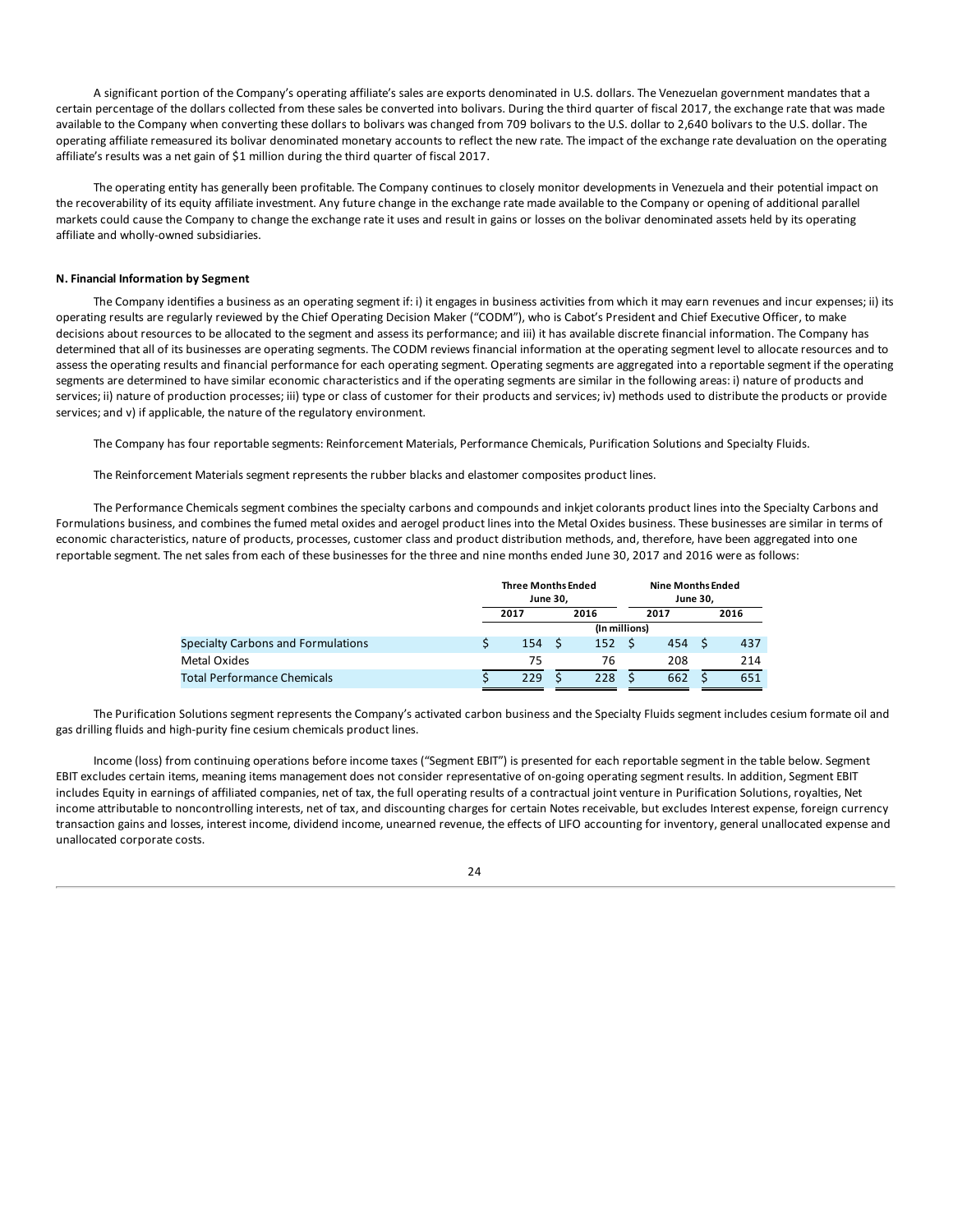A significant portion of the Company's operating affiliate's sales are exports denominated in U.S. dollars. The Venezuelan government mandates that a certain percentage of the dollars collected from these sales be converted into bolivars. During the third quarter of fiscal 2017, the exchange rate that was made available to the Company when converting these dollars to bolivars was changed from 709 bolivars to the U.S. dollar to 2,640 bolivars to the U.S. dollar. The operating affiliate remeasured its bolivar denominated monetary accounts to reflect the new rate. The impact of the exchange rate devaluation on the operating affiliate's results was a net gain of $1 million during the third quarter of fiscal 2017.

The operating entity has generally been profitable. The Company continues to closely monitor developments in Venezuela and their potential impact on the recoverability of its equity affiliate investment. Any future change in the exchange rate made available to the Company or opening of additional parallel markets could cause the Company to change the exchange rate it uses and result in gains or losses on the bolivar denominated assets held by its operating affiliate and wholly-owned subsidiaries.

**N. Financial Information by Segment**

The Company identifies a business as an operating segment if: i) it engages in business activities from which it may earn revenues and incur expenses; ii) its operating results are regularly reviewed by the Chief Operating Decision Maker ("CODM"), who is Cabot's President and Chief Executive Officer, to make decisions about resources to be allocated to the segment and assess its performance; and iii) it has available discrete financial information. The Company has determined that all of its businesses are operating segments. The CODM reviews financial information at the operating segment level to allocate resources and to assess the operating results and financial performance for each operating segment. Operating segments are aggregated into a reportable segment if the operating segments are determined to have similar economic characteristics and if the operating segments are similar in the following areas: i) nature of products and services; ii) nature of production processes; iii) type or class of customer for their products and services; iv) methods used to distribute the products or provide services; and v) if applicable, the nature of the regulatory environment.

The Company has four reportable segments: Reinforcement Materials, Performance Chemicals, Purification Solutions and Specialty Fluids.

The Reinforcement Materials segment represents the rubber blacks and elastomer composites product lines.

The Performance Chemicals segment combines the specialty carbons and compounds and inkjet colorants product lines into the Specialty Carbons and Formulations business, and combines the fumed metal oxides and aerogel product lines into the Metal Oxides business. These businesses are similar in terms of economic characteristics, nature of products, processes, customer class and product distribution methods, and, therefore, have been aggregated into one reportable segment. The net sales from each of these businesses for the three and nine months ended June 30, 2017 and 2016 were as follows:

| | Three Months Ended June 30, | | Nine Months Ended June 30, | |
|---|---|---|---|---|
| | 2017 | 2016 | 2017 | 2016 |
| | (In millions) | | | |
| Specialty Carbons and Formulations | $ 154 | $ 152 | $ 454 | $ 437 |
| Metal Oxides | 75 | 76 | 208 | 214 |
| Total Performance Chemicals | $ 229 | $ 228 | $ 662 | $ 651 |

The Purification Solutions segment represents the Company's activated carbon business and the Specialty Fluids segment includes cesium formate oil and gas drilling fluids and high-purity fine cesium chemicals product lines.

Income (loss) from continuing operations before income taxes ("Segment EBIT") is presented for each reportable segment in the table below. Segment EBIT excludes certain items, meaning items management does not consider representative of on-going operating segment results. In addition, Segment EBIT includes Equity in earnings of affiliated companies, net of tax, the full operating results of a contractual joint venture in Purification Solutions, royalties, Net income attributable to noncontrolling interests, net of tax, and discounting charges for certain Notes receivable, but excludes Interest expense, foreign currency transaction gains and losses, interest income, dividend income, unearned revenue, the effects of LIFO accounting for inventory, general unallocated expense and unallocated corporate costs.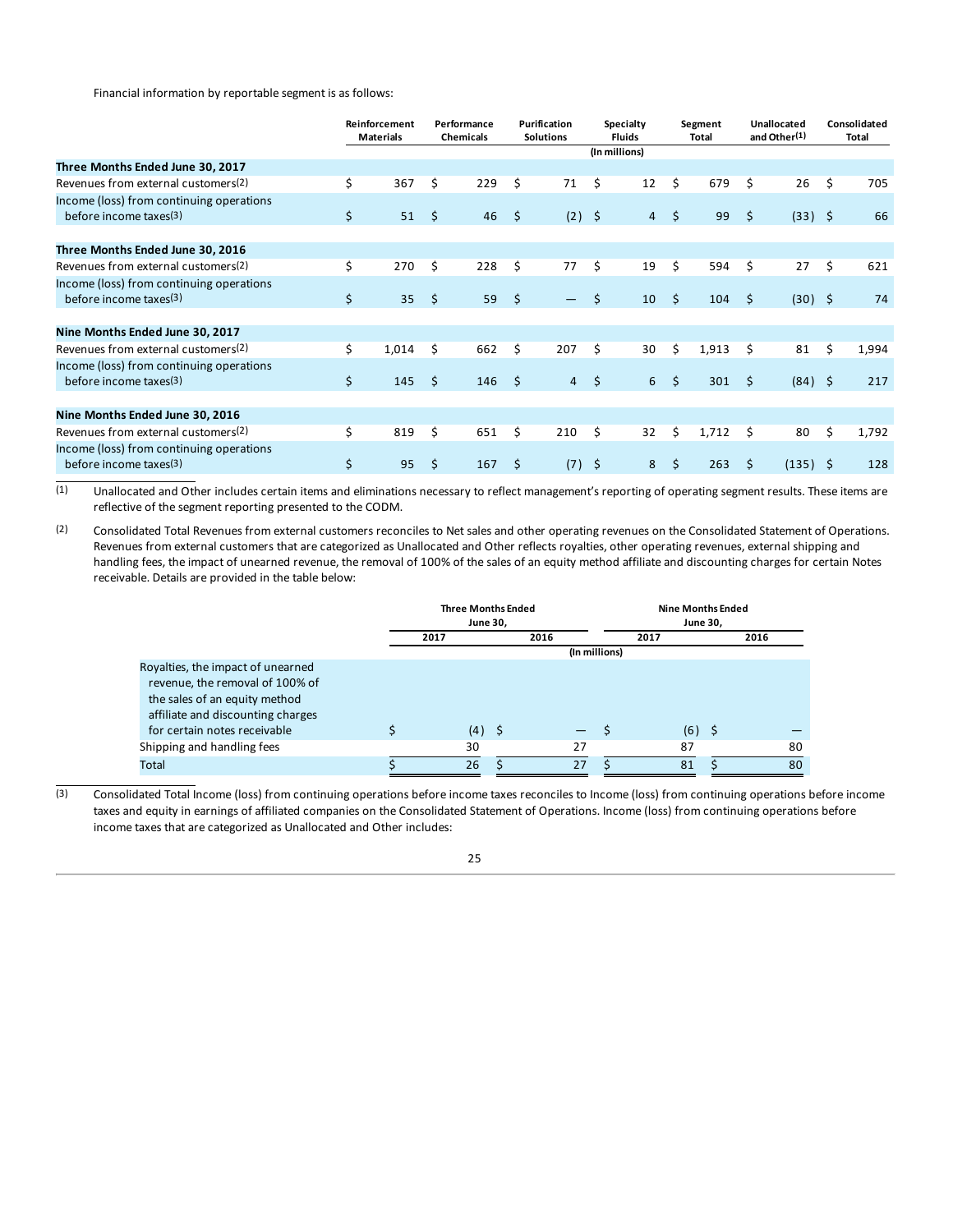Financial information by reportable segment is as follows:

| | Reinforcement Materials | Performance Chemicals | Purification Solutions | Specialty Fluids | Segment Total | Unallocated and Other[(1)] | Consolidated Total |
|---|---|---|---|---|---|---|---|
| | | | | (In millions) | | | |
| **Three Months Ended June 30, 2017** | | | | | | | |
| Revenues from external customers[(2)] | $ 367 | $ 229 | $ 71 | $ 12 | $ 679 | $ 26 | $ 705 |
| Income (loss) from continuing operations before income taxes[(3)] | $ 51 | $ 46 | $ (2) | $ 4 | $ 99 | $ (33) | $ 66 |
| **Three Months Ended June 30, 2016** | | | | | | | |
| Revenues from external customers[(2)] | $ 270 | $ 228 | $ 77 | $ 19 | $ 594 | $ 27 | $ 621 |
| Income (loss) from continuing operations before income taxes[(3)] | $ 35 | $ 59 | $ — | $ 10 | $ 104 | $ (30) | $ 74 |
| **Nine Months Ended June 30, 2017** | | | | | | | |
| Revenues from external customers[(2)] | $ 1,014 | $ 662 | $ 207 | $ 30 | $ 1,913 | $ 81 | $ 1,994 |
| Income (loss) from continuing operations before income taxes[(3)] | $ 145 | $ 146 | $ 4 | $ 6 | $ 301 | $ (84) | $ 217 |
| **Nine Months Ended June 30, 2016** | | | | | | | |
| Revenues from external customers[(2)] | $ 819 | $ 651 | $ 210 | $ 32 | $ 1,712 | $ 80 | $ 1,792 |
| Income (loss) from continuing operations before income taxes[(3)] | $ 95 | $ 167 | $ (7) | $ 8 | $ 263 | $ (135) | $ 128 |

(1) Unallocated and Other includes certain items and eliminations necessary to reflect management's reporting of operating segment results. These items are reflective of the segment reporting presented to the CODM.

(2) Consolidated Total Revenues from external customers reconciles to Net sales and other operating revenues on the Consolidated Statement of Operations. Revenues from external customers that are categorized as Unallocated and Other reflects royalties, other operating revenues, external shipping and handling fees, the impact of unearned revenue, the removal of 100% of the sales of an equity method affiliate and discounting charges for certain Notes receivable. Details are provided in the table below:

| | Three Months Ended June 30, | | Nine Months Ended June 30, | |
|---|---|---|---|---|
| | 2017 | 2016 | 2017 | 2016 |
| | | (In millions) | | |
| Royalties, the impact of unearned revenue, the removal of 100% of the sales of an equity method affiliate and discounting charges for certain notes receivable | $ (4) | $ — | $ (6) | $ — |
| Shipping and handling fees | 30 | 27 | 87 | 80 |
| Total | $ 26 | $ 27 | $ 81 | $ 80 |

(3) Consolidated Total Income (loss) from continuing operations before income taxes reconciles to Income (loss) from continuing operations before income taxes and equity in earnings of affiliated companies on the Consolidated Statement of Operations. Income (loss) from continuing operations before income taxes that are categorized as Unallocated and Other includes: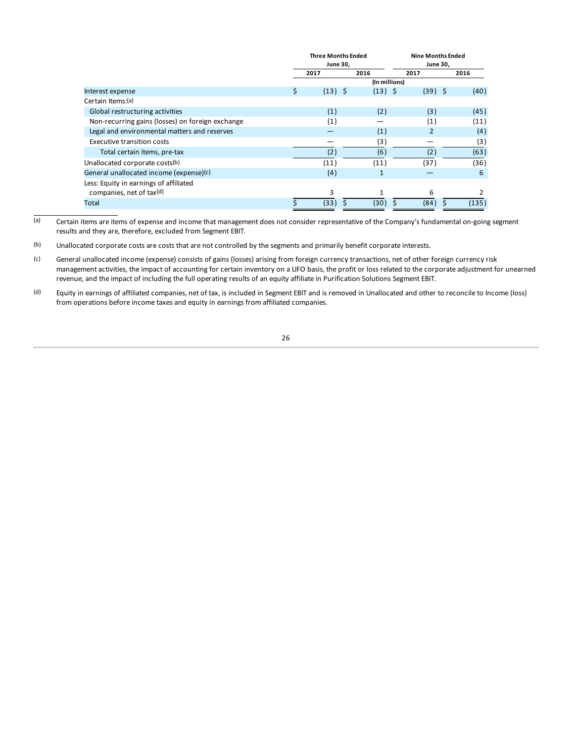| | Three Months Ended June 30, | | Nine Months Ended June 30, | |
|---|---|---|---|---|
| | 2017 | 2016 | 2017 | 2016 |
| | (In millions) | | | |
| Interest expense | $ (13) | $ (13) | $ (39) | $ (40) |
| Certain Items:(a) | | | | |
| Global restructuring activities | (1) | (2) | (3) | (45) |
| Non-recurring gains (losses) on foreign exchange | (1) | — | (1) | (11) |
| Legal and environmental matters and reserves | — | (1) | 2 | (4) |
| Executive transition costs | — | (3) | — | (3) |
| Total certain items, pre-tax | (2) | (6) | (2) | (63) |
| Unallocated corporate costs(b) | (11) | (11) | (37) | (36) |
| General unallocated income (expense)(c) | (4) | 1 | — | 6 |
| Less: Equity in earnings of affiliated companies, net of tax(d) | 3 | 1 | 6 | 2 |
| Total | $ (33) | $ (30) | $ (84) | $ (135) |

(a) Certain items are items of expense and income that management does not consider representative of the Company's fundamental on-going segment results and they are, therefore, excluded from Segment EBIT.

(b) Unallocated corporate costs are costs that are not controlled by the segments and primarily benefit corporate interests.

(c) General unallocated income (expense) consists of gains (losses) arising from foreign currency transactions, net of other foreign currency risk management activities, the impact of accounting for certain inventory on a LIFO basis, the profit or loss related to the corporate adjustment for unearned revenue, and the impact of including the full operating results of an equity affiliate in Purification Solutions Segment EBIT.

(d) Equity in earnings of affiliated companies, net of tax, is included in Segment EBIT and is removed in Unallocated and other to reconcile to Income (loss) from operations before income taxes and equity in earnings from affiliated companies.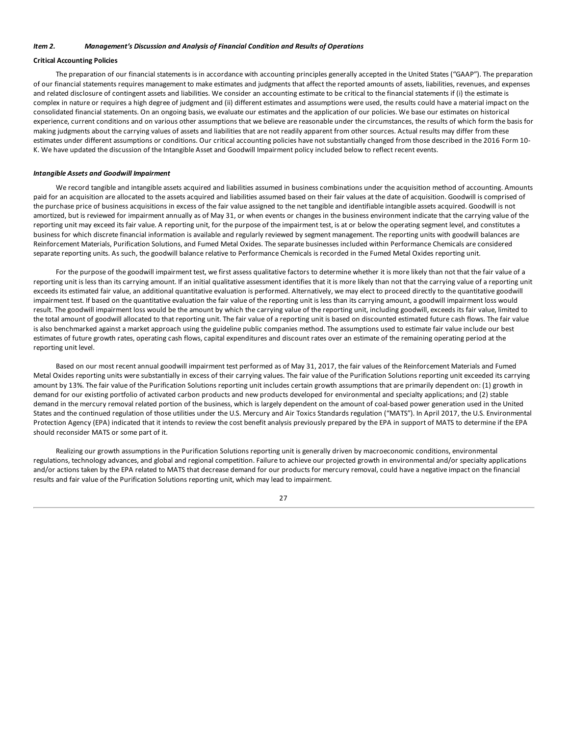*Item 2. Management's Discussion and Analysis of Financial Condition and Results of Operations*

**Critical Accounting Policies**

The preparation of our financial statements is in accordance with accounting principles generally accepted in the United States ("GAAP"). The preparation of our financial statements requires management to make estimates and judgments that affect the reported amounts of assets, liabilities, revenues, and expenses and related disclosure of contingent assets and liabilities. We consider an accounting estimate to be critical to the financial statements if (i) the estimate is complex in nature or requires a high degree of judgment and (ii) different estimates and assumptions were used, the results could have a material impact on the consolidated financial statements. On an ongoing basis, we evaluate our estimates and the application of our policies. We base our estimates on historical experience, current conditions and on various other assumptions that we believe are reasonable under the circumstances, the results of which form the basis for making judgments about the carrying values of assets and liabilities that are not readily apparent from other sources. Actual results may differ from these estimates under different assumptions or conditions. Our critical accounting policies have not substantially changed from those described in the 2016 Form 10-K. We have updated the discussion of the Intangible Asset and Goodwill Impairment policy included below to reflect recent events.

***Intangible Assets and Goodwill Impairment***

We record tangible and intangible assets acquired and liabilities assumed in business combinations under the acquisition method of accounting. Amounts paid for an acquisition are allocated to the assets acquired and liabilities assumed based on their fair values at the date of acquisition. Goodwill is comprised of the purchase price of business acquisitions in excess of the fair value assigned to the net tangible and identifiable intangible assets acquired. Goodwill is not amortized, but is reviewed for impairment annually as of May 31, or when events or changes in the business environment indicate that the carrying value of the reporting unit may exceed its fair value. A reporting unit, for the purpose of the impairment test, is at or below the operating segment level, and constitutes a business for which discrete financial information is available and regularly reviewed by segment management. The reporting units with goodwill balances are Reinforcement Materials, Purification Solutions, and Fumed Metal Oxides. The separate businesses included within Performance Chemicals are considered separate reporting units. As such, the goodwill balance relative to Performance Chemicals is recorded in the Fumed Metal Oxides reporting unit.

For the purpose of the goodwill impairment test, we first assess qualitative factors to determine whether it is more likely than not that the fair value of a reporting unit is less than its carrying amount. If an initial qualitative assessment identifies that it is more likely than not that the carrying value of a reporting unit exceeds its estimated fair value, an additional quantitative evaluation is performed. Alternatively, we may elect to proceed directly to the quantitative goodwill impairment test. If based on the quantitative evaluation the fair value of the reporting unit is less than its carrying amount, a goodwill impairment loss would result. The goodwill impairment loss would be the amount by which the carrying value of the reporting unit, including goodwill, exceeds its fair value, limited to the total amount of goodwill allocated to that reporting unit. The fair value of a reporting unit is based on discounted estimated future cash flows. The fair value is also benchmarked against a market approach using the guideline public companies method. The assumptions used to estimate fair value include our best estimates of future growth rates, operating cash flows, capital expenditures and discount rates over an estimate of the remaining operating period at the reporting unit level.

Based on our most recent annual goodwill impairment test performed as of May 31, 2017, the fair values of the Reinforcement Materials and Fumed Metal Oxides reporting units were substantially in excess of their carrying values. The fair value of the Purification Solutions reporting unit exceeded its carrying amount by 13%. The fair value of the Purification Solutions reporting unit includes certain growth assumptions that are primarily dependent on: (1) growth in demand for our existing portfolio of activated carbon products and new products developed for environmental and specialty applications; and (2) stable demand in the mercury removal related portion of the business, which is largely dependent on the amount of coal-based power generation used in the United States and the continued regulation of those utilities under the U.S. Mercury and Air Toxics Standards regulation ("MATS"). In April 2017, the U.S. Environmental Protection Agency (EPA) indicated that it intends to review the cost benefit analysis previously prepared by the EPA in support of MATS to determine if the EPA should reconsider MATS or some part of it.

Realizing our growth assumptions in the Purification Solutions reporting unit is generally driven by macroeconomic conditions, environmental regulations, technology advances, and global and regional competition. Failure to achieve our projected growth in environmental and/or specialty applications and/or actions taken by the EPA related to MATS that decrease demand for our products for mercury removal, could have a negative impact on the financial results and fair value of the Purification Solutions reporting unit, which may lead to impairment.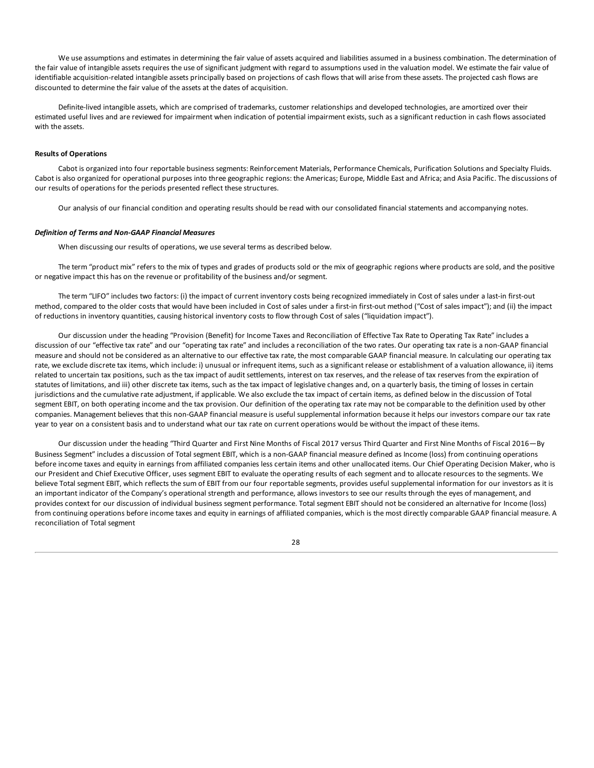We use assumptions and estimates in determining the fair value of assets acquired and liabilities assumed in a business combination. The determination of the fair value of intangible assets requires the use of significant judgment with regard to assumptions used in the valuation model. We estimate the fair value of identifiable acquisition-related intangible assets principally based on projections of cash flows that will arise from these assets. The projected cash flows are discounted to determine the fair value of the assets at the dates of acquisition.

Definite-lived intangible assets, which are comprised of trademarks, customer relationships and developed technologies, are amortized over their estimated useful lives and are reviewed for impairment when indication of potential impairment exists, such as a significant reduction in cash flows associated with the assets.

**Results of Operations**

Cabot is organized into four reportable business segments: Reinforcement Materials, Performance Chemicals, Purification Solutions and Specialty Fluids. Cabot is also organized for operational purposes into three geographic regions: the Americas; Europe, Middle East and Africa; and Asia Pacific. The discussions of our results of operations for the periods presented reflect these structures.

Our analysis of our financial condition and operating results should be read with our consolidated financial statements and accompanying notes.

***Definition of Terms and Non-GAAP Financial Measures***

When discussing our results of operations, we use several terms as described below.

The term "product mix" refers to the mix of types and grades of products sold or the mix of geographic regions where products are sold, and the positive or negative impact this has on the revenue or profitability of the business and/or segment.

The term "LIFO" includes two factors: (i) the impact of current inventory costs being recognized immediately in Cost of sales under a last-in first-out method, compared to the older costs that would have been included in Cost of sales under a first-in first-out method ("Cost of sales impact"); and (ii) the impact of reductions in inventory quantities, causing historical inventory costs to flow through Cost of sales ("liquidation impact").

Our discussion under the heading "Provision (Benefit) for Income Taxes and Reconciliation of Effective Tax Rate to Operating Tax Rate" includes a discussion of our "effective tax rate" and our "operating tax rate" and includes a reconciliation of the two rates. Our operating tax rate is a non-GAAP financial measure and should not be considered as an alternative to our effective tax rate, the most comparable GAAP financial measure. In calculating our operating tax rate, we exclude discrete tax items, which include: i) unusual or infrequent items, such as a significant release or establishment of a valuation allowance, ii) items related to uncertain tax positions, such as the tax impact of audit settlements, interest on tax reserves, and the release of tax reserves from the expiration of statutes of limitations, and iii) other discrete tax items, such as the tax impact of legislative changes and, on a quarterly basis, the timing of losses in certain jurisdictions and the cumulative rate adjustment, if applicable. We also exclude the tax impact of certain items, as defined below in the discussion of Total segment EBIT, on both operating income and the tax provision. Our definition of the operating tax rate may not be comparable to the definition used by other companies. Management believes that this non-GAAP financial measure is useful supplemental information because it helps our investors compare our tax rate year to year on a consistent basis and to understand what our tax rate on current operations would be without the impact of these items.

Our discussion under the heading "Third Quarter and First Nine Months of Fiscal 2017 versus Third Quarter and First Nine Months of Fiscal 2016—By Business Segment" includes a discussion of Total segment EBIT, which is a non-GAAP financial measure defined as Income (loss) from continuing operations before income taxes and equity in earnings from affiliated companies less certain items and other unallocated items. Our Chief Operating Decision Maker, who is our President and Chief Executive Officer, uses segment EBIT to evaluate the operating results of each segment and to allocate resources to the segments. We believe Total segment EBIT, which reflects the sum of EBIT from our four reportable segments, provides useful supplemental information for our investors as it is an important indicator of the Company's operational strength and performance, allows investors to see our results through the eyes of management, and provides context for our discussion of individual business segment performance. Total segment EBIT should not be considered an alternative for Income (loss) from continuing operations before income taxes and equity in earnings of affiliated companies, which is the most directly comparable GAAP financial measure. A reconciliation of Total segment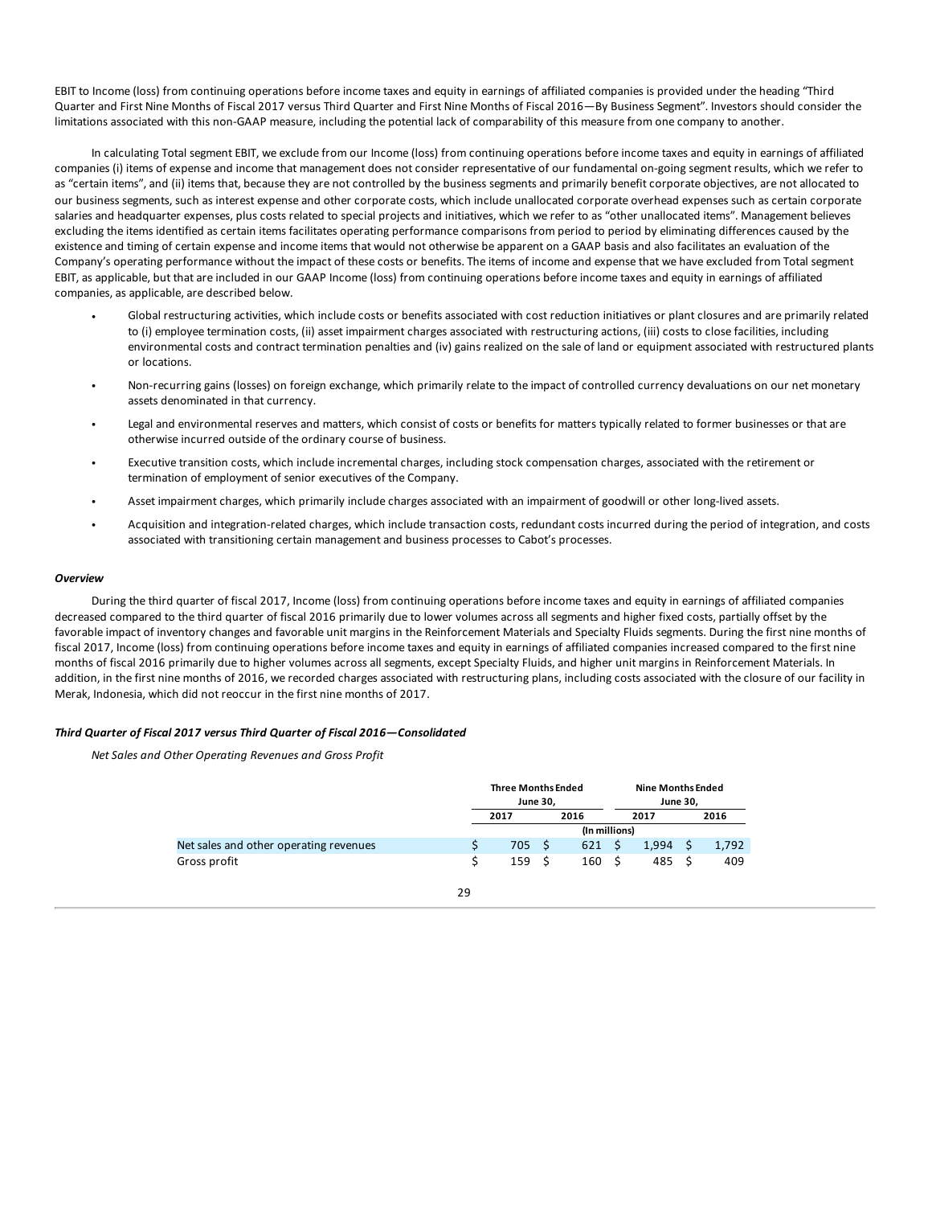EBIT to Income (loss) from continuing operations before income taxes and equity in earnings of affiliated companies is provided under the heading "Third Quarter and First Nine Months of Fiscal 2017 versus Third Quarter and First Nine Months of Fiscal 2016—By Business Segment". Investors should consider the limitations associated with this non-GAAP measure, including the potential lack of comparability of this measure from one company to another.

In calculating Total segment EBIT, we exclude from our Income (loss) from continuing operations before income taxes and equity in earnings of affiliated companies (i) items of expense and income that management does not consider representative of our fundamental on-going segment results, which we refer to as "certain items", and (ii) items that, because they are not controlled by the business segments and primarily benefit corporate objectives, are not allocated to our business segments, such as interest expense and other corporate costs, which include unallocated corporate overhead expenses such as certain corporate salaries and headquarter expenses, plus costs related to special projects and initiatives, which we refer to as "other unallocated items". Management believes excluding the items identified as certain items facilitates operating performance comparisons from period to period by eliminating differences caused by the existence and timing of certain expense and income items that would not otherwise be apparent on a GAAP basis and also facilitates an evaluation of the Company's operating performance without the impact of these costs or benefits. The items of income and expense that we have excluded from Total segment EBIT, as applicable, but that are included in our GAAP Income (loss) from continuing operations before income taxes and equity in earnings of affiliated companies, as applicable, are described below.

- Global restructuring activities, which include costs or benefits associated with cost reduction initiatives or plant closures and are primarily related to (i) employee termination costs, (ii) asset impairment charges associated with restructuring actions, (iii) costs to close facilities, including environmental costs and contract termination penalties and (iv) gains realized on the sale of land or equipment associated with restructured plants or locations.
- Non-recurring gains (losses) on foreign exchange, which primarily relate to the impact of controlled currency devaluations on our net monetary assets denominated in that currency.
- Legal and environmental reserves and matters, which consist of costs or benefits for matters typically related to former businesses or that are otherwise incurred outside of the ordinary course of business.
- Executive transition costs, which include incremental charges, including stock compensation charges, associated with the retirement or termination of employment of senior executives of the Company.
- Asset impairment charges, which primarily include charges associated with an impairment of goodwill or other long-lived assets.
- Acquisition and integration-related charges, which include transaction costs, redundant costs incurred during the period of integration, and costs associated with transitioning certain management and business processes to Cabot's processes.

***Overview***

During the third quarter of fiscal 2017, Income (loss) from continuing operations before income taxes and equity in earnings of affiliated companies decreased compared to the third quarter of fiscal 2016 primarily due to lower volumes across all segments and higher fixed costs, partially offset by the favorable impact of inventory changes and favorable unit margins in the Reinforcement Materials and Specialty Fluids segments. During the first nine months of fiscal 2017, Income (loss) from continuing operations before income taxes and equity in earnings of affiliated companies increased compared to the first nine months of fiscal 2016 primarily due to higher volumes across all segments, except Specialty Fluids, and higher unit margins in Reinforcement Materials. In addition, in the first nine months of 2016, we recorded charges associated with restructuring plans, including costs associated with the closure of our facility in Merak, Indonesia, which did not reoccur in the first nine months of 2017.

***Third Quarter of Fiscal 2017 versus Third Quarter of Fiscal 2016—Consolidated***

*Net Sales and Other Operating Revenues and Gross Profit*

| | Three Months Ended June 30, | | Nine Months Ended June 30, | |
|---|---|---|---|---|
| | 2017 | 2016 | 2017 | 2016 |
| | (In millions) | | | |
| Net sales and other operating revenues | $ 705 | $ 621 | $ 1,994 | $ 1,792 |
| Gross profit | $ 159 | $ 160 | $ 485 | $ 409 |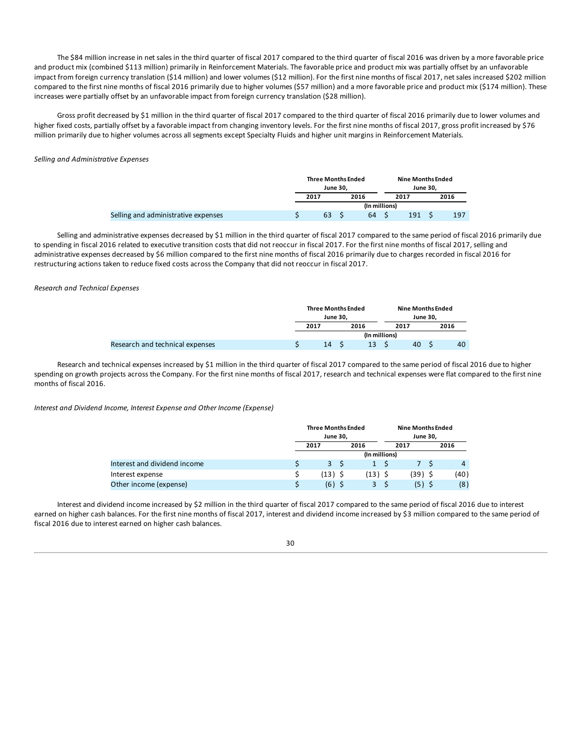The $84 million increase in net sales in the third quarter of fiscal 2017 compared to the third quarter of fiscal 2016 was driven by a more favorable price and product mix (combined $113 million) primarily in Reinforcement Materials. The favorable price and product mix was partially offset by an unfavorable impact from foreign currency translation ($14 million) and lower volumes ($12 million). For the first nine months of fiscal 2017, net sales increased $202 million compared to the first nine months of fiscal 2016 primarily due to higher volumes ($57 million) and a more favorable price and product mix ($174 million). These increases were partially offset by an unfavorable impact from foreign currency translation ($28 million).

Gross profit decreased by $1 million in the third quarter of fiscal 2017 compared to the third quarter of fiscal 2016 primarily due to lower volumes and higher fixed costs, partially offset by a favorable impact from changing inventory levels. For the first nine months of fiscal 2017, gross profit increased by $76 million primarily due to higher volumes across all segments except Specialty Fluids and higher unit margins in Reinforcement Materials.

*Selling and Administrative Expenses*

| | Three Months Ended June 30, | | Nine Months Ended June 30, | |
|---|---|---|---|---|
| | 2017 | 2016 | 2017 | 2016 |
| | (In millions) | | | |
| Selling and administrative expenses | $ 63 | $ 64 | $ 191 | $ 197 |

Selling and administrative expenses decreased by $1 million in the third quarter of fiscal 2017 compared to the same period of fiscal 2016 primarily due to spending in fiscal 2016 related to executive transition costs that did not reoccur in fiscal 2017. For the first nine months of fiscal 2017, selling and administrative expenses decreased by $6 million compared to the first nine months of fiscal 2016 primarily due to charges recorded in fiscal 2016 for restructuring actions taken to reduce fixed costs across the Company that did not reoccur in fiscal 2017.

*Research and Technical Expenses*

| | Three Months Ended June 30, | | Nine Months Ended June 30, | |
|---|---|---|---|---|
| | 2017 | 2016 | 2017 | 2016 |
| | (In millions) | | | |
| Research and technical expenses | $ 14 | $ 13 | $ 40 | $ 40 |

Research and technical expenses increased by $1 million in the third quarter of fiscal 2017 compared to the same period of fiscal 2016 due to higher spending on growth projects across the Company. For the first nine months of fiscal 2017, research and technical expenses were flat compared to the first nine months of fiscal 2016.

*Interest and Dividend Income, Interest Expense and Other Income (Expense)*

| | Three Months Ended June 30, | | Nine Months Ended June 30, | |
|---|---|---|---|---|
| | 2017 | 2016 | 2017 | 2016 |
| | (In millions) | | | |
| Interest and dividend income | $ 3 | $ 1 | $ 7 | $ 4 |
| Interest expense | $ (13) | $ (13) | $ (39) | $ (40) |
| Other income (expense) | $ (6) | $ 3 | $ (5) | $ (8) |

Interest and dividend income increased by $2 million in the third quarter of fiscal 2017 compared to the same period of fiscal 2016 due to interest earned on higher cash balances. For the first nine months of fiscal 2017, interest and dividend income increased by $3 million compared to the same period of fiscal 2016 due to interest earned on higher cash balances.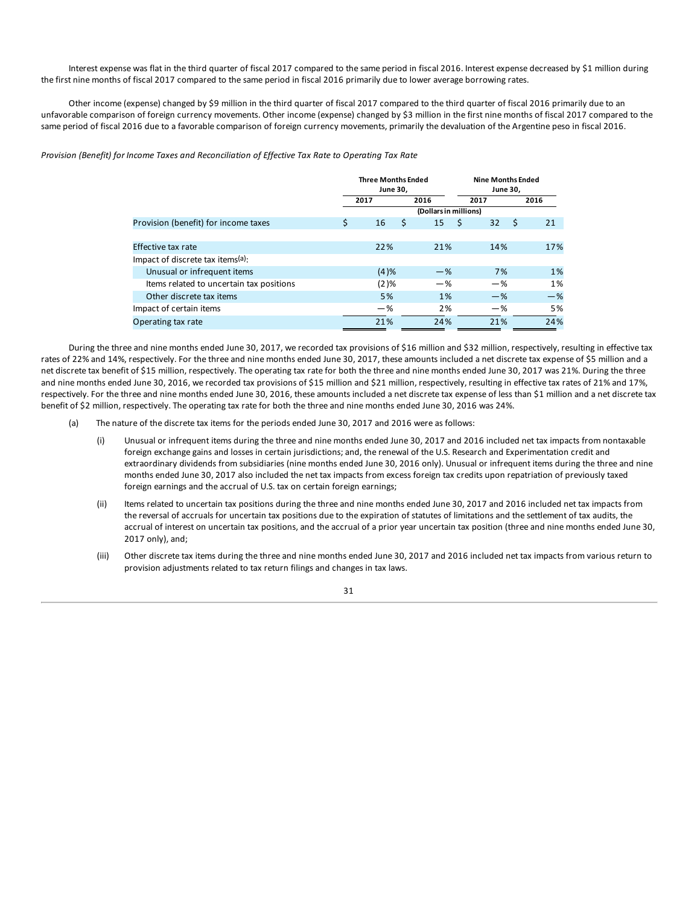Interest expense was flat in the third quarter of fiscal 2017 compared to the same period in fiscal 2016. Interest expense decreased by $1 million during the first nine months of fiscal 2017 compared to the same period in fiscal 2016 primarily due to lower average borrowing rates.

Other income (expense) changed by $9 million in the third quarter of fiscal 2017 compared to the third quarter of fiscal 2016 primarily due to an unfavorable comparison of foreign currency movements. Other income (expense) changed by $3 million in the first nine months of fiscal 2017 compared to the same period of fiscal 2016 due to a favorable comparison of foreign currency movements, primarily the devaluation of the Argentine peso in fiscal 2016.

*Provision (Benefit) for Income Taxes and Reconciliation of Effective Tax Rate to Operating Tax Rate*

| | Three Months Ended June 30, | | Nine Months Ended June 30, | |
|---|---|---|---|---|
| | 2017 | 2016 | 2017 | 2016 |
| | (Dollars in millions) | | | |
| Provision (benefit) for income taxes | $ 16 | $ 15 | $ 32 | $ 21 |
| | | | | |
| Effective tax rate | 22% | 21% | 14% | 17% |
| Impact of discrete tax items(a): | | | | |
| Unusual or infrequent items | (4)% | —% | 7% | 1% |
| Items related to uncertain tax positions | (2)% | —% | —% | 1% |
| Other discrete tax items | 5% | 1% | —% | —% |
| Impact of certain items | —% | 2% | —% | 5% |
| Operating tax rate | 21% | 24% | 21% | 24% |

During the three and nine months ended June 30, 2017, we recorded tax provisions of $16 million and $32 million, respectively, resulting in effective tax rates of 22% and 14%, respectively. For the three and nine months ended June 30, 2017, these amounts included a net discrete tax expense of $5 million and a net discrete tax benefit of $15 million, respectively. The operating tax rate for both the three and nine months ended June 30, 2017 was 21%. During the three and nine months ended June 30, 2016, we recorded tax provisions of $15 million and $21 million, respectively, resulting in effective tax rates of 21% and 17%, respectively. For the three and nine months ended June 30, 2016, these amounts included a net discrete tax expense of less than $1 million and a net discrete tax benefit of $2 million, respectively. The operating tax rate for both the three and nine months ended June 30, 2016 was 24%.

(a) The nature of the discrete tax items for the periods ended June 30, 2017 and 2016 were as follows:

(i) Unusual or infrequent items during the three and nine months ended June 30, 2017 and 2016 included net tax impacts from nontaxable foreign exchange gains and losses in certain jurisdictions; and, the renewal of the U.S. Research and Experimentation credit and extraordinary dividends from subsidiaries (nine months ended June 30, 2016 only). Unusual or infrequent items during the three and nine months ended June 30, 2017 also included the net tax impacts from excess foreign tax credits upon repatriation of previously taxed foreign earnings and the accrual of U.S. tax on certain foreign earnings;

(ii) Items related to uncertain tax positions during the three and nine months ended June 30, 2017 and 2016 included net tax impacts from the reversal of accruals for uncertain tax positions due to the expiration of statutes of limitations and the settlement of tax audits, the accrual of interest on uncertain tax positions, and the accrual of a prior year uncertain tax position (three and nine months ended June 30, 2017 only), and;

(iii) Other discrete tax items during the three and nine months ended June 30, 2017 and 2016 included net tax impacts from various return to provision adjustments related to tax return filings and changes in tax laws.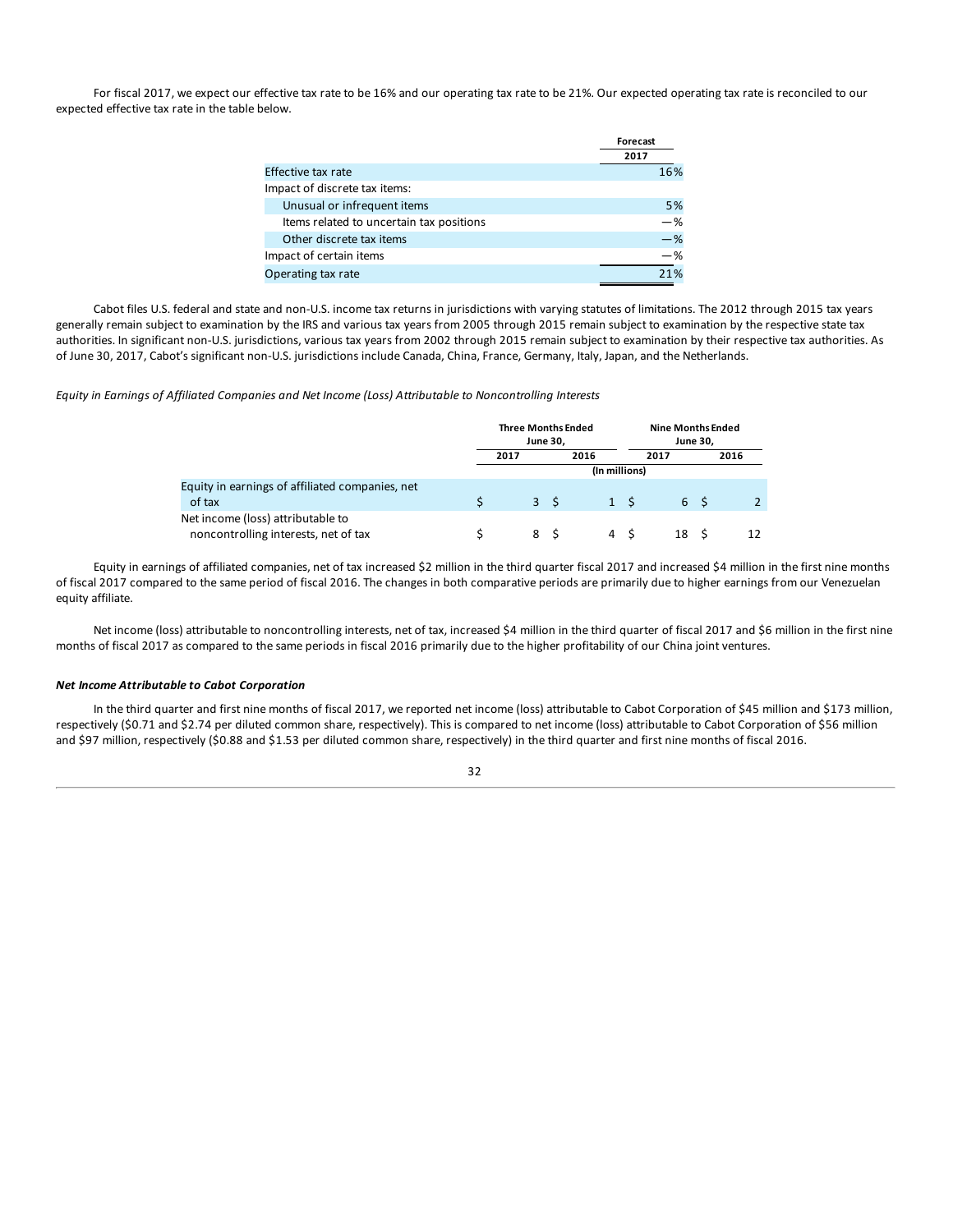For fiscal 2017, we expect our effective tax rate to be 16% and our operating tax rate to be 21%. Our expected operating tax rate is reconciled to our expected effective tax rate in the table below.

| | Forecast 2017 |
|---|---|
| Effective tax rate | 16% |
| Impact of discrete tax items: | |
| Unusual or infrequent items | 5% |
| Items related to uncertain tax positions | —% |
| Other discrete tax items | —% |
| Impact of certain items | —% |
| Operating tax rate | 21% |

Cabot files U.S. federal and state and non-U.S. income tax returns in jurisdictions with varying statutes of limitations. The 2012 through 2015 tax years generally remain subject to examination by the IRS and various tax years from 2005 through 2015 remain subject to examination by the respective state tax authorities. In significant non-U.S. jurisdictions, various tax years from 2002 through 2015 remain subject to examination by their respective tax authorities. As of June 30, 2017, Cabot's significant non-U.S. jurisdictions include Canada, China, France, Germany, Italy, Japan, and the Netherlands.

*Equity in Earnings of Affiliated Companies and Net Income (Loss) Attributable to Noncontrolling Interests*

| | Three Months Ended June 30, | | Nine Months Ended June 30, | |
|---|---|---|---|---|
| | 2017 | 2016 | 2017 | 2016 |
| | (In millions) | | | |
| Equity in earnings of affiliated companies, net of tax | $ 3 | $ 1 | $ 6 | $ 2 |
| Net income (loss) attributable to noncontrolling interests, net of tax | $ 8 | $ 4 | $ 18 | $ 12 |

Equity in earnings of affiliated companies, net of tax increased $2 million in the third quarter fiscal 2017 and increased $4 million in the first nine months of fiscal 2017 compared to the same period of fiscal 2016. The changes in both comparative periods are primarily due to higher earnings from our Venezuelan equity affiliate.

Net income (loss) attributable to noncontrolling interests, net of tax, increased $4 million in the third quarter of fiscal 2017 and $6 million in the first nine months of fiscal 2017 as compared to the same periods in fiscal 2016 primarily due to the higher profitability of our China joint ventures.

***Net Income Attributable to Cabot Corporation***

In the third quarter and first nine months of fiscal 2017, we reported net income (loss) attributable to Cabot Corporation of $45 million and $173 million, respectively ($0.71 and $2.74 per diluted common share, respectively). This is compared to net income (loss) attributable to Cabot Corporation of $56 million and $97 million, respectively ($0.88 and $1.53 per diluted common share, respectively) in the third quarter and first nine months of fiscal 2016.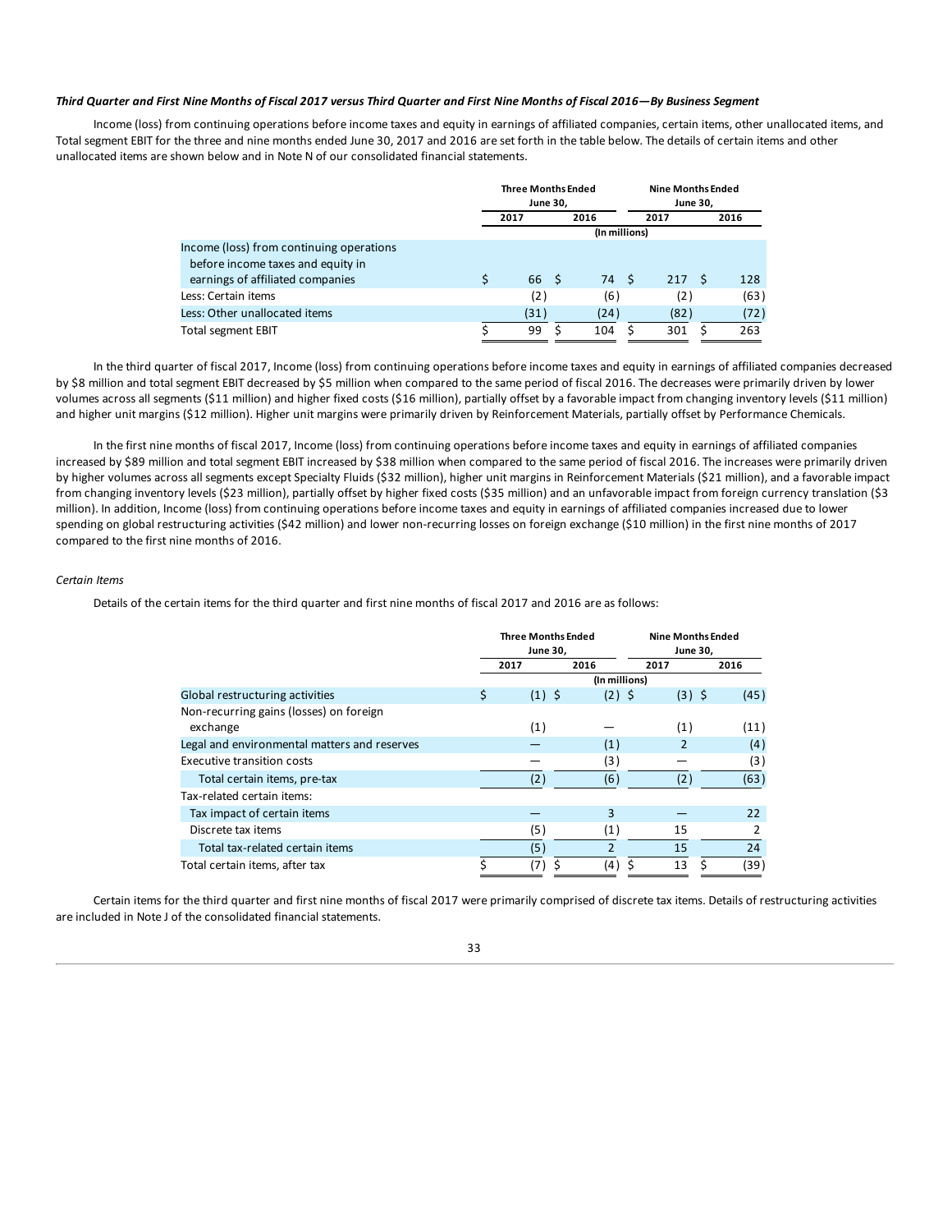***Third Quarter and First Nine Months of Fiscal 2017 versus Third Quarter and First Nine Months of Fiscal 2016—By Business Segment***

Income (loss) from continuing operations before income taxes and equity in earnings of affiliated companies, certain items, other unallocated items, and Total segment EBIT for the three and nine months ended June 30, 2017 and 2016 are set forth in the table below. The details of certain items and other unallocated items are shown below and in Note N of our consolidated financial statements.

| | Three Months Ended June 30, | | Nine Months Ended June 30, | |
|---|---|---|---|---|
| | 2017 | 2016 | 2017 | 2016 |
| | (In millions) | | | |
| Income (loss) from continuing operations before income taxes and equity in earnings of affiliated companies | $ 66 | $ 74 | $ 217 | $ 128 |
| Less: Certain items | (2) | (6) | (2) | (63) |
| Less: Other unallocated items | (31) | (24) | (82) | (72) |
| Total segment EBIT | $ 99 | $ 104 | $ 301 | $ 263 |

In the third quarter of fiscal 2017, Income (loss) from continuing operations before income taxes and equity in earnings of affiliated companies decreased by $8 million and total segment EBIT decreased by $5 million when compared to the same period of fiscal 2016. The decreases were primarily driven by lower volumes across all segments ($11 million) and higher fixed costs ($16 million), partially offset by a favorable impact from changing inventory levels ($11 million) and higher unit margins ($12 million). Higher unit margins were primarily driven by Reinforcement Materials, partially offset by Performance Chemicals.

In the first nine months of fiscal 2017, Income (loss) from continuing operations before income taxes and equity in earnings of affiliated companies increased by $89 million and total segment EBIT increased by $38 million when compared to the same period of fiscal 2016. The increases were primarily driven by higher volumes across all segments except Specialty Fluids ($32 million), higher unit margins in Reinforcement Materials ($21 million), and a favorable impact from changing inventory levels ($23 million), partially offset by higher fixed costs ($35 million) and an unfavorable impact from foreign currency translation ($3 million). In addition, Income (loss) from continuing operations before income taxes and equity in earnings of affiliated companies increased due to lower spending on global restructuring activities ($42 million) and lower non-recurring losses on foreign exchange ($10 million) in the first nine months of 2017 compared to the first nine months of 2016.

*Certain Items*

Details of the certain items for the third quarter and first nine months of fiscal 2017 and 2016 are as follows:

| | Three Months Ended June 30, | | Nine Months Ended June 30, | |
|---|---|---|---|---|
| | 2017 | 2016 | 2017 | 2016 |
| | (In millions) | | | |
| Global restructuring activities | $ (1) | $ (2) | $ (3) | $ (45) |
| Non-recurring gains (losses) on foreign exchange | (1) | — | (1) | (11) |
| Legal and environmental matters and reserves | — | (1) | 2 | (4) |
| Executive transition costs | — | (3) | — | (3) |
| Total certain items, pre-tax | (2) | (6) | (2) | (63) |
| Tax-related certain items: | | | | |
| Tax impact of certain items | — | 3 | — | 22 |
| Discrete tax items | (5) | (1) | 15 | 2 |
| Total tax-related certain items | (5) | 2 | 15 | 24 |
| Total certain items, after tax | $ (7) | $ (4) | $ 13 | $ (39) |

Certain items for the third quarter and first nine months of fiscal 2017 were primarily comprised of discrete tax items. Details of restructuring activities are included in Note J of the consolidated financial statements.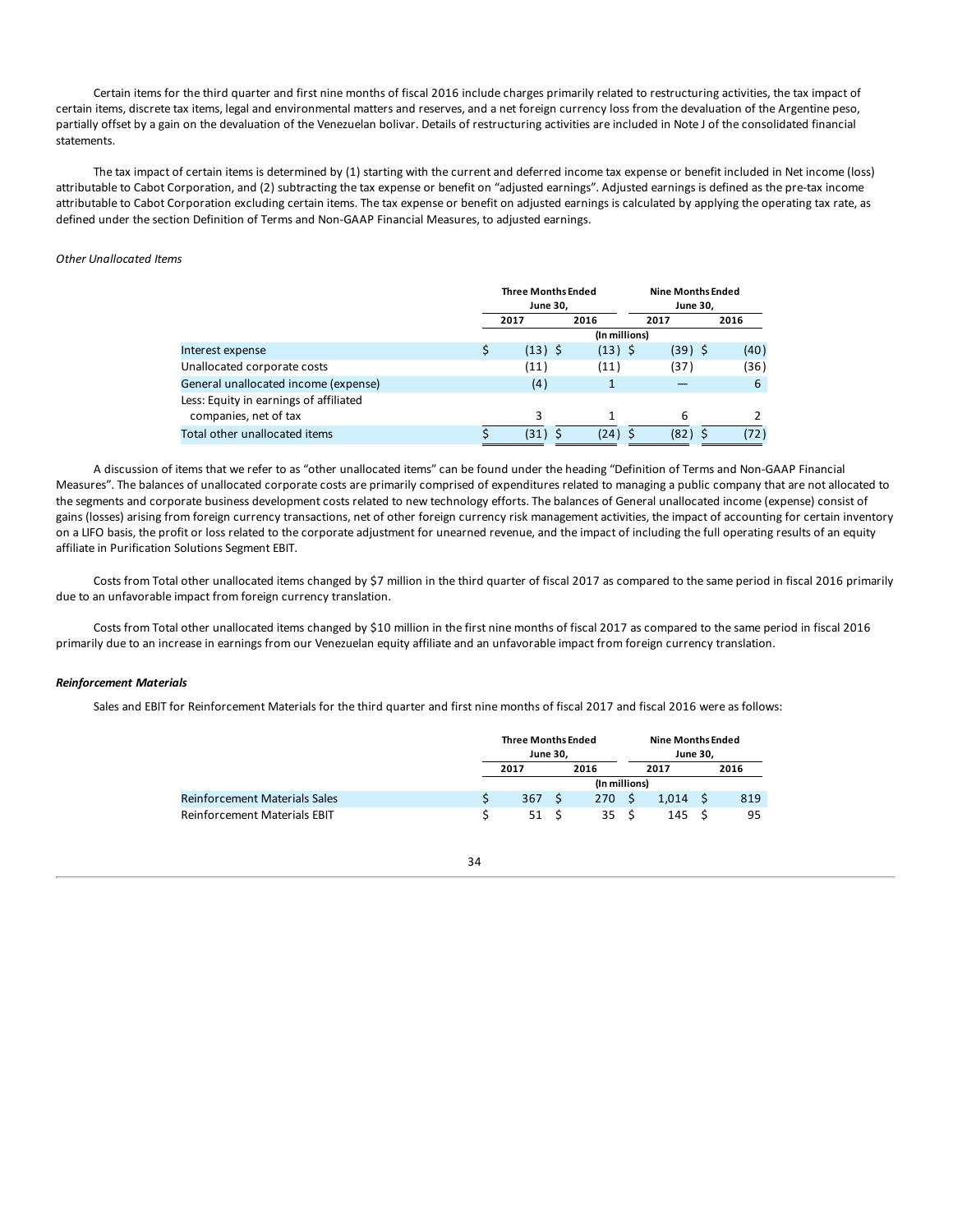Certain items for the third quarter and first nine months of fiscal 2016 include charges primarily related to restructuring activities, the tax impact of certain items, discrete tax items, legal and environmental matters and reserves, and a net foreign currency loss from the devaluation of the Argentine peso, partially offset by a gain on the devaluation of the Venezuelan bolivar. Details of restructuring activities are included in Note J of the consolidated financial statements.

The tax impact of certain items is determined by (1) starting with the current and deferred income tax expense or benefit included in Net income (loss) attributable to Cabot Corporation, and (2) subtracting the tax expense or benefit on "adjusted earnings". Adjusted earnings is defined as the pre-tax income attributable to Cabot Corporation excluding certain items. The tax expense or benefit on adjusted earnings is calculated by applying the operating tax rate, as defined under the section Definition of Terms and Non-GAAP Financial Measures, to adjusted earnings.

*Other Unallocated Items*

| | Three Months Ended June 30, | | Nine Months Ended June 30, | |
|---|---|---|---|---|
| | 2017 | 2016 | 2017 | 2016 |
| | (In millions) | | | |
| Interest expense | $ (13) | $ (13) | $ (39) | $ (40) |
| Unallocated corporate costs | (11) | (11) | (37) | (36) |
| General unallocated income (expense) | (4) | 1 | — | 6 |
| Less: Equity in earnings of affiliated companies, net of tax | 3 | 1 | 6 | 2 |
| Total other unallocated items | $ (31) | $ (24) | $ (82) | $ (72) |

A discussion of items that we refer to as "other unallocated items" can be found under the heading "Definition of Terms and Non-GAAP Financial Measures". The balances of unallocated corporate costs are primarily comprised of expenditures related to managing a public company that are not allocated to the segments and corporate business development costs related to new technology efforts. The balances of General unallocated income (expense) consist of gains (losses) arising from foreign currency transactions, net of other foreign currency risk management activities, the impact of accounting for certain inventory on a LIFO basis, the profit or loss related to the corporate adjustment for unearned revenue, and the impact of including the full operating results of an equity affiliate in Purification Solutions Segment EBIT.

Costs from Total other unallocated items changed by $7 million in the third quarter of fiscal 2017 as compared to the same period in fiscal 2016 primarily due to an unfavorable impact from foreign currency translation.

Costs from Total other unallocated items changed by $10 million in the first nine months of fiscal 2017 as compared to the same period in fiscal 2016 primarily due to an increase in earnings from our Venezuelan equity affiliate and an unfavorable impact from foreign currency translation.

***Reinforcement Materials***

Sales and EBIT for Reinforcement Materials for the third quarter and first nine months of fiscal 2017 and fiscal 2016 were as follows:

| | Three Months Ended June 30, | | Nine Months Ended June 30, | |
|---|---|---|---|---|
| | 2017 | 2016 | 2017 | 2016 |
| | (In millions) | | | |
| Reinforcement Materials Sales | $ 367 | $ 270 | $ 1,014 | $ 819 |
| Reinforcement Materials EBIT | $ 51 | $ 35 | $ 145 | $ 95 |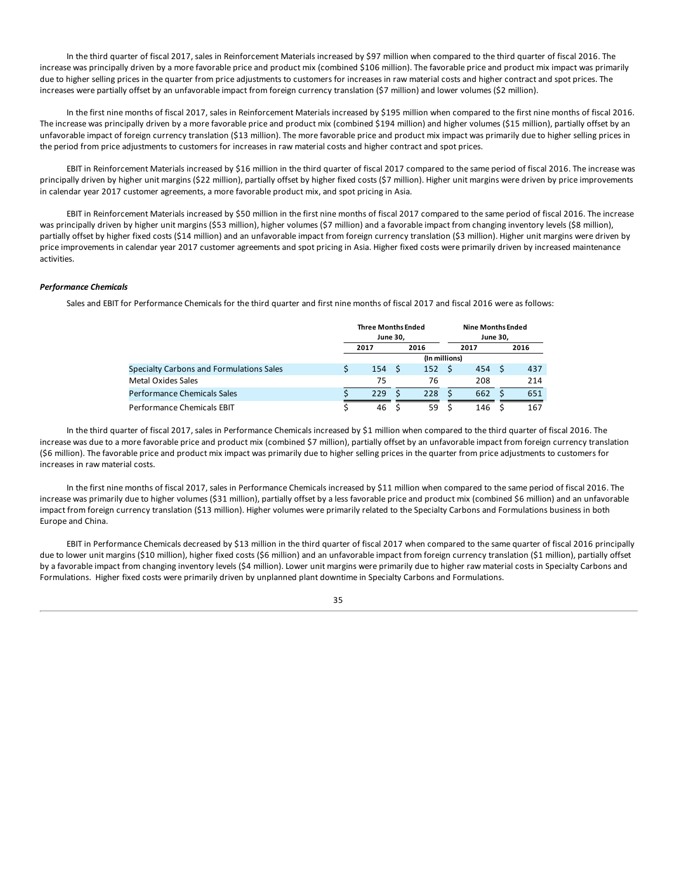In the third quarter of fiscal 2017, sales in Reinforcement Materials increased by $97 million when compared to the third quarter of fiscal 2016. The increase was principally driven by a more favorable price and product mix (combined $106 million). The favorable price and product mix impact was primarily due to higher selling prices in the quarter from price adjustments to customers for increases in raw material costs and higher contract and spot prices. The increases were partially offset by an unfavorable impact from foreign currency translation ($7 million) and lower volumes ($2 million).

In the first nine months of fiscal 2017, sales in Reinforcement Materials increased by $195 million when compared to the first nine months of fiscal 2016. The increase was principally driven by a more favorable price and product mix (combined $194 million) and higher volumes ($15 million), partially offset by an unfavorable impact of foreign currency translation ($13 million). The more favorable price and product mix impact was primarily due to higher selling prices in the period from price adjustments to customers for increases in raw material costs and higher contract and spot prices.

EBIT in Reinforcement Materials increased by $16 million in the third quarter of fiscal 2017 compared to the same period of fiscal 2016. The increase was principally driven by higher unit margins ($22 million), partially offset by higher fixed costs ($7 million). Higher unit margins were driven by price improvements in calendar year 2017 customer agreements, a more favorable product mix, and spot pricing in Asia.

EBIT in Reinforcement Materials increased by $50 million in the first nine months of fiscal 2017 compared to the same period of fiscal 2016. The increase was principally driven by higher unit margins ($53 million), higher volumes ($7 million) and a favorable impact from changing inventory levels ($8 million), partially offset by higher fixed costs ($14 million) and an unfavorable impact from foreign currency translation ($3 million). Higher unit margins were driven by price improvements in calendar year 2017 customer agreements and spot pricing in Asia. Higher fixed costs were primarily driven by increased maintenance activities.

***Performance Chemicals***

Sales and EBIT for Performance Chemicals for the third quarter and first nine months of fiscal 2017 and fiscal 2016 were as follows:

| | Three Months Ended June 30, | | Nine Months Ended June 30, | |
|---|---|---|---|---|
| | 2017 | 2016 | 2017 | 2016 |
| | (In millions) | | | |
| Specialty Carbons and Formulations Sales | $ 154 | $ 152 | $ 454 | $ 437 |
| Metal Oxides Sales | 75 | 76 | 208 | 214 |
| Performance Chemicals Sales | $ 229 | $ 228 | $ 662 | $ 651 |
| Performance Chemicals EBIT | $ 46 | $ 59 | $ 146 | $ 167 |

In the third quarter of fiscal 2017, sales in Performance Chemicals increased by $1 million when compared to the third quarter of fiscal 2016. The increase was due to a more favorable price and product mix (combined $7 million), partially offset by an unfavorable impact from foreign currency translation ($6 million). The favorable price and product mix impact was primarily due to higher selling prices in the quarter from price adjustments to customers for increases in raw material costs.

In the first nine months of fiscal 2017, sales in Performance Chemicals increased by $11 million when compared to the same period of fiscal 2016. The increase was primarily due to higher volumes ($31 million), partially offset by a less favorable price and product mix (combined $6 million) and an unfavorable impact from foreign currency translation ($13 million). Higher volumes were primarily related to the Specialty Carbons and Formulations business in both Europe and China.

EBIT in Performance Chemicals decreased by $13 million in the third quarter of fiscal 2017 when compared to the same quarter of fiscal 2016 principally due to lower unit margins ($10 million), higher fixed costs ($6 million) and an unfavorable impact from foreign currency translation ($1 million), partially offset by a favorable impact from changing inventory levels ($4 million). Lower unit margins were primarily due to higher raw material costs in Specialty Carbons and Formulations. Higher fixed costs were primarily driven by unplanned plant downtime in Specialty Carbons and Formulations.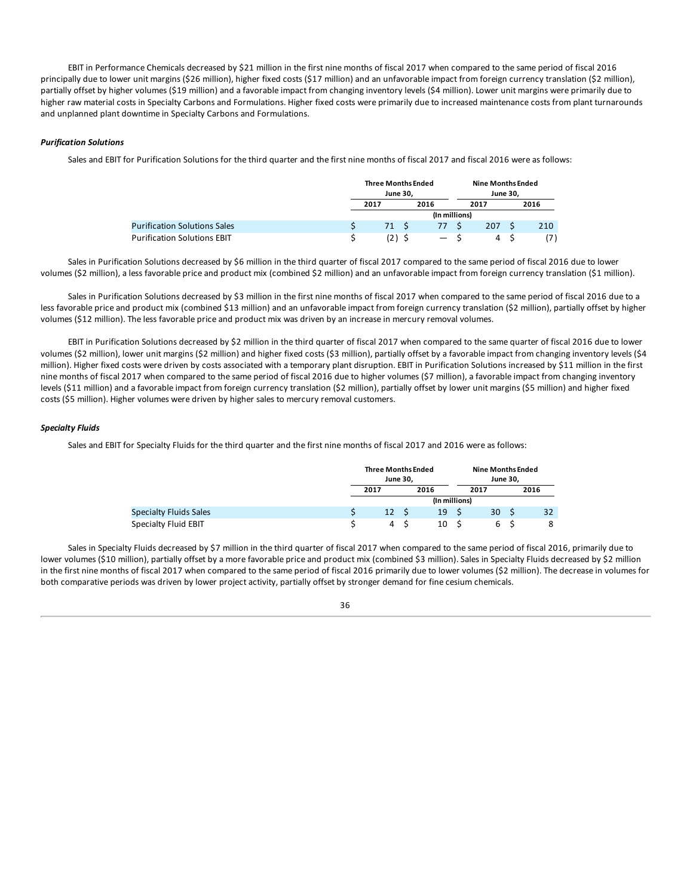EBIT in Performance Chemicals decreased by $21 million in the first nine months of fiscal 2017 when compared to the same period of fiscal 2016 principally due to lower unit margins ($26 million), higher fixed costs ($17 million) and an unfavorable impact from foreign currency translation ($2 million), partially offset by higher volumes ($19 million) and a favorable impact from changing inventory levels ($4 million). Lower unit margins were primarily due to higher raw material costs in Specialty Carbons and Formulations. Higher fixed costs were primarily due to increased maintenance costs from plant turnarounds and unplanned plant downtime in Specialty Carbons and Formulations.

***Purification Solutions***

Sales and EBIT for Purification Solutions for the third quarter and the first nine months of fiscal 2017 and fiscal 2016 were as follows:

| | Three Months Ended June 30, | | Nine Months Ended June 30, | |
|---|---|---|---|---|
| | 2017 | 2016 | 2017 | 2016 |
| | (In millions) | | | |
| Purification Solutions Sales | $ 71 | $ 77 | $ 207 | $ 210 |
| Purification Solutions EBIT | $ (2) | $ — | $ 4 | $ (7) |

Sales in Purification Solutions decreased by $6 million in the third quarter of fiscal 2017 compared to the same period of fiscal 2016 due to lower volumes ($2 million), a less favorable price and product mix (combined $2 million) and an unfavorable impact from foreign currency translation ($1 million).

Sales in Purification Solutions decreased by $3 million in the first nine months of fiscal 2017 when compared to the same period of fiscal 2016 due to a less favorable price and product mix (combined $13 million) and an unfavorable impact from foreign currency translation ($2 million), partially offset by higher volumes ($12 million). The less favorable price and product mix was driven by an increase in mercury removal volumes.

EBIT in Purification Solutions decreased by $2 million in the third quarter of fiscal 2017 when compared to the same quarter of fiscal 2016 due to lower volumes ($2 million), lower unit margins ($2 million) and higher fixed costs ($3 million), partially offset by a favorable impact from changing inventory levels ($4 million). Higher fixed costs were driven by costs associated with a temporary plant disruption. EBIT in Purification Solutions increased by $11 million in the first nine months of fiscal 2017 when compared to the same period of fiscal 2016 due to higher volumes ($7 million), a favorable impact from changing inventory levels ($11 million) and a favorable impact from foreign currency translation ($2 million), partially offset by lower unit margins ($5 million) and higher fixed costs ($5 million). Higher volumes were driven by higher sales to mercury removal customers.

***Specialty Fluids***

Sales and EBIT for Specialty Fluids for the third quarter and the first nine months of fiscal 2017 and 2016 were as follows:

| | Three Months Ended June 30, | | Nine Months Ended June 30, | |
|---|---|---|---|---|
| | 2017 | 2016 | 2017 | 2016 |
| | (In millions) | | | |
| Specialty Fluids Sales | $ 12 | $ 19 | $ 30 | $ 32 |
| Specialty Fluid EBIT | $ 4 | $ 10 | $ 6 | $ 8 |

Sales in Specialty Fluids decreased by $7 million in the third quarter of fiscal 2017 when compared to the same period of fiscal 2016, primarily due to lower volumes ($10 million), partially offset by a more favorable price and product mix (combined $3 million). Sales in Specialty Fluids decreased by $2 million in the first nine months of fiscal 2017 when compared to the same period of fiscal 2016 primarily due to lower volumes ($2 million). The decrease in volumes for both comparative periods was driven by lower project activity, partially offset by stronger demand for fine cesium chemicals.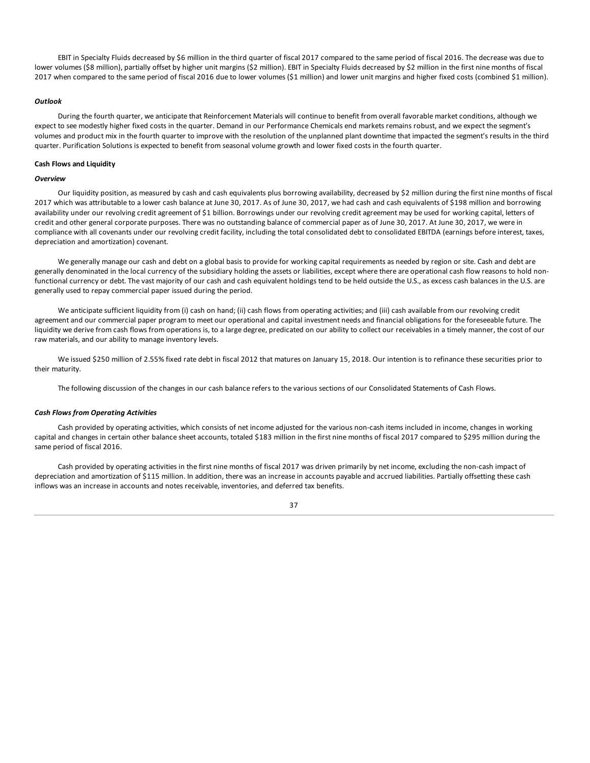EBIT in Specialty Fluids decreased by $6 million in the third quarter of fiscal 2017 compared to the same period of fiscal 2016. The decrease was due to lower volumes ($8 million), partially offset by higher unit margins ($2 million). EBIT in Specialty Fluids decreased by $2 million in the first nine months of fiscal 2017 when compared to the same period of fiscal 2016 due to lower volumes ($1 million) and lower unit margins and higher fixed costs (combined $1 million).

***Outlook***

During the fourth quarter, we anticipate that Reinforcement Materials will continue to benefit from overall favorable market conditions, although we expect to see modestly higher fixed costs in the quarter. Demand in our Performance Chemicals end markets remains robust, and we expect the segment's volumes and product mix in the fourth quarter to improve with the resolution of the unplanned plant downtime that impacted the segment's results in the third quarter. Purification Solutions is expected to benefit from seasonal volume growth and lower fixed costs in the fourth quarter.

**Cash Flows and Liquidity**

***Overview***

Our liquidity position, as measured by cash and cash equivalents plus borrowing availability, decreased by $2 million during the first nine months of fiscal 2017 which was attributable to a lower cash balance at June 30, 2017. As of June 30, 2017, we had cash and cash equivalents of $198 million and borrowing availability under our revolving credit agreement of $1 billion. Borrowings under our revolving credit agreement may be used for working capital, letters of credit and other general corporate purposes. There was no outstanding balance of commercial paper as of June 30, 2017. At June 30, 2017, we were in compliance with all covenants under our revolving credit facility, including the total consolidated debt to consolidated EBITDA (earnings before interest, taxes, depreciation and amortization) covenant.

We generally manage our cash and debt on a global basis to provide for working capital requirements as needed by region or site. Cash and debt are generally denominated in the local currency of the subsidiary holding the assets or liabilities, except where there are operational cash flow reasons to hold non-functional currency or debt. The vast majority of our cash and cash equivalent holdings tend to be held outside the U.S., as excess cash balances in the U.S. are generally used to repay commercial paper issued during the period.

We anticipate sufficient liquidity from (i) cash on hand; (ii) cash flows from operating activities; and (iii) cash available from our revolving credit agreement and our commercial paper program to meet our operational and capital investment needs and financial obligations for the foreseeable future. The liquidity we derive from cash flows from operations is, to a large degree, predicated on our ability to collect our receivables in a timely manner, the cost of our raw materials, and our ability to manage inventory levels.

We issued $250 million of 2.55% fixed rate debt in fiscal 2012 that matures on January 15, 2018. Our intention is to refinance these securities prior to their maturity.

The following discussion of the changes in our cash balance refers to the various sections of our Consolidated Statements of Cash Flows.

***Cash Flows from Operating Activities***

Cash provided by operating activities, which consists of net income adjusted for the various non-cash items included in income, changes in working capital and changes in certain other balance sheet accounts, totaled $183 million in the first nine months of fiscal 2017 compared to $295 million during the same period of fiscal 2016.

Cash provided by operating activities in the first nine months of fiscal 2017 was driven primarily by net income, excluding the non-cash impact of depreciation and amortization of $115 million. In addition, there was an increase in accounts payable and accrued liabilities. Partially offsetting these cash inflows was an increase in accounts and notes receivable, inventories, and deferred tax benefits.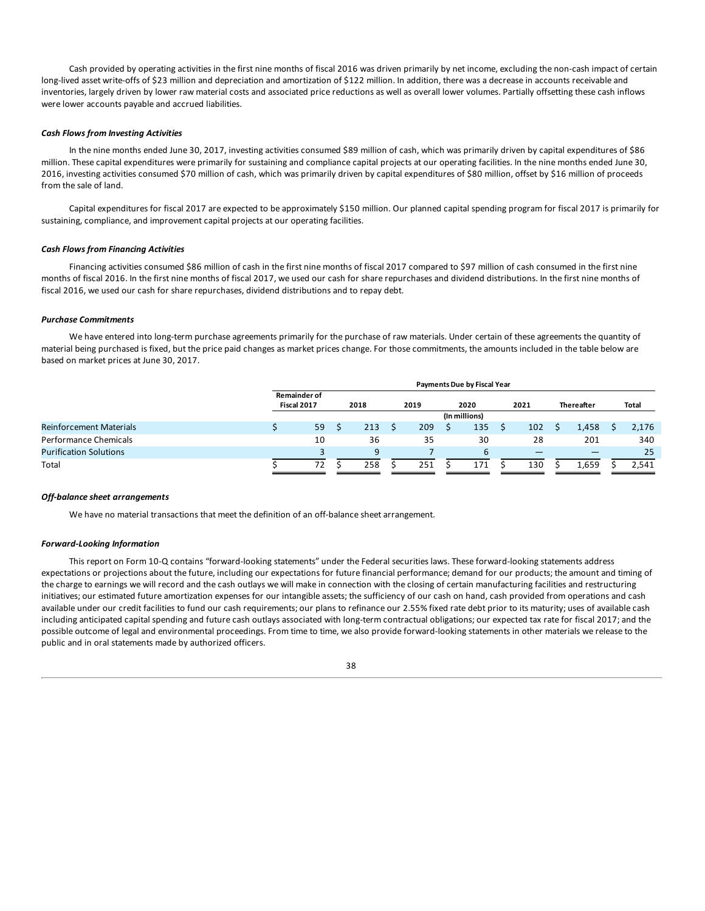Cash provided by operating activities in the first nine months of fiscal 2016 was driven primarily by net income, excluding the non-cash impact of certain long-lived asset write-offs of $23 million and depreciation and amortization of $122 million. In addition, there was a decrease in accounts receivable and inventories, largely driven by lower raw material costs and associated price reductions as well as overall lower volumes. Partially offsetting these cash inflows were lower accounts payable and accrued liabilities.

***Cash Flows from Investing Activities***

In the nine months ended June 30, 2017, investing activities consumed $89 million of cash, which was primarily driven by capital expenditures of $86 million. These capital expenditures were primarily for sustaining and compliance capital projects at our operating facilities. In the nine months ended June 30, 2016, investing activities consumed $70 million of cash, which was primarily driven by capital expenditures of $80 million, offset by $16 million of proceeds from the sale of land.

Capital expenditures for fiscal 2017 are expected to be approximately $150 million. Our planned capital spending program for fiscal 2017 is primarily for sustaining, compliance, and improvement capital projects at our operating facilities.

***Cash Flows from Financing Activities***

Financing activities consumed $86 million of cash in the first nine months of fiscal 2017 compared to $97 million of cash consumed in the first nine months of fiscal 2016. In the first nine months of fiscal 2017, we used our cash for share repurchases and dividend distributions. In the first nine months of fiscal 2016, we used our cash for share repurchases, dividend distributions and to repay debt.

***Purchase Commitments***

We have entered into long-term purchase agreements primarily for the purchase of raw materials. Under certain of these agreements the quantity of material being purchased is fixed, but the price paid changes as market prices change. For those commitments, the amounts included in the table below are based on market prices at June 30, 2017.

| | Payments Due by Fiscal Year | | | | | | |
|---|---|---|---|---|---|---|---|
| | Remainder of Fiscal 2017 | 2018 | 2019 | 2020 | 2021 | Thereafter | Total |
| | (In millions) | | | | | | |
| Reinforcement Materials | $ 59 | $ 213 | $ 209 | $ 135 | $ 102 | $ 1,458 | $ 2,176 |
| Performance Chemicals | 10 | 36 | 35 | 30 | 28 | 201 | 340 |
| Purification Solutions | 3 | 9 | 7 | 6 | — | — | 25 |
| Total | $ 72 | $ 258 | $ 251 | $ 171 | $ 130 | $ 1,659 | $ 2,541 |

***Off-balance sheet arrangements***

We have no material transactions that meet the definition of an off-balance sheet arrangement.

***Forward-Looking Information***

This report on Form 10-Q contains "forward-looking statements" under the Federal securities laws. These forward-looking statements address expectations or projections about the future, including our expectations for future financial performance; demand for our products; the amount and timing of the charge to earnings we will record and the cash outlays we will make in connection with the closing of certain manufacturing facilities and restructuring initiatives; our estimated future amortization expenses for our intangible assets; the sufficiency of our cash on hand, cash provided from operations and cash available under our credit facilities to fund our cash requirements; our plans to refinance our 2.55% fixed rate debt prior to its maturity; uses of available cash including anticipated capital spending and future cash outlays associated with long-term contractual obligations; our expected tax rate for fiscal 2017; and the possible outcome of legal and environmental proceedings. From time to time, we also provide forward-looking statements in other materials we release to the public and in oral statements made by authorized officers.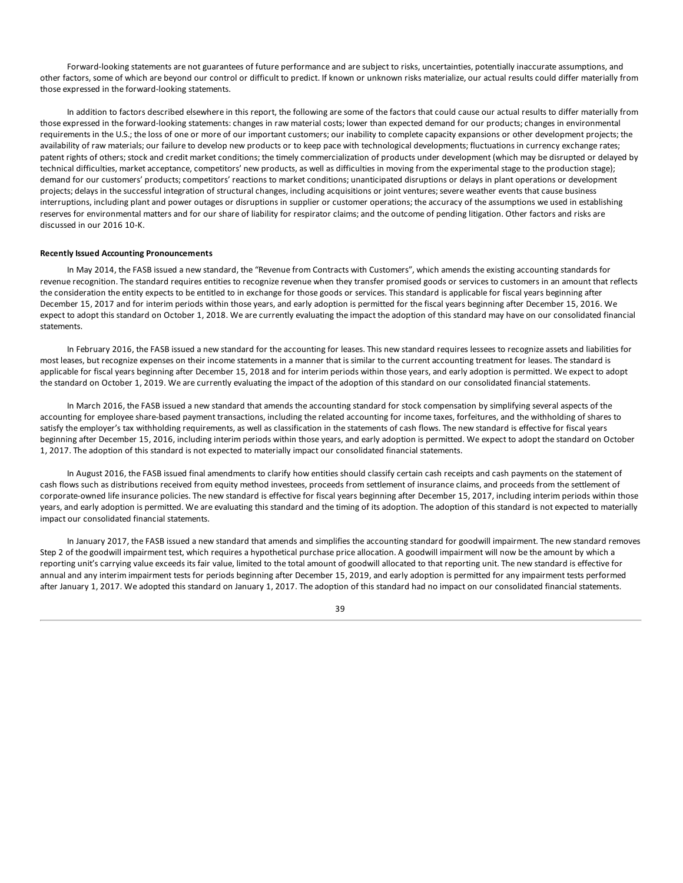Forward-looking statements are not guarantees of future performance and are subject to risks, uncertainties, potentially inaccurate assumptions, and other factors, some of which are beyond our control or difficult to predict. If known or unknown risks materialize, our actual results could differ materially from those expressed in the forward-looking statements.

In addition to factors described elsewhere in this report, the following are some of the factors that could cause our actual results to differ materially from those expressed in the forward-looking statements: changes in raw material costs; lower than expected demand for our products; changes in environmental requirements in the U.S.; the loss of one or more of our important customers; our inability to complete capacity expansions or other development projects; the availability of raw materials; our failure to develop new products or to keep pace with technological developments; fluctuations in currency exchange rates; patent rights of others; stock and credit market conditions; the timely commercialization of products under development (which may be disrupted or delayed by technical difficulties, market acceptance, competitors' new products, as well as difficulties in moving from the experimental stage to the production stage); demand for our customers' products; competitors' reactions to market conditions; unanticipated disruptions or delays in plant operations or development projects; delays in the successful integration of structural changes, including acquisitions or joint ventures; severe weather events that cause business interruptions, including plant and power outages or disruptions in supplier or customer operations; the accuracy of the assumptions we used in establishing reserves for environmental matters and for our share of liability for respirator claims; and the outcome of pending litigation. Other factors and risks are discussed in our 2016 10-K.

**Recently Issued Accounting Pronouncements**

In May 2014, the FASB issued a new standard, the "Revenue from Contracts with Customers", which amends the existing accounting standards for revenue recognition. The standard requires entities to recognize revenue when they transfer promised goods or services to customers in an amount that reflects the consideration the entity expects to be entitled to in exchange for those goods or services. This standard is applicable for fiscal years beginning after December 15, 2017 and for interim periods within those years, and early adoption is permitted for the fiscal years beginning after December 15, 2016. We expect to adopt this standard on October 1, 2018. We are currently evaluating the impact the adoption of this standard may have on our consolidated financial statements.

In February 2016, the FASB issued a new standard for the accounting for leases. This new standard requires lessees to recognize assets and liabilities for most leases, but recognize expenses on their income statements in a manner that is similar to the current accounting treatment for leases. The standard is applicable for fiscal years beginning after December 15, 2018 and for interim periods within those years, and early adoption is permitted. We expect to adopt the standard on October 1, 2019. We are currently evaluating the impact of the adoption of this standard on our consolidated financial statements.

In March 2016, the FASB issued a new standard that amends the accounting standard for stock compensation by simplifying several aspects of the accounting for employee share-based payment transactions, including the related accounting for income taxes, forfeitures, and the withholding of shares to satisfy the employer's tax withholding requirements, as well as classification in the statements of cash flows. The new standard is effective for fiscal years beginning after December 15, 2016, including interim periods within those years, and early adoption is permitted. We expect to adopt the standard on October 1, 2017. The adoption of this standard is not expected to materially impact our consolidated financial statements.

In August 2016, the FASB issued final amendments to clarify how entities should classify certain cash receipts and cash payments on the statement of cash flows such as distributions received from equity method investees, proceeds from settlement of insurance claims, and proceeds from the settlement of corporate-owned life insurance policies. The new standard is effective for fiscal years beginning after December 15, 2017, including interim periods within those years, and early adoption is permitted. We are evaluating this standard and the timing of its adoption. The adoption of this standard is not expected to materially impact our consolidated financial statements.

In January 2017, the FASB issued a new standard that amends and simplifies the accounting standard for goodwill impairment. The new standard removes Step 2 of the goodwill impairment test, which requires a hypothetical purchase price allocation. A goodwill impairment will now be the amount by which a reporting unit's carrying value exceeds its fair value, limited to the total amount of goodwill allocated to that reporting unit. The new standard is effective for annual and any interim impairment tests for periods beginning after December 15, 2019, and early adoption is permitted for any impairment tests performed after January 1, 2017. We adopted this standard on January 1, 2017. The adoption of this standard had no impact on our consolidated financial statements.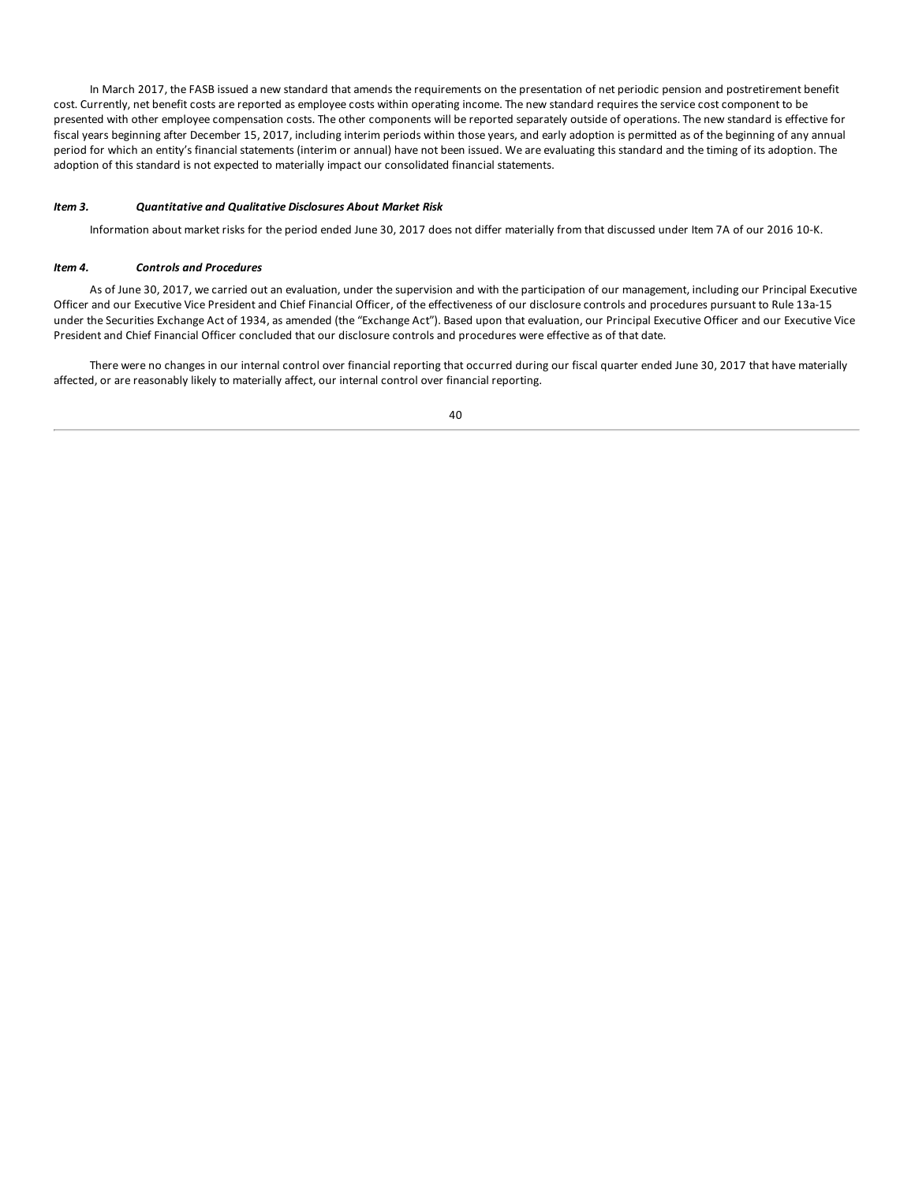In March 2017, the FASB issued a new standard that amends the requirements on the presentation of net periodic pension and postretirement benefit cost. Currently, net benefit costs are reported as employee costs within operating income. The new standard requires the service cost component to be presented with other employee compensation costs. The other components will be reported separately outside of operations. The new standard is effective for fiscal years beginning after December 15, 2017, including interim periods within those years, and early adoption is permitted as of the beginning of any annual period for which an entity's financial statements (interim or annual) have not been issued. We are evaluating this standard and the timing of its adoption. The adoption of this standard is not expected to materially impact our consolidated financial statements.

### *Item 3. Quantitative and Qualitative Disclosures About Market Risk*

Information about market risks for the period ended June 30, 2017 does not differ materially from that discussed under Item 7A of our 2016 10-K.

### *Item 4. Controls and Procedures*

As of June 30, 2017, we carried out an evaluation, under the supervision and with the participation of our management, including our Principal Executive Officer and our Executive Vice President and Chief Financial Officer, of the effectiveness of our disclosure controls and procedures pursuant to Rule 13a-15 under the Securities Exchange Act of 1934, as amended (the "Exchange Act"). Based upon that evaluation, our Principal Executive Officer and our Executive Vice President and Chief Financial Officer concluded that our disclosure controls and procedures were effective as of that date.

There were no changes in our internal control over financial reporting that occurred during our fiscal quarter ended June 30, 2017 that have materially affected, or are reasonably likely to materially affect, our internal control over financial reporting.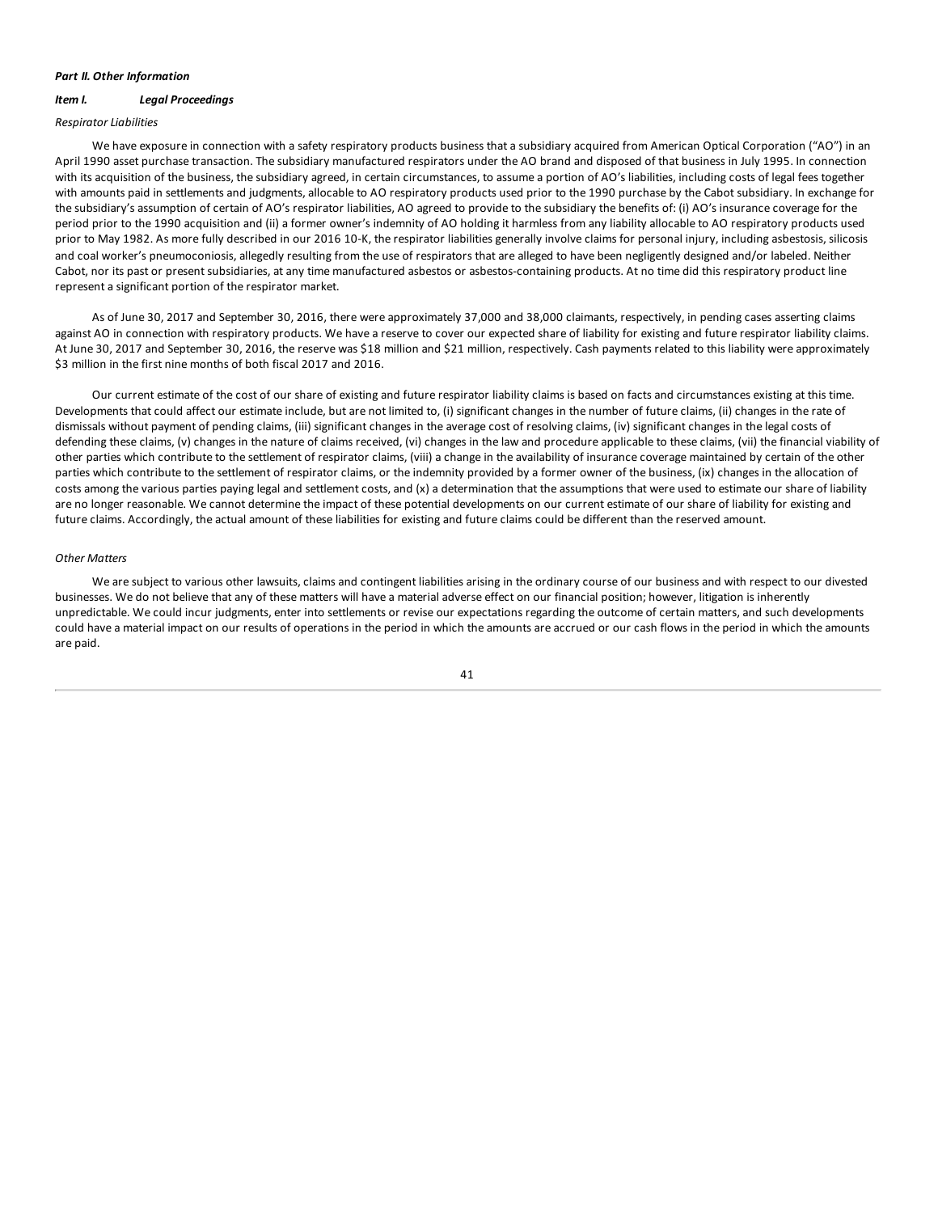***Part II. Other Information***

***Item I. Legal Proceedings***

*Respirator Liabilities*

We have exposure in connection with a safety respiratory products business that a subsidiary acquired from American Optical Corporation ("AO") in an April 1990 asset purchase transaction. The subsidiary manufactured respirators under the AO brand and disposed of that business in July 1995. In connection with its acquisition of the business, the subsidiary agreed, in certain circumstances, to assume a portion of AO's liabilities, including costs of legal fees together with amounts paid in settlements and judgments, allocable to AO respiratory products used prior to the 1990 purchase by the Cabot subsidiary. In exchange for the subsidiary's assumption of certain of AO's respirator liabilities, AO agreed to provide to the subsidiary the benefits of: (i) AO's insurance coverage for the period prior to the 1990 acquisition and (ii) a former owner's indemnity of AO holding it harmless from any liability allocable to AO respiratory products used prior to May 1982. As more fully described in our 2016 10-K, the respirator liabilities generally involve claims for personal injury, including asbestosis, silicosis and coal worker's pneumoconiosis, allegedly resulting from the use of respirators that are alleged to have been negligently designed and/or labeled. Neither Cabot, nor its past or present subsidiaries, at any time manufactured asbestos or asbestos-containing products. At no time did this respiratory product line represent a significant portion of the respirator market.

As of June 30, 2017 and September 30, 2016, there were approximately 37,000 and 38,000 claimants, respectively, in pending cases asserting claims against AO in connection with respiratory products. We have a reserve to cover our expected share of liability for existing and future respirator liability claims. At June 30, 2017 and September 30, 2016, the reserve was $18 million and $21 million, respectively. Cash payments related to this liability were approximately $3 million in the first nine months of both fiscal 2017 and 2016.

Our current estimate of the cost of our share of existing and future respirator liability claims is based on facts and circumstances existing at this time. Developments that could affect our estimate include, but are not limited to, (i) significant changes in the number of future claims, (ii) changes in the rate of dismissals without payment of pending claims, (iii) significant changes in the average cost of resolving claims, (iv) significant changes in the legal costs of defending these claims, (v) changes in the nature of claims received, (vi) changes in the law and procedure applicable to these claims, (vii) the financial viability of other parties which contribute to the settlement of respirator claims, (viii) a change in the availability of insurance coverage maintained by certain of the other parties which contribute to the settlement of respirator claims, or the indemnity provided by a former owner of the business, (ix) changes in the allocation of costs among the various parties paying legal and settlement costs, and (x) a determination that the assumptions that were used to estimate our share of liability are no longer reasonable. We cannot determine the impact of these potential developments on our current estimate of our share of liability for existing and future claims. Accordingly, the actual amount of these liabilities for existing and future claims could be different than the reserved amount.

*Other Matters*

We are subject to various other lawsuits, claims and contingent liabilities arising in the ordinary course of our business and with respect to our divested businesses. We do not believe that any of these matters will have a material adverse effect on our financial position; however, litigation is inherently unpredictable. We could incur judgments, enter into settlements or revise our expectations regarding the outcome of certain matters, and such developments could have a material impact on our results of operations in the period in which the amounts are accrued or our cash flows in the period in which the amounts are paid.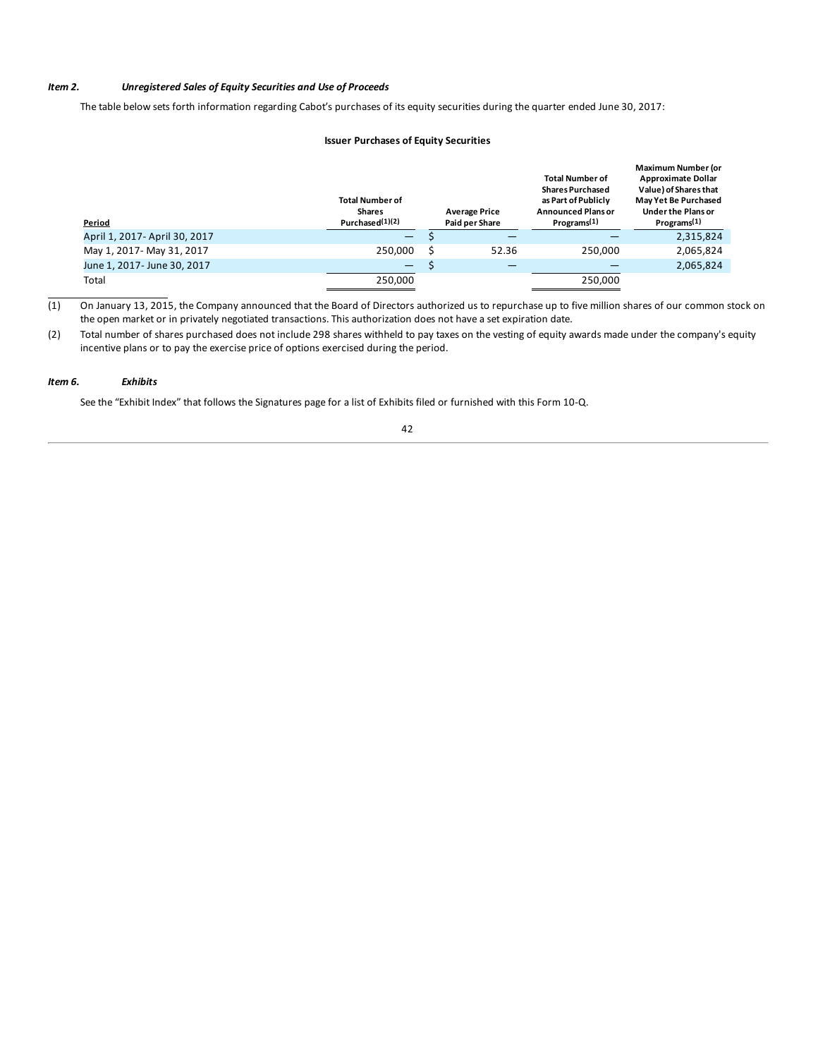### *Item 2. Unregistered Sales of Equity Securities and Use of Proceeds*

The table below sets forth information regarding Cabot's purchases of its equity securities during the quarter ended June 30, 2017:

**Issuer Purchases of Equity Securities**

| Period | Total Number of Shares Purchased(1)(2) | Average Price Paid per Share | Total Number of Shares Purchased as Part of Publicly Announced Plans or Programs(1) | Maximum Number (or Approximate Dollar Value) of Shares that May Yet Be Purchased Under the Plans or Programs(1) |
|---|---|---|---|---|
| April 1, 2017- April 30, 2017 | — | $ — | — | 2,315,824 |
| May 1, 2017- May 31, 2017 | 250,000 | $ 52.36 | 250,000 | 2,065,824 |
| June 1, 2017- June 30, 2017 | — | $ — | — | 2,065,824 |
| Total | 250,000 | | 250,000 | |

(1) On January 13, 2015, the Company announced that the Board of Directors authorized us to repurchase up to five million shares of our common stock on the open market or in privately negotiated transactions. This authorization does not have a set expiration date.

(2) Total number of shares purchased does not include 298 shares withheld to pay taxes on the vesting of equity awards made under the company's equity incentive plans or to pay the exercise price of options exercised during the period.

### *Item 6. Exhibits*

See the "Exhibit Index" that follows the Signatures page for a list of Exhibits filed or furnished with this Form 10-Q.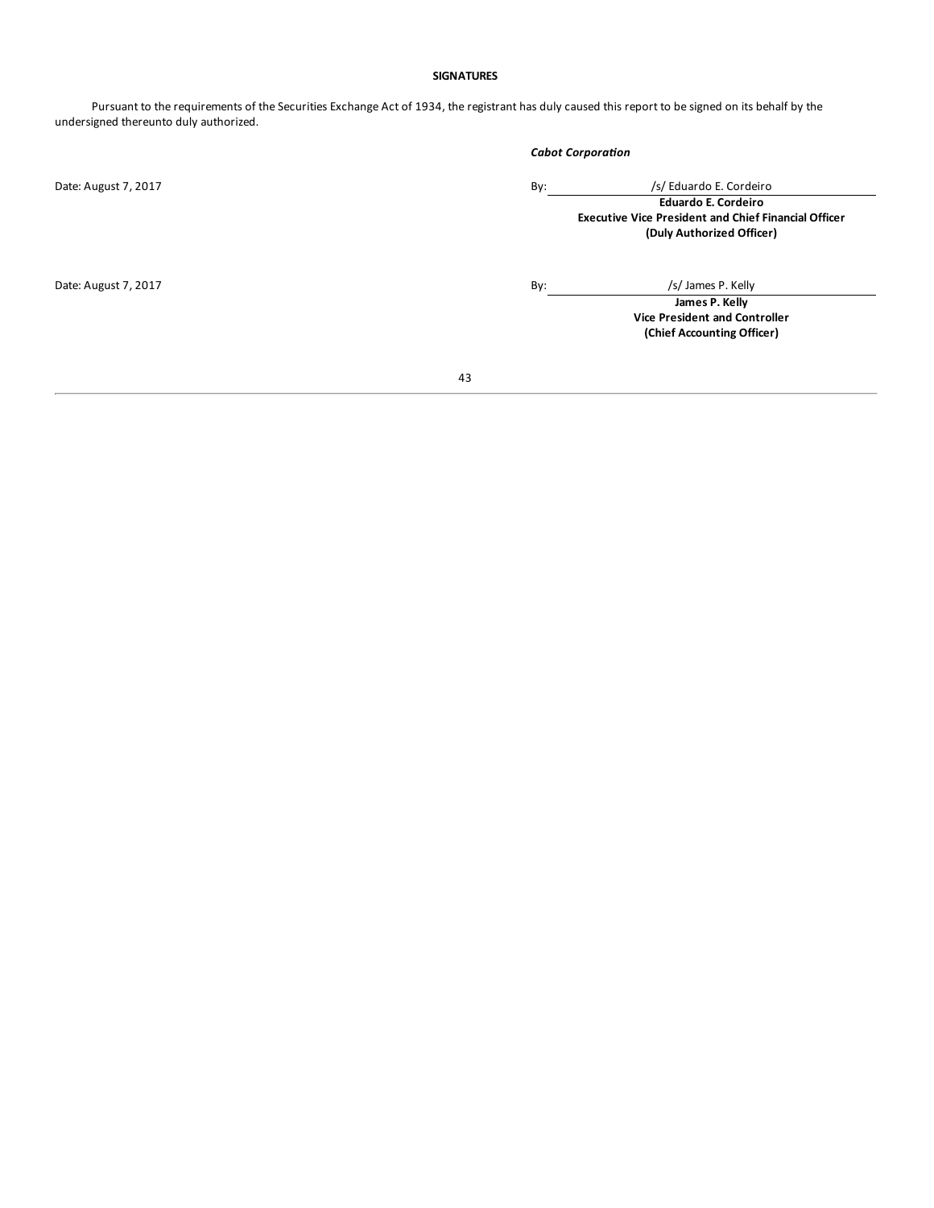**SIGNATURES**

Pursuant to the requirements of the Securities Exchange Act of 1934, the registrant has duly caused this report to be signed on its behalf by the undersigned thereunto duly authorized.

***Cabot Corporation***

Date: August 7, 2017

By: /s/ Eduardo E. Cordeiro

**Eduardo E. Cordeiro**
**Executive Vice President and Chief Financial Officer**
**(Duly Authorized Officer)**

Date: August 7, 2017

By: /s/ James P. Kelly

**James P. Kelly**
**Vice President and Controller**
**(Chief Accounting Officer)**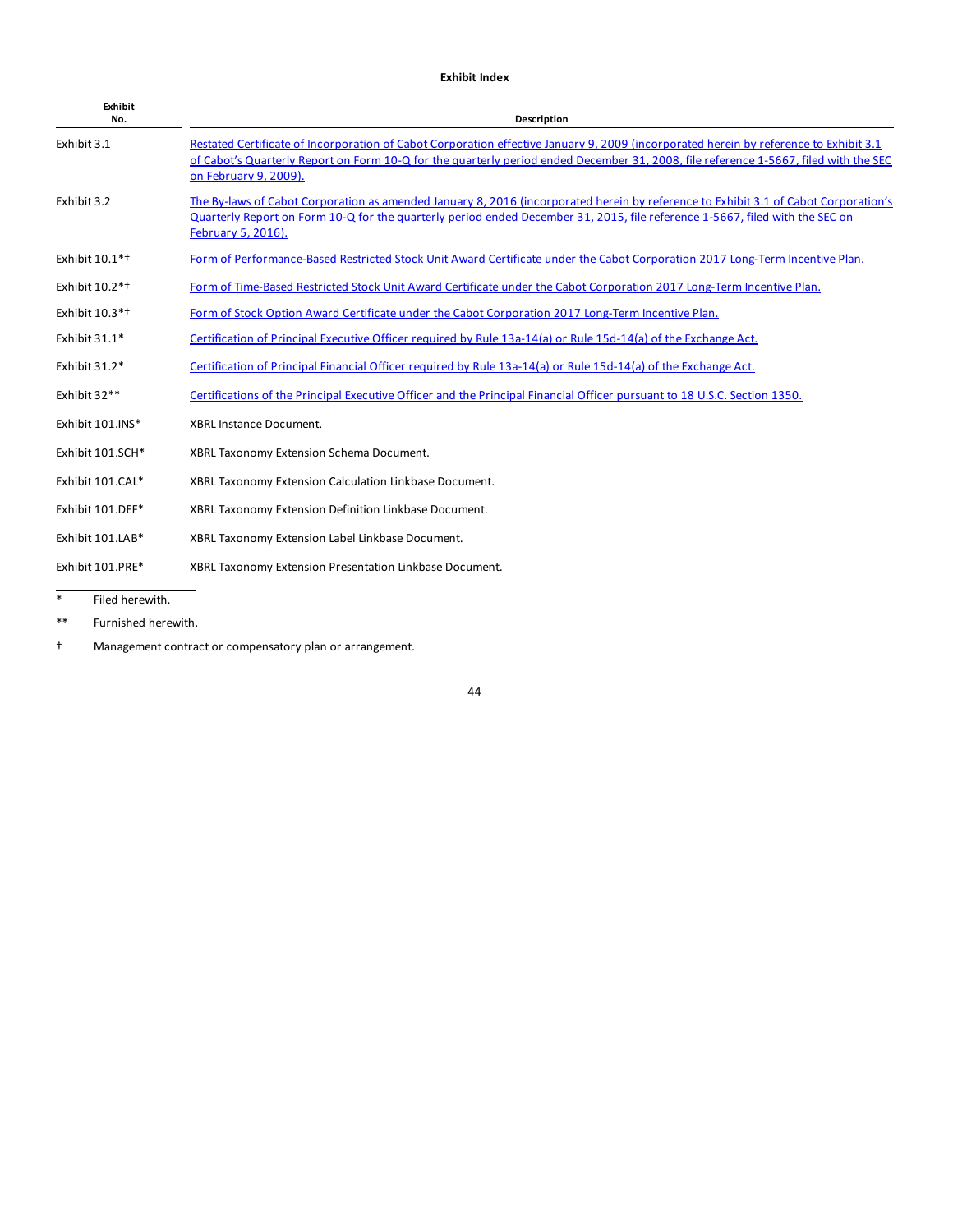**Exhibit Index**

| Exhibit No. | Description |
|---|---|
| Exhibit 3.1 | Restated Certificate of Incorporation of Cabot Corporation effective January 9, 2009 (incorporated herein by reference to Exhibit 3.1 of Cabot's Quarterly Report on Form 10-Q for the quarterly period ended December 31, 2008, file reference 1-5667, filed with the SEC on February 9, 2009). |
| Exhibit 3.2 | The By-laws of Cabot Corporation as amended January 8, 2016 (incorporated herein by reference to Exhibit 3.1 of Cabot Corporation's Quarterly Report on Form 10-Q for the quarterly period ended December 31, 2015, file reference 1-5667, filed with the SEC on February 5, 2016). |
| Exhibit 10.1*† | Form of Performance-Based Restricted Stock Unit Award Certificate under the Cabot Corporation 2017 Long-Term Incentive Plan. |
| Exhibit 10.2*† | Form of Time-Based Restricted Stock Unit Award Certificate under the Cabot Corporation 2017 Long-Term Incentive Plan. |
| Exhibit 10.3*† | Form of Stock Option Award Certificate under the Cabot Corporation 2017 Long-Term Incentive Plan. |
| Exhibit 31.1* | Certification of Principal Executive Officer required by Rule 13a-14(a) or Rule 15d-14(a) of the Exchange Act. |
| Exhibit 31.2* | Certification of Principal Financial Officer required by Rule 13a-14(a) or Rule 15d-14(a) of the Exchange Act. |
| Exhibit 32** | Certifications of the Principal Executive Officer and the Principal Financial Officer pursuant to 18 U.S.C. Section 1350. |
| Exhibit 101.INS* | XBRL Instance Document. |
| Exhibit 101.SCH* | XBRL Taxonomy Extension Schema Document. |
| Exhibit 101.CAL* | XBRL Taxonomy Extension Calculation Linkbase Document. |
| Exhibit 101.DEF* | XBRL Taxonomy Extension Definition Linkbase Document. |
| Exhibit 101.LAB* | XBRL Taxonomy Extension Label Linkbase Document. |
| Exhibit 101.PRE* | XBRL Taxonomy Extension Presentation Linkbase Document. |

\* Filed herewith.

** Furnished herewith.

† Management contract or compensatory plan or arrangement.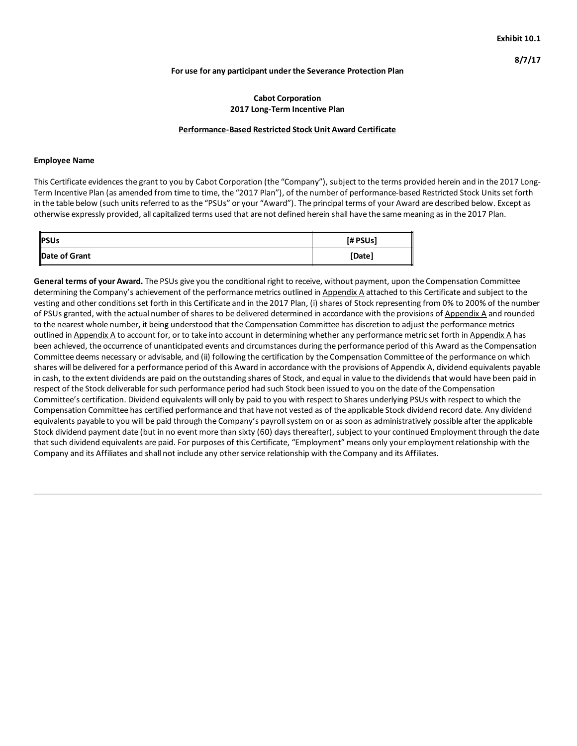**Exhibit 10.1**

**8/7/17**

**For use for any participant under the Severance Protection Plan**

**Cabot Corporation**
**2017 Long-Term Incentive Plan**

**Performance-Based Restricted Stock Unit Award Certificate**

**Employee Name**

This Certificate evidences the grant to you by Cabot Corporation (the "Company"), subject to the terms provided herein and in the 2017 Long-Term Incentive Plan (as amended from time to time, the "2017 Plan"), of the number of performance-based Restricted Stock Units set forth in the table below (such units referred to as the "PSUs" or your "Award"). The principal terms of your Award are described below. Except as otherwise expressly provided, all capitalized terms used that are not defined herein shall have the same meaning as in the 2017 Plan.

| PSUs | [# PSUs] |
| --- | --- |
| Date of Grant | [Date] |

**General terms of your Award.** The PSUs give you the conditional right to receive, without payment, upon the Compensation Committee determining the Company's achievement of the performance metrics outlined in Appendix A attached to this Certificate and subject to the vesting and other conditions set forth in this Certificate and in the 2017 Plan, (i) shares of Stock representing from 0% to 200% of the number of PSUs granted, with the actual number of shares to be delivered determined in accordance with the provisions of Appendix A and rounded to the nearest whole number, it being understood that the Compensation Committee has discretion to adjust the performance metrics outlined in Appendix A to account for, or to take into account in determining whether any performance metric set forth in Appendix A has been achieved, the occurrence of unanticipated events and circumstances during the performance period of this Award as the Compensation Committee deems necessary or advisable, and (ii) following the certification by the Compensation Committee of the performance on which shares will be delivered for a performance period of this Award in accordance with the provisions of Appendix A, dividend equivalents payable in cash, to the extent dividends are paid on the outstanding shares of Stock, and equal in value to the dividends that would have been paid in respect of the Stock deliverable for such performance period had such Stock been issued to you on the date of the Compensation Committee's certification. Dividend equivalents will only by paid to you with respect to Shares underlying PSUs with respect to which the Compensation Committee has certified performance and that have not vested as of the applicable Stock dividend record date. Any dividend equivalents payable to you will be paid through the Company's payroll system on or as soon as administratively possible after the applicable Stock dividend payment date (but in no event more than sixty (60) days thereafter), subject to your continued Employment through the date that such dividend equivalents are paid. For purposes of this Certificate, "Employment" means only your employment relationship with the Company and its Affiliates and shall not include any other service relationship with the Company and its Affiliates.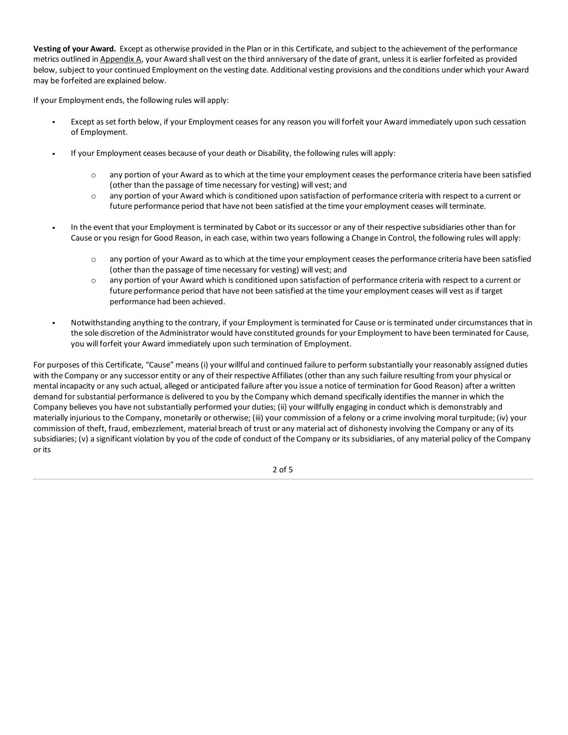**Vesting of your Award.** Except as otherwise provided in the Plan or in this Certificate, and subject to the achievement of the performance metrics outlined in Appendix A, your Award shall vest on the third anniversary of the date of grant, unless it is earlier forfeited as provided below, subject to your continued Employment on the vesting date. Additional vesting provisions and the conditions under which your Award may be forfeited are explained below.

If your Employment ends, the following rules will apply:

- Except as set forth below, if your Employment ceases for any reason you will forfeit your Award immediately upon such cessation of Employment.
- If your Employment ceases because of your death or Disability, the following rules will apply:
  - any portion of your Award as to which at the time your employment ceases the performance criteria have been satisfied (other than the passage of time necessary for vesting) will vest; and
  - any portion of your Award which is conditioned upon satisfaction of performance criteria with respect to a current or future performance period that have not been satisfied at the time your employment ceases will terminate.
- In the event that your Employment is terminated by Cabot or its successor or any of their respective subsidiaries other than for Cause or you resign for Good Reason, in each case, within two years following a Change in Control, the following rules will apply:
  - any portion of your Award as to which at the time your employment ceases the performance criteria have been satisfied (other than the passage of time necessary for vesting) will vest; and
  - any portion of your Award which is conditioned upon satisfaction of performance criteria with respect to a current or future performance period that have not been satisfied at the time your employment ceases will vest as if target performance had been achieved.
- Notwithstanding anything to the contrary, if your Employment is terminated for Cause or is terminated under circumstances that in the sole discretion of the Administrator would have constituted grounds for your Employment to have been terminated for Cause, you will forfeit your Award immediately upon such termination of Employment.

For purposes of this Certificate, "Cause" means (i) your willful and continued failure to perform substantially your reasonably assigned duties with the Company or any successor entity or any of their respective Affiliates (other than any such failure resulting from your physical or mental incapacity or any such actual, alleged or anticipated failure after you issue a notice of termination for Good Reason) after a written demand for substantial performance is delivered to you by the Company which demand specifically identifies the manner in which the Company believes you have not substantially performed your duties; (ii) your willfully engaging in conduct which is demonstrably and materially injurious to the Company, monetarily or otherwise; (iii) your commission of a felony or a crime involving moral turpitude; (iv) your commission of theft, fraud, embezzlement, material breach of trust or any material act of dishonesty involving the Company or any of its subsidiaries; (v) a significant violation by you of the code of conduct of the Company or its subsidiaries, of any material policy of the Company or its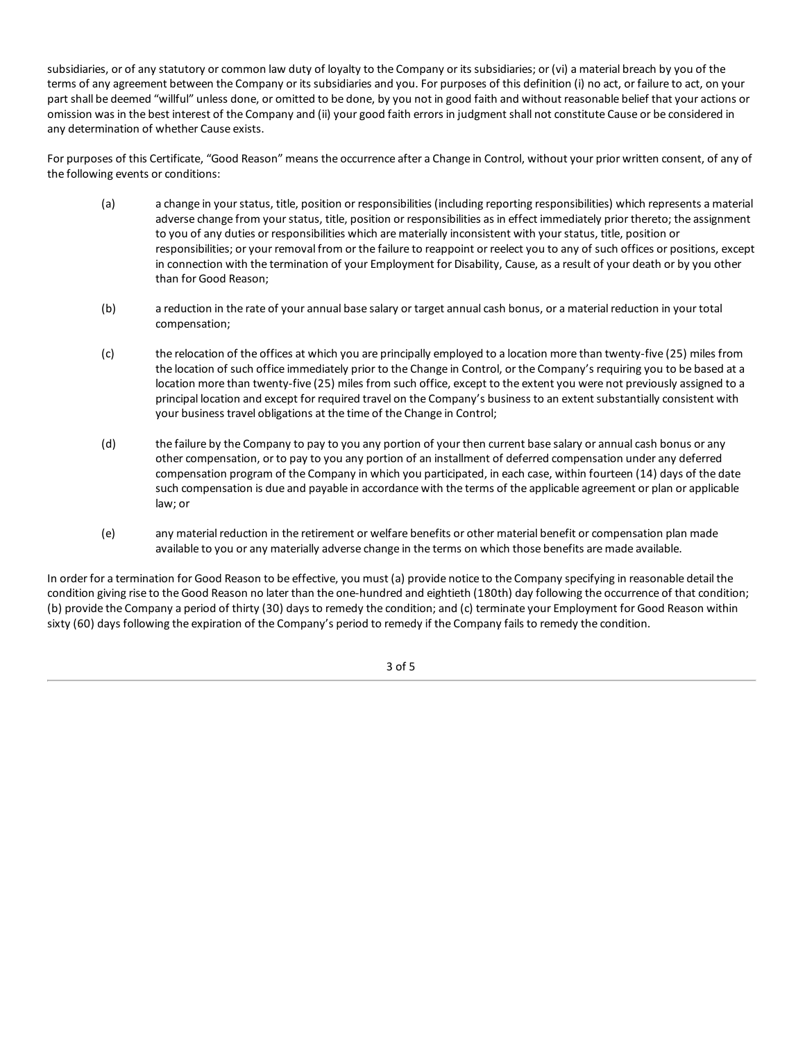subsidiaries, or of any statutory or common law duty of loyalty to the Company or its subsidiaries; or (vi) a material breach by you of the terms of any agreement between the Company or its subsidiaries and you. For purposes of this definition (i) no act, or failure to act, on your part shall be deemed "willful" unless done, or omitted to be done, by you not in good faith and without reasonable belief that your actions or omission was in the best interest of the Company and (ii) your good faith errors in judgment shall not constitute Cause or be considered in any determination of whether Cause exists.

For purposes of this Certificate, "Good Reason" means the occurrence after a Change in Control, without your prior written consent, of any of the following events or conditions:

(a) a change in your status, title, position or responsibilities (including reporting responsibilities) which represents a material adverse change from your status, title, position or responsibilities as in effect immediately prior thereto; the assignment to you of any duties or responsibilities which are materially inconsistent with your status, title, position or responsibilities; or your removal from or the failure to reappoint or reelect you to any of such offices or positions, except in connection with the termination of your Employment for Disability, Cause, as a result of your death or by you other than for Good Reason;

(b) a reduction in the rate of your annual base salary or target annual cash bonus, or a material reduction in your total compensation;

(c) the relocation of the offices at which you are principally employed to a location more than twenty-five (25) miles from the location of such office immediately prior to the Change in Control, or the Company's requiring you to be based at a location more than twenty-five (25) miles from such office, except to the extent you were not previously assigned to a principal location and except for required travel on the Company's business to an extent substantially consistent with your business travel obligations at the time of the Change in Control;

(d) the failure by the Company to pay to you any portion of your then current base salary or annual cash bonus or any other compensation, or to pay to you any portion of an installment of deferred compensation under any deferred compensation program of the Company in which you participated, in each case, within fourteen (14) days of the date such compensation is due and payable in accordance with the terms of the applicable agreement or plan or applicable law; or

(e) any material reduction in the retirement or welfare benefits or other material benefit or compensation plan made available to you or any materially adverse change in the terms on which those benefits are made available.

In order for a termination for Good Reason to be effective, you must (a) provide notice to the Company specifying in reasonable detail the condition giving rise to the Good Reason no later than the one-hundred and eightieth (180th) day following the occurrence of that condition; (b) provide the Company a period of thirty (30) days to remedy the condition; and (c) terminate your Employment for Good Reason within sixty (60) days following the expiration of the Company's period to remedy if the Company fails to remedy the condition.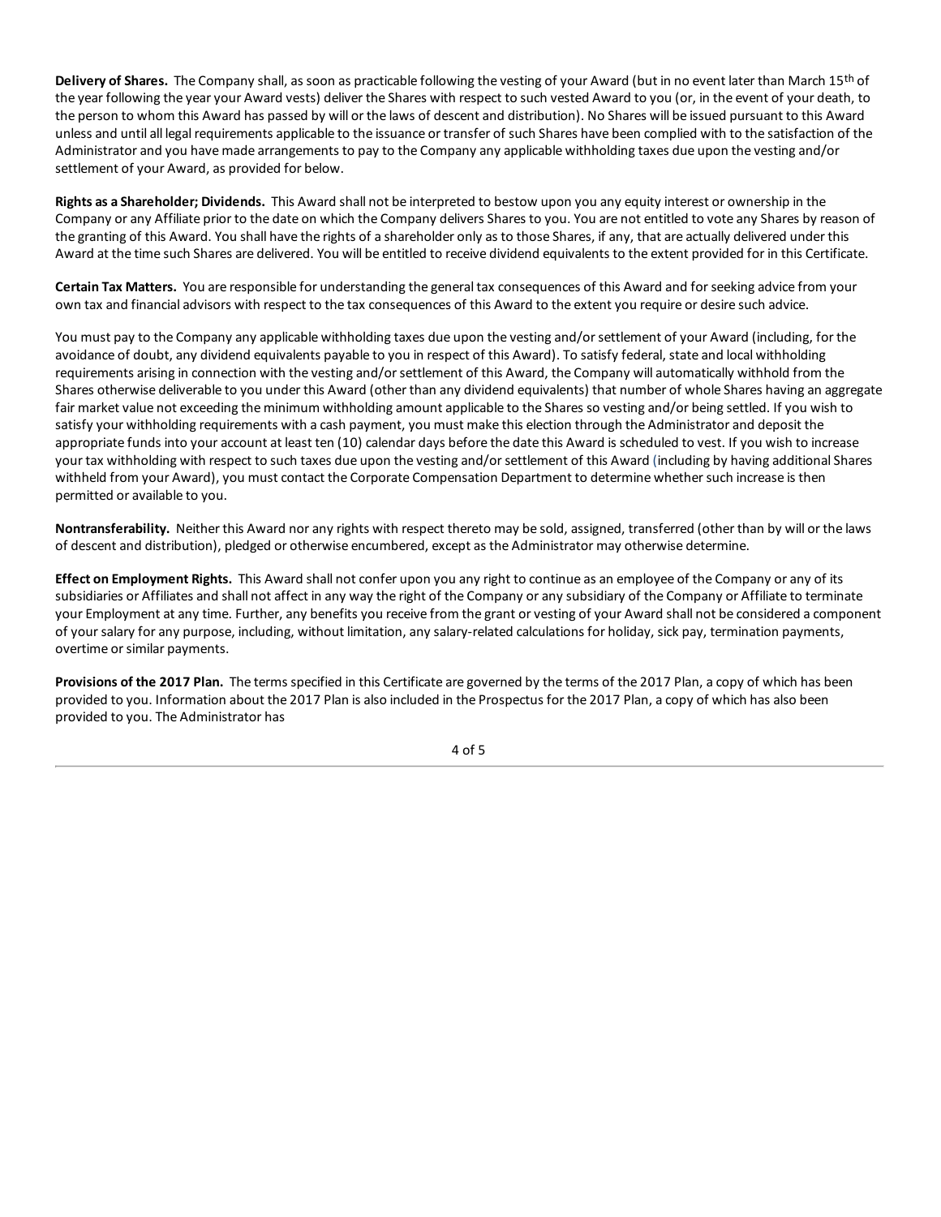**Delivery of Shares.** The Company shall, as soon as practicable following the vesting of your Award (but in no event later than March 15th of the year following the year your Award vests) deliver the Shares with respect to such vested Award to you (or, in the event of your death, to the person to whom this Award has passed by will or the laws of descent and distribution). No Shares will be issued pursuant to this Award unless and until all legal requirements applicable to the issuance or transfer of such Shares have been complied with to the satisfaction of the Administrator and you have made arrangements to pay to the Company any applicable withholding taxes due upon the vesting and/or settlement of your Award, as provided for below.

**Rights as a Shareholder; Dividends.** This Award shall not be interpreted to bestow upon you any equity interest or ownership in the Company or any Affiliate prior to the date on which the Company delivers Shares to you. You are not entitled to vote any Shares by reason of the granting of this Award. You shall have the rights of a shareholder only as to those Shares, if any, that are actually delivered under this Award at the time such Shares are delivered. You will be entitled to receive dividend equivalents to the extent provided for in this Certificate.

**Certain Tax Matters.** You are responsible for understanding the general tax consequences of this Award and for seeking advice from your own tax and financial advisors with respect to the tax consequences of this Award to the extent you require or desire such advice.

You must pay to the Company any applicable withholding taxes due upon the vesting and/or settlement of your Award (including, for the avoidance of doubt, any dividend equivalents payable to you in respect of this Award). To satisfy federal, state and local withholding requirements arising in connection with the vesting and/or settlement of this Award, the Company will automatically withhold from the Shares otherwise deliverable to you under this Award (other than any dividend equivalents) that number of whole Shares having an aggregate fair market value not exceeding the minimum withholding amount applicable to the Shares so vesting and/or being settled. If you wish to satisfy your withholding requirements with a cash payment, you must make this election through the Administrator and deposit the appropriate funds into your account at least ten (10) calendar days before the date this Award is scheduled to vest. If you wish to increase your tax withholding with respect to such taxes due upon the vesting and/or settlement of this Award (including by having additional Shares withheld from your Award), you must contact the Corporate Compensation Department to determine whether such increase is then permitted or available to you.

**Nontransferability.** Neither this Award nor any rights with respect thereto may be sold, assigned, transferred (other than by will or the laws of descent and distribution), pledged or otherwise encumbered, except as the Administrator may otherwise determine.

**Effect on Employment Rights.** This Award shall not confer upon you any right to continue as an employee of the Company or any of its subsidiaries or Affiliates and shall not affect in any way the right of the Company or any subsidiary of the Company or Affiliate to terminate your Employment at any time. Further, any benefits you receive from the grant or vesting of your Award shall not be considered a component of your salary for any purpose, including, without limitation, any salary-related calculations for holiday, sick pay, termination payments, overtime or similar payments.

**Provisions of the 2017 Plan.** The terms specified in this Certificate are governed by the terms of the 2017 Plan, a copy of which has been provided to you. Information about the 2017 Plan is also included in the Prospectus for the 2017 Plan, a copy of which has also been provided to you. The Administrator has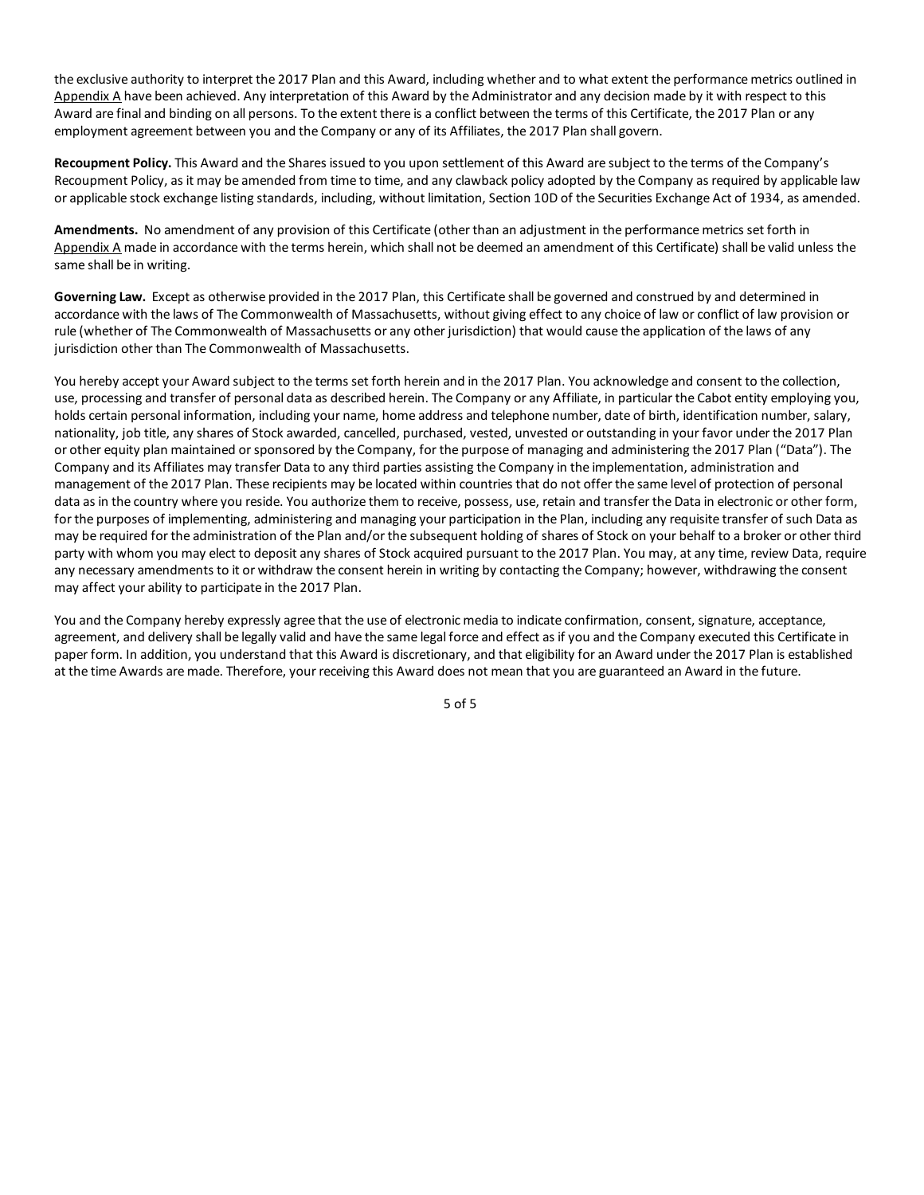the exclusive authority to interpret the 2017 Plan and this Award, including whether and to what extent the performance metrics outlined in Appendix A have been achieved. Any interpretation of this Award by the Administrator and any decision made by it with respect to this Award are final and binding on all persons. To the extent there is a conflict between the terms of this Certificate, the 2017 Plan or any employment agreement between you and the Company or any of its Affiliates, the 2017 Plan shall govern.

**Recoupment Policy.** This Award and the Shares issued to you upon settlement of this Award are subject to the terms of the Company's Recoupment Policy, as it may be amended from time to time, and any clawback policy adopted by the Company as required by applicable law or applicable stock exchange listing standards, including, without limitation, Section 10D of the Securities Exchange Act of 1934, as amended.

**Amendments.** No amendment of any provision of this Certificate (other than an adjustment in the performance metrics set forth in Appendix A made in accordance with the terms herein, which shall not be deemed an amendment of this Certificate) shall be valid unless the same shall be in writing.

**Governing Law.** Except as otherwise provided in the 2017 Plan, this Certificate shall be governed and construed by and determined in accordance with the laws of The Commonwealth of Massachusetts, without giving effect to any choice of law or conflict of law provision or rule (whether of The Commonwealth of Massachusetts or any other jurisdiction) that would cause the application of the laws of any jurisdiction other than The Commonwealth of Massachusetts.

You hereby accept your Award subject to the terms set forth herein and in the 2017 Plan. You acknowledge and consent to the collection, use, processing and transfer of personal data as described herein. The Company or any Affiliate, in particular the Cabot entity employing you, holds certain personal information, including your name, home address and telephone number, date of birth, identification number, salary, nationality, job title, any shares of Stock awarded, cancelled, purchased, vested, unvested or outstanding in your favor under the 2017 Plan or other equity plan maintained or sponsored by the Company, for the purpose of managing and administering the 2017 Plan ("Data"). The Company and its Affiliates may transfer Data to any third parties assisting the Company in the implementation, administration and management of the 2017 Plan. These recipients may be located within countries that do not offer the same level of protection of personal data as in the country where you reside. You authorize them to receive, possess, use, retain and transfer the Data in electronic or other form, for the purposes of implementing, administering and managing your participation in the Plan, including any requisite transfer of such Data as may be required for the administration of the Plan and/or the subsequent holding of shares of Stock on your behalf to a broker or other third party with whom you may elect to deposit any shares of Stock acquired pursuant to the 2017 Plan. You may, at any time, review Data, require any necessary amendments to it or withdraw the consent herein in writing by contacting the Company; however, withdrawing the consent may affect your ability to participate in the 2017 Plan.

You and the Company hereby expressly agree that the use of electronic media to indicate confirmation, consent, signature, acceptance, agreement, and delivery shall be legally valid and have the same legal force and effect as if you and the Company executed this Certificate in paper form. In addition, you understand that this Award is discretionary, and that eligibility for an Award under the 2017 Plan is established at the time Awards are made. Therefore, your receiving this Award does not mean that you are guaranteed an Award in the future.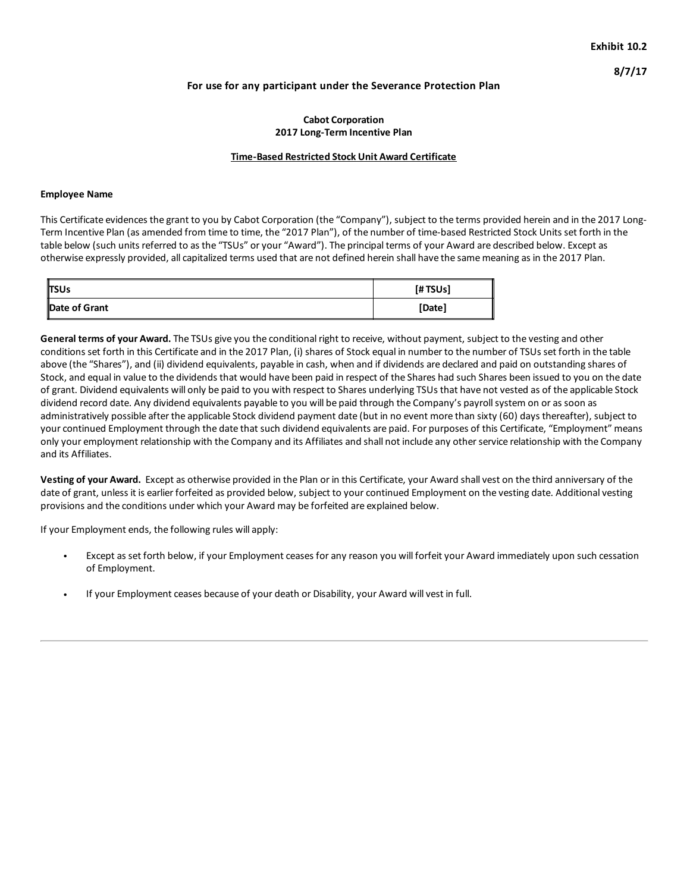**Exhibit 10.2**

**8/7/17**

**For use for any participant under the Severance Protection Plan**

**Cabot Corporation**
**2017 Long-Term Incentive Plan**

**Time-Based Restricted Stock Unit Award Certificate**

**Employee Name**

This Certificate evidences the grant to you by Cabot Corporation (the "Company"), subject to the terms provided herein and in the 2017 Long-Term Incentive Plan (as amended from time to time, the "2017 Plan"), of the number of time-based Restricted Stock Units set forth in the table below (such units referred to as the "TSUs" or your "Award"). The principal terms of your Award are described below. Except as otherwise expressly provided, all capitalized terms used that are not defined herein shall have the same meaning as in the 2017 Plan.

| | |
|---|---|
| **TSUs** | **[# TSUs]** |
| **Date of Grant** | **[Date]** |

**General terms of your Award.** The TSUs give you the conditional right to receive, without payment, subject to the vesting and other conditions set forth in this Certificate and in the 2017 Plan, (i) shares of Stock equal in number to the number of TSUs set forth in the table above (the "Shares"), and (ii) dividend equivalents, payable in cash, when and if dividends are declared and paid on outstanding shares of Stock, and equal in value to the dividends that would have been paid in respect of the Shares had such Shares been issued to you on the date of grant. Dividend equivalents will only be paid to you with respect to Shares underlying TSUs that have not vested as of the applicable Stock dividend record date. Any dividend equivalents payable to you will be paid through the Company's payroll system on or as soon as administratively possible after the applicable Stock dividend payment date (but in no event more than sixty (60) days thereafter), subject to your continued Employment through the date that such dividend equivalents are paid. For purposes of this Certificate, "Employment" means only your employment relationship with the Company and its Affiliates and shall not include any other service relationship with the Company and its Affiliates.

**Vesting of your Award.** Except as otherwise provided in the Plan or in this Certificate, your Award shall vest on the third anniversary of the date of grant, unless it is earlier forfeited as provided below, subject to your continued Employment on the vesting date. Additional vesting provisions and the conditions under which your Award may be forfeited are explained below.

If your Employment ends, the following rules will apply:

- Except as set forth below, if your Employment ceases for any reason you will forfeit your Award immediately upon such cessation of Employment.
- If your Employment ceases because of your death or Disability, your Award will vest in full.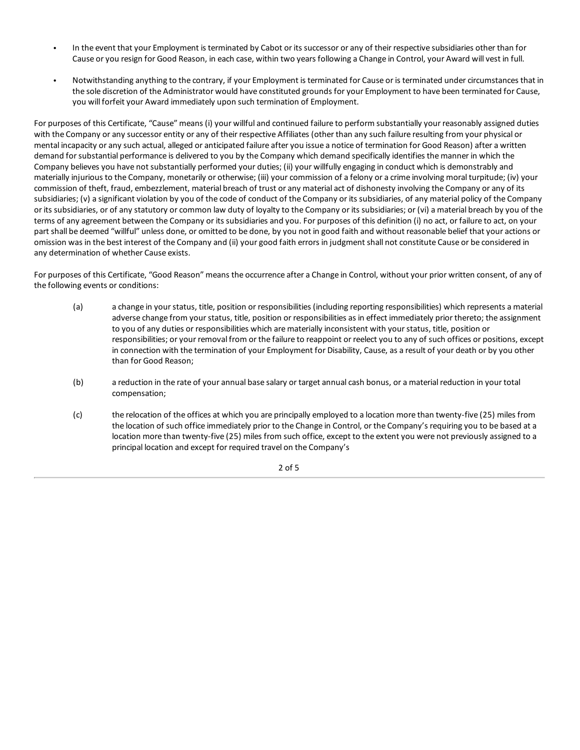- In the event that your Employment is terminated by Cabot or its successor or any of their respective subsidiaries other than for Cause or you resign for Good Reason, in each case, within two years following a Change in Control, your Award will vest in full.
- Notwithstanding anything to the contrary, if your Employment is terminated for Cause or is terminated under circumstances that in the sole discretion of the Administrator would have constituted grounds for your Employment to have been terminated for Cause, you will forfeit your Award immediately upon such termination of Employment.

For purposes of this Certificate, "Cause" means (i) your willful and continued failure to perform substantially your reasonably assigned duties with the Company or any successor entity or any of their respective Affiliates (other than any such failure resulting from your physical or mental incapacity or any such actual, alleged or anticipated failure after you issue a notice of termination for Good Reason) after a written demand for substantial performance is delivered to you by the Company which demand specifically identifies the manner in which the Company believes you have not substantially performed your duties; (ii) your willfully engaging in conduct which is demonstrably and materially injurious to the Company, monetarily or otherwise; (iii) your commission of a felony or a crime involving moral turpitude; (iv) your commission of theft, fraud, embezzlement, material breach of trust or any material act of dishonesty involving the Company or any of its subsidiaries; (v) a significant violation by you of the code of conduct of the Company or its subsidiaries, of any material policy of the Company or its subsidiaries, or of any statutory or common law duty of loyalty to the Company or its subsidiaries; or (vi) a material breach by you of the terms of any agreement between the Company or its subsidiaries and you. For purposes of this definition (i) no act, or failure to act, on your part shall be deemed "willful" unless done, or omitted to be done, by you not in good faith and without reasonable belief that your actions or omission was in the best interest of the Company and (ii) your good faith errors in judgment shall not constitute Cause or be considered in any determination of whether Cause exists.

For purposes of this Certificate, "Good Reason" means the occurrence after a Change in Control, without your prior written consent, of any of the following events or conditions:

(a) a change in your status, title, position or responsibilities (including reporting responsibilities) which represents a material adverse change from your status, title, position or responsibilities as in effect immediately prior thereto; the assignment to you of any duties or responsibilities which are materially inconsistent with your status, title, position or responsibilities; or your removal from or the failure to reappoint or reelect you to any of such offices or positions, except in connection with the termination of your Employment for Disability, Cause, as a result of your death or by you other than for Good Reason;

(b) a reduction in the rate of your annual base salary or target annual cash bonus, or a material reduction in your total compensation;

(c) the relocation of the offices at which you are principally employed to a location more than twenty-five (25) miles from the location of such office immediately prior to the Change in Control, or the Company's requiring you to be based at a location more than twenty-five (25) miles from such office, except to the extent you were not previously assigned to a principal location and except for required travel on the Company's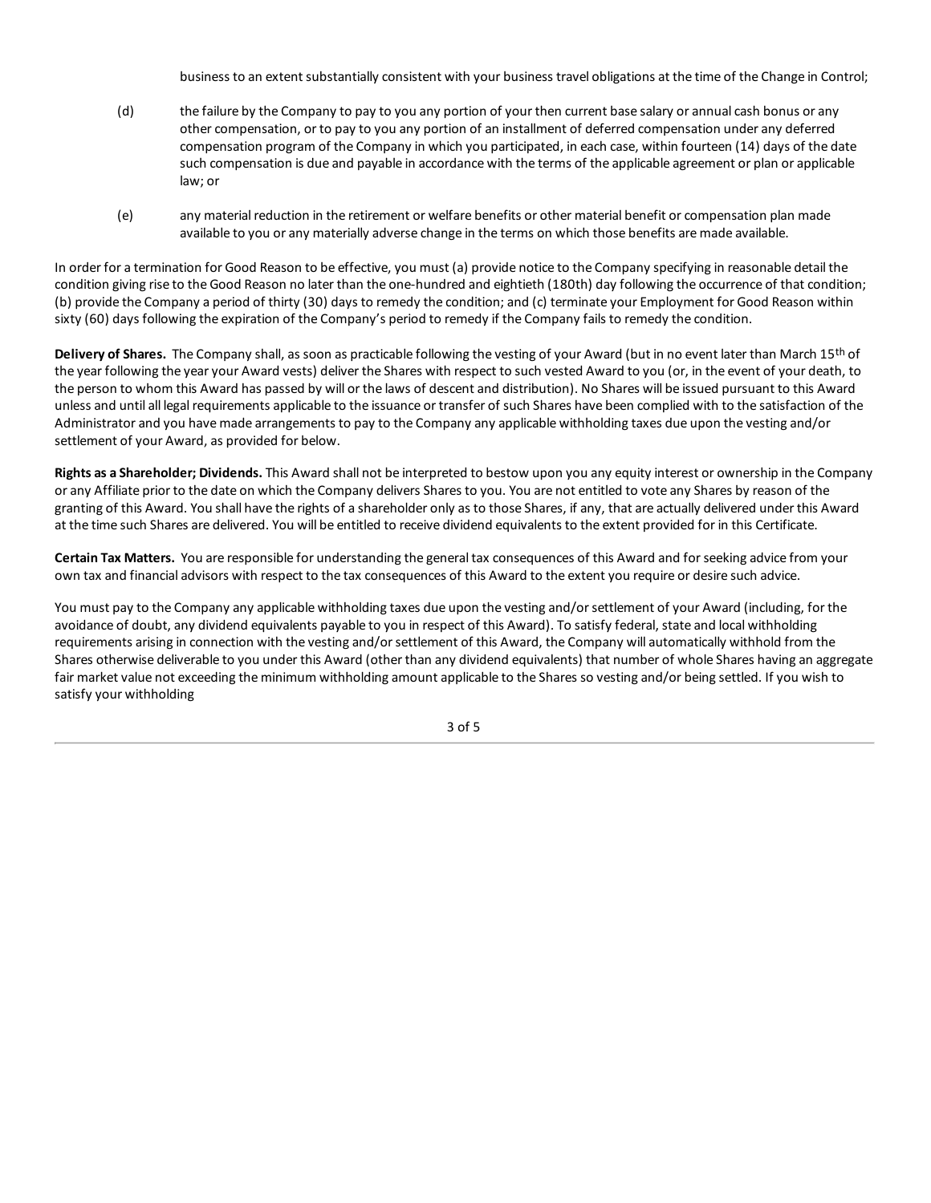business to an extent substantially consistent with your business travel obligations at the time of the Change in Control;

(d) the failure by the Company to pay to you any portion of your then current base salary or annual cash bonus or any other compensation, or to pay to you any portion of an installment of deferred compensation under any deferred compensation program of the Company in which you participated, in each case, within fourteen (14) days of the date such compensation is due and payable in accordance with the terms of the applicable agreement or plan or applicable law; or

(e) any material reduction in the retirement or welfare benefits or other material benefit or compensation plan made available to you or any materially adverse change in the terms on which those benefits are made available.

In order for a termination for Good Reason to be effective, you must (a) provide notice to the Company specifying in reasonable detail the condition giving rise to the Good Reason no later than the one-hundred and eightieth (180th) day following the occurrence of that condition; (b) provide the Company a period of thirty (30) days to remedy the condition; and (c) terminate your Employment for Good Reason within sixty (60) days following the expiration of the Company's period to remedy if the Company fails to remedy the condition.

**Delivery of Shares.** The Company shall, as soon as practicable following the vesting of your Award (but in no event later than March 15th of the year following the year your Award vests) deliver the Shares with respect to such vested Award to you (or, in the event of your death, to the person to whom this Award has passed by will or the laws of descent and distribution). No Shares will be issued pursuant to this Award unless and until all legal requirements applicable to the issuance or transfer of such Shares have been complied with to the satisfaction of the Administrator and you have made arrangements to pay to the Company any applicable withholding taxes due upon the vesting and/or settlement of your Award, as provided for below.

**Rights as a Shareholder; Dividends.** This Award shall not be interpreted to bestow upon you any equity interest or ownership in the Company or any Affiliate prior to the date on which the Company delivers Shares to you. You are not entitled to vote any Shares by reason of the granting of this Award. You shall have the rights of a shareholder only as to those Shares, if any, that are actually delivered under this Award at the time such Shares are delivered. You will be entitled to receive dividend equivalents to the extent provided for in this Certificate.

**Certain Tax Matters.** You are responsible for understanding the general tax consequences of this Award and for seeking advice from your own tax and financial advisors with respect to the tax consequences of this Award to the extent you require or desire such advice.

You must pay to the Company any applicable withholding taxes due upon the vesting and/or settlement of your Award (including, for the avoidance of doubt, any dividend equivalents payable to you in respect of this Award). To satisfy federal, state and local withholding requirements arising in connection with the vesting and/or settlement of this Award, the Company will automatically withhold from the Shares otherwise deliverable to you under this Award (other than any dividend equivalents) that number of whole Shares having an aggregate fair market value not exceeding the minimum withholding amount applicable to the Shares so vesting and/or being settled. If you wish to satisfy your withholding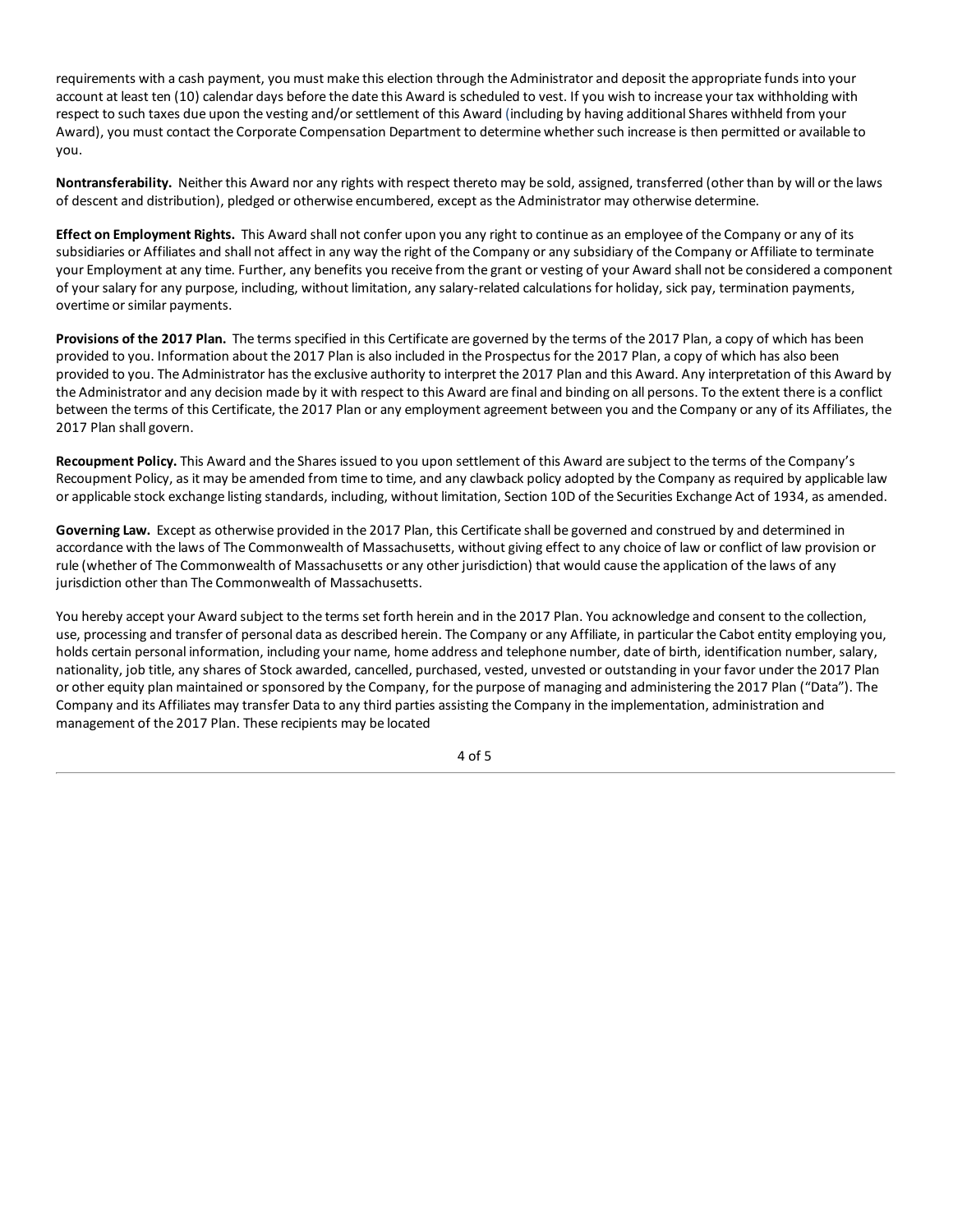requirements with a cash payment, you must make this election through the Administrator and deposit the appropriate funds into your account at least ten (10) calendar days before the date this Award is scheduled to vest. If you wish to increase your tax withholding with respect to such taxes due upon the vesting and/or settlement of this Award (including by having additional Shares withheld from your Award), you must contact the Corporate Compensation Department to determine whether such increase is then permitted or available to you.

**Nontransferability.** Neither this Award nor any rights with respect thereto may be sold, assigned, transferred (other than by will or the laws of descent and distribution), pledged or otherwise encumbered, except as the Administrator may otherwise determine.

**Effect on Employment Rights.** This Award shall not confer upon you any right to continue as an employee of the Company or any of its subsidiaries or Affiliates and shall not affect in any way the right of the Company or any subsidiary of the Company or Affiliate to terminate your Employment at any time. Further, any benefits you receive from the grant or vesting of your Award shall not be considered a component of your salary for any purpose, including, without limitation, any salary-related calculations for holiday, sick pay, termination payments, overtime or similar payments.

**Provisions of the 2017 Plan.** The terms specified in this Certificate are governed by the terms of the 2017 Plan, a copy of which has been provided to you. Information about the 2017 Plan is also included in the Prospectus for the 2017 Plan, a copy of which has also been provided to you. The Administrator has the exclusive authority to interpret the 2017 Plan and this Award. Any interpretation of this Award by the Administrator and any decision made by it with respect to this Award are final and binding on all persons. To the extent there is a conflict between the terms of this Certificate, the 2017 Plan or any employment agreement between you and the Company or any of its Affiliates, the 2017 Plan shall govern.

**Recoupment Policy.** This Award and the Shares issued to you upon settlement of this Award are subject to the terms of the Company's Recoupment Policy, as it may be amended from time to time, and any clawback policy adopted by the Company as required by applicable law or applicable stock exchange listing standards, including, without limitation, Section 10D of the Securities Exchange Act of 1934, as amended.

**Governing Law.** Except as otherwise provided in the 2017 Plan, this Certificate shall be governed and construed by and determined in accordance with the laws of The Commonwealth of Massachusetts, without giving effect to any choice of law or conflict of law provision or rule (whether of The Commonwealth of Massachusetts or any other jurisdiction) that would cause the application of the laws of any jurisdiction other than The Commonwealth of Massachusetts.

You hereby accept your Award subject to the terms set forth herein and in the 2017 Plan. You acknowledge and consent to the collection, use, processing and transfer of personal data as described herein. The Company or any Affiliate, in particular the Cabot entity employing you, holds certain personal information, including your name, home address and telephone number, date of birth, identification number, salary, nationality, job title, any shares of Stock awarded, cancelled, purchased, vested, unvested or outstanding in your favor under the 2017 Plan or other equity plan maintained or sponsored by the Company, for the purpose of managing and administering the 2017 Plan ("Data"). The Company and its Affiliates may transfer Data to any third parties assisting the Company in the implementation, administration and management of the 2017 Plan. These recipients may be located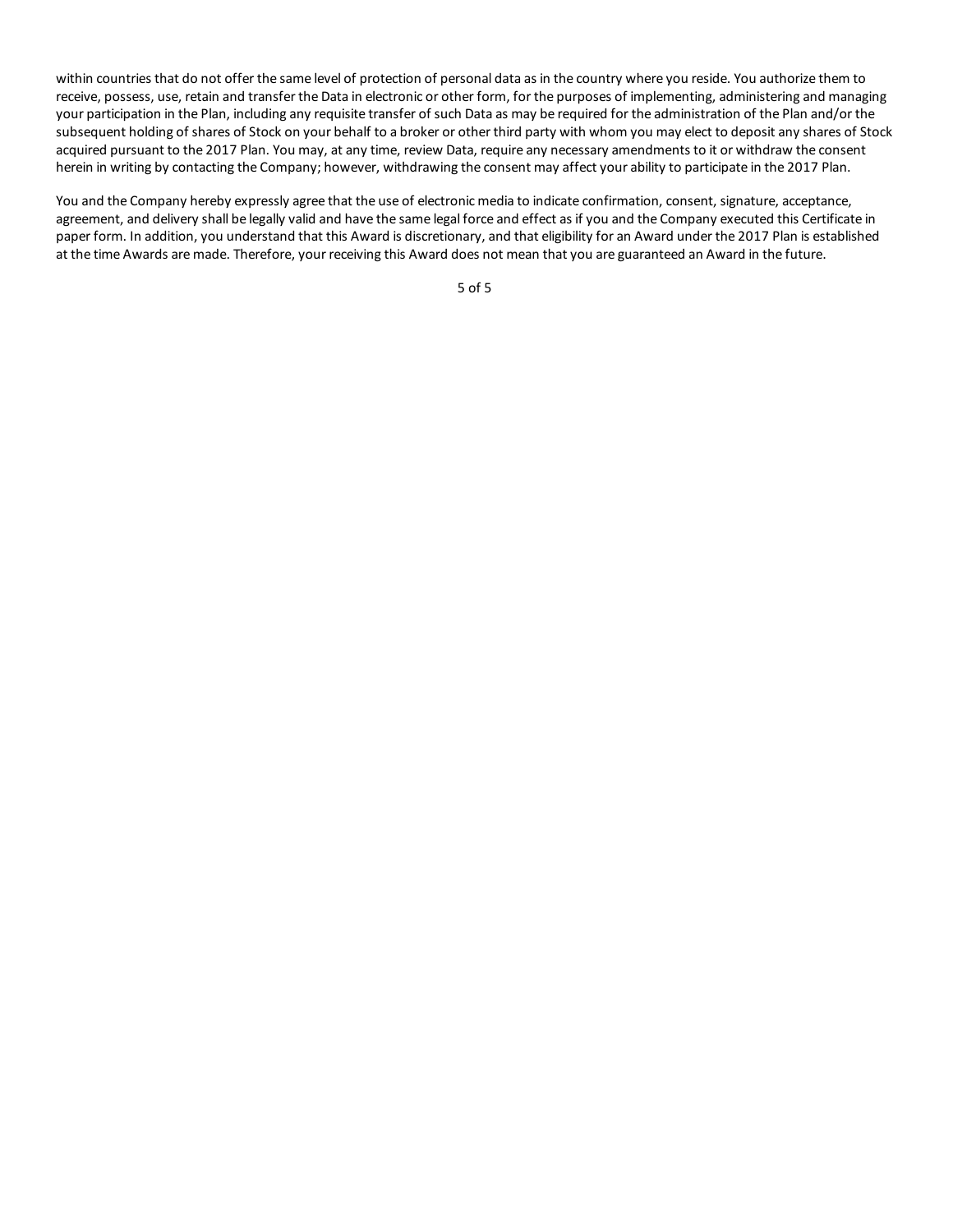within countries that do not offer the same level of protection of personal data as in the country where you reside. You authorize them to receive, possess, use, retain and transfer the Data in electronic or other form, for the purposes of implementing, administering and managing your participation in the Plan, including any requisite transfer of such Data as may be required for the administration of the Plan and/or the subsequent holding of shares of Stock on your behalf to a broker or other third party with whom you may elect to deposit any shares of Stock acquired pursuant to the 2017 Plan. You may, at any time, review Data, require any necessary amendments to it or withdraw the consent herein in writing by contacting the Company; however, withdrawing the consent may affect your ability to participate in the 2017 Plan.

You and the Company hereby expressly agree that the use of electronic media to indicate confirmation, consent, signature, acceptance, agreement, and delivery shall be legally valid and have the same legal force and effect as if you and the Company executed this Certificate in paper form. In addition, you understand that this Award is discretionary, and that eligibility for an Award under the 2017 Plan is established at the time Awards are made. Therefore, your receiving this Award does not mean that you are guaranteed an Award in the future.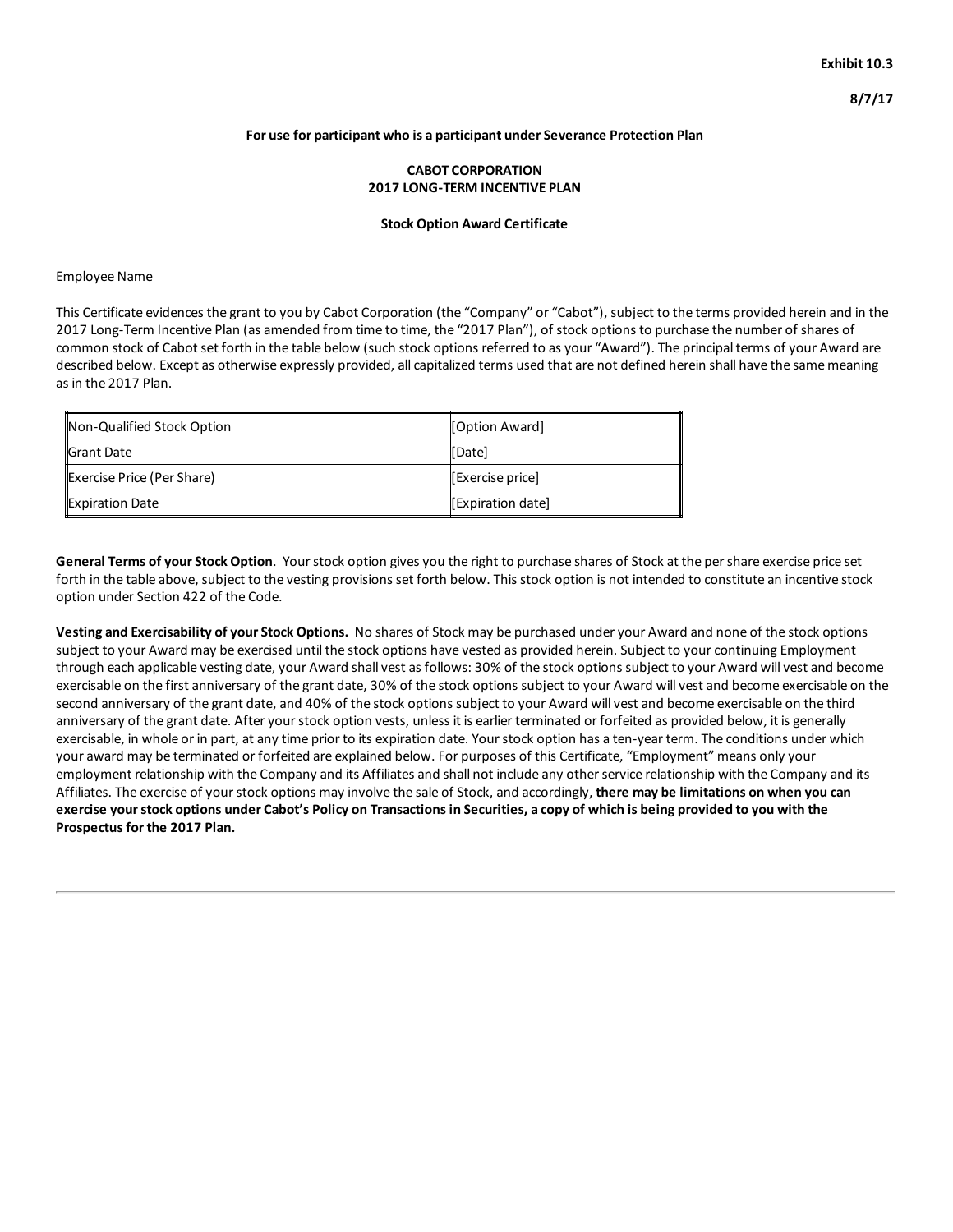**Exhibit 10.3**

**8/7/17**

**For use for participant who is a participant under Severance Protection Plan**

**CABOT CORPORATION**
**2017 LONG-TERM INCENTIVE PLAN**

**Stock Option Award Certificate**

Employee Name

This Certificate evidences the grant to you by Cabot Corporation (the "Company" or "Cabot"), subject to the terms provided herein and in the 2017 Long-Term Incentive Plan (as amended from time to time, the "2017 Plan"), of stock options to purchase the number of shares of common stock of Cabot set forth in the table below (such stock options referred to as your "Award"). The principal terms of your Award are described below. Except as otherwise expressly provided, all capitalized terms used that are not defined herein shall have the same meaning as in the 2017 Plan.

| | |
|---|---|
| Non-Qualified Stock Option | [Option Award] |
| Grant Date | [Date] |
| Exercise Price (Per Share) | [Exercise price] |
| Expiration Date | [Expiration date] |

**General Terms of your Stock Option**. Your stock option gives you the right to purchase shares of Stock at the per share exercise price set forth in the table above, subject to the vesting provisions set forth below. This stock option is not intended to constitute an incentive stock option under Section 422 of the Code.

**Vesting and Exercisability of your Stock Options.** No shares of Stock may be purchased under your Award and none of the stock options subject to your Award may be exercised until the stock options have vested as provided herein. Subject to your continuing Employment through each applicable vesting date, your Award shall vest as follows: 30% of the stock options subject to your Award will vest and become exercisable on the first anniversary of the grant date, 30% of the stock options subject to your Award will vest and become exercisable on the second anniversary of the grant date, and 40% of the stock options subject to your Award will vest and become exercisable on the third anniversary of the grant date. After your stock option vests, unless it is earlier terminated or forfeited as provided below, it is generally exercisable, in whole or in part, at any time prior to its expiration date. Your stock option has a ten-year term. The conditions under which your award may be terminated or forfeited are explained below. For purposes of this Certificate, "Employment" means only your employment relationship with the Company and its Affiliates and shall not include any other service relationship with the Company and its Affiliates. The exercise of your stock options may involve the sale of Stock, and accordingly, **there may be limitations on when you can exercise your stock options under Cabot's Policy on Transactions in Securities, a copy of which is being provided to you with the Prospectus for the 2017 Plan.**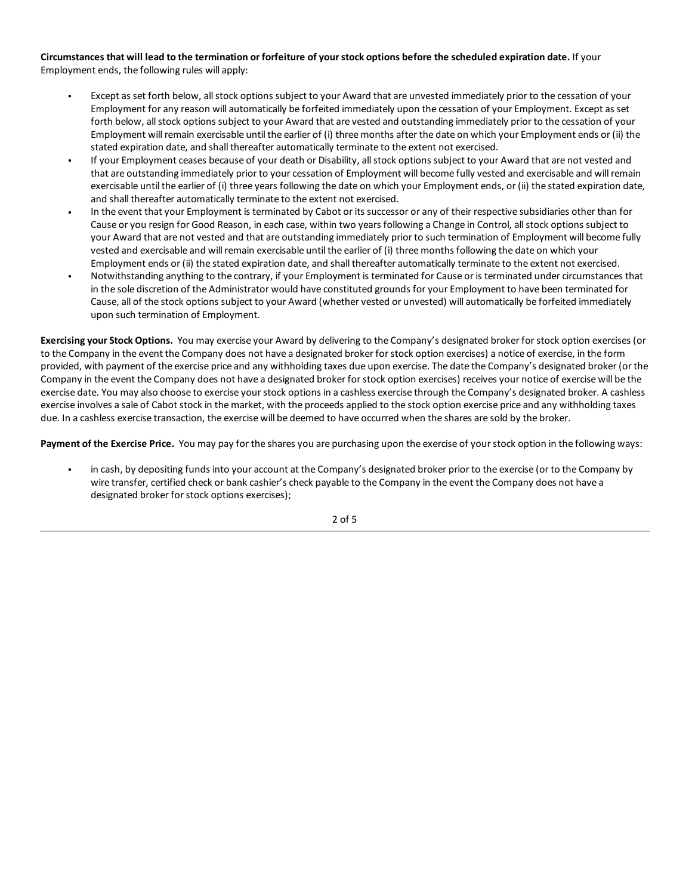**Circumstances that will lead to the termination or forfeiture of your stock options before the scheduled expiration date.** If your Employment ends, the following rules will apply:

- Except as set forth below, all stock options subject to your Award that are unvested immediately prior to the cessation of your Employment for any reason will automatically be forfeited immediately upon the cessation of your Employment. Except as set forth below, all stock options subject to your Award that are vested and outstanding immediately prior to the cessation of your Employment will remain exercisable until the earlier of (i) three months after the date on which your Employment ends or (ii) the stated expiration date, and shall thereafter automatically terminate to the extent not exercised.
- If your Employment ceases because of your death or Disability, all stock options subject to your Award that are not vested and that are outstanding immediately prior to your cessation of Employment will become fully vested and exercisable and will remain exercisable until the earlier of (i) three years following the date on which your Employment ends, or (ii) the stated expiration date, and shall thereafter automatically terminate to the extent not exercised.
- In the event that your Employment is terminated by Cabot or its successor or any of their respective subsidiaries other than for Cause or you resign for Good Reason, in each case, within two years following a Change in Control, all stock options subject to your Award that are not vested and that are outstanding immediately prior to such termination of Employment will become fully vested and exercisable and will remain exercisable until the earlier of (i) three months following the date on which your Employment ends or (ii) the stated expiration date, and shall thereafter automatically terminate to the extent not exercised.
- Notwithstanding anything to the contrary, if your Employment is terminated for Cause or is terminated under circumstances that in the sole discretion of the Administrator would have constituted grounds for your Employment to have been terminated for Cause, all of the stock options subject to your Award (whether vested or unvested) will automatically be forfeited immediately upon such termination of Employment.

**Exercising your Stock Options.** You may exercise your Award by delivering to the Company's designated broker for stock option exercises (or to the Company in the event the Company does not have a designated broker for stock option exercises) a notice of exercise, in the form provided, with payment of the exercise price and any withholding taxes due upon exercise. The date the Company's designated broker (or the Company in the event the Company does not have a designated broker for stock option exercises) receives your notice of exercise will be the exercise date. You may also choose to exercise your stock options in a cashless exercise through the Company's designated broker. A cashless exercise involves a sale of Cabot stock in the market, with the proceeds applied to the stock option exercise price and any withholding taxes due. In a cashless exercise transaction, the exercise will be deemed to have occurred when the shares are sold by the broker.

**Payment of the Exercise Price.** You may pay for the shares you are purchasing upon the exercise of your stock option in the following ways:

- in cash, by depositing funds into your account at the Company's designated broker prior to the exercise (or to the Company by wire transfer, certified check or bank cashier's check payable to the Company in the event the Company does not have a designated broker for stock options exercises);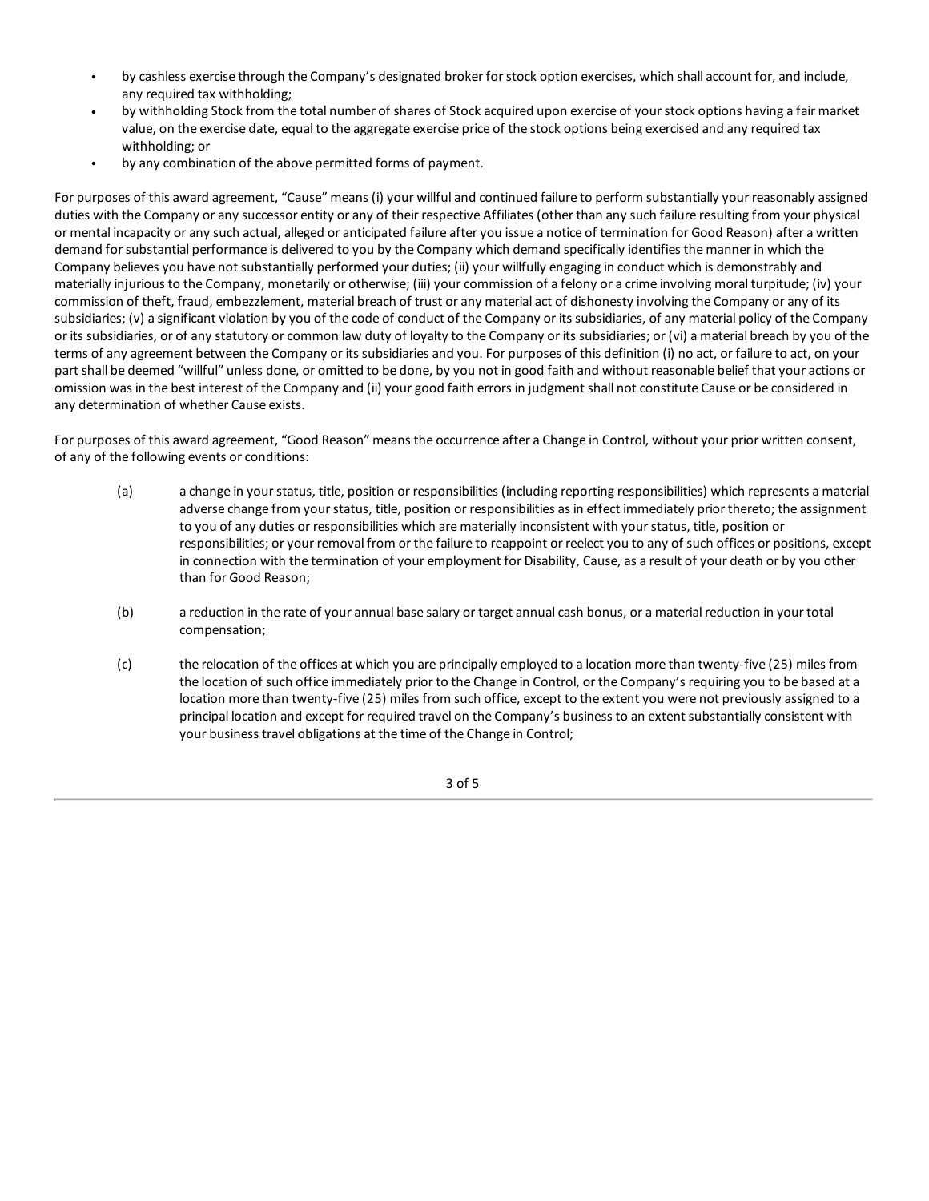- by cashless exercise through the Company's designated broker for stock option exercises, which shall account for, and include, any required tax withholding;
- by withholding Stock from the total number of shares of Stock acquired upon exercise of your stock options having a fair market value, on the exercise date, equal to the aggregate exercise price of the stock options being exercised and any required tax withholding; or
- by any combination of the above permitted forms of payment.

For purposes of this award agreement, "Cause" means (i) your willful and continued failure to perform substantially your reasonably assigned duties with the Company or any successor entity or any of their respective Affiliates (other than any such failure resulting from your physical or mental incapacity or any such actual, alleged or anticipated failure after you issue a notice of termination for Good Reason) after a written demand for substantial performance is delivered to you by the Company which demand specifically identifies the manner in which the Company believes you have not substantially performed your duties; (ii) your willfully engaging in conduct which is demonstrably and materially injurious to the Company, monetarily or otherwise; (iii) your commission of a felony or a crime involving moral turpitude; (iv) your commission of theft, fraud, embezzlement, material breach of trust or any material act of dishonesty involving the Company or any of its subsidiaries; (v) a significant violation by you of the code of conduct of the Company or its subsidiaries, of any material policy of the Company or its subsidiaries, or of any statutory or common law duty of loyalty to the Company or its subsidiaries; or (vi) a material breach by you of the terms of any agreement between the Company or its subsidiaries and you. For purposes of this definition (i) no act, or failure to act, on your part shall be deemed "willful" unless done, or omitted to be done, by you not in good faith and without reasonable belief that your actions or omission was in the best interest of the Company and (ii) your good faith errors in judgment shall not constitute Cause or be considered in any determination of whether Cause exists.

For purposes of this award agreement, "Good Reason" means the occurrence after a Change in Control, without your prior written consent, of any of the following events or conditions:

(a) a change in your status, title, position or responsibilities (including reporting responsibilities) which represents a material adverse change from your status, title, position or responsibilities as in effect immediately prior thereto; the assignment to you of any duties or responsibilities which are materially inconsistent with your status, title, position or responsibilities; or your removal from or the failure to reappoint or reelect you to any of such offices or positions, except in connection with the termination of your employment for Disability, Cause, as a result of your death or by you other than for Good Reason;

(b) a reduction in the rate of your annual base salary or target annual cash bonus, or a material reduction in your total compensation;

(c) the relocation of the offices at which you are principally employed to a location more than twenty-five (25) miles from the location of such office immediately prior to the Change in Control, or the Company's requiring you to be based at a location more than twenty-five (25) miles from such office, except to the extent you were not previously assigned to a principal location and except for required travel on the Company's business to an extent substantially consistent with your business travel obligations at the time of the Change in Control;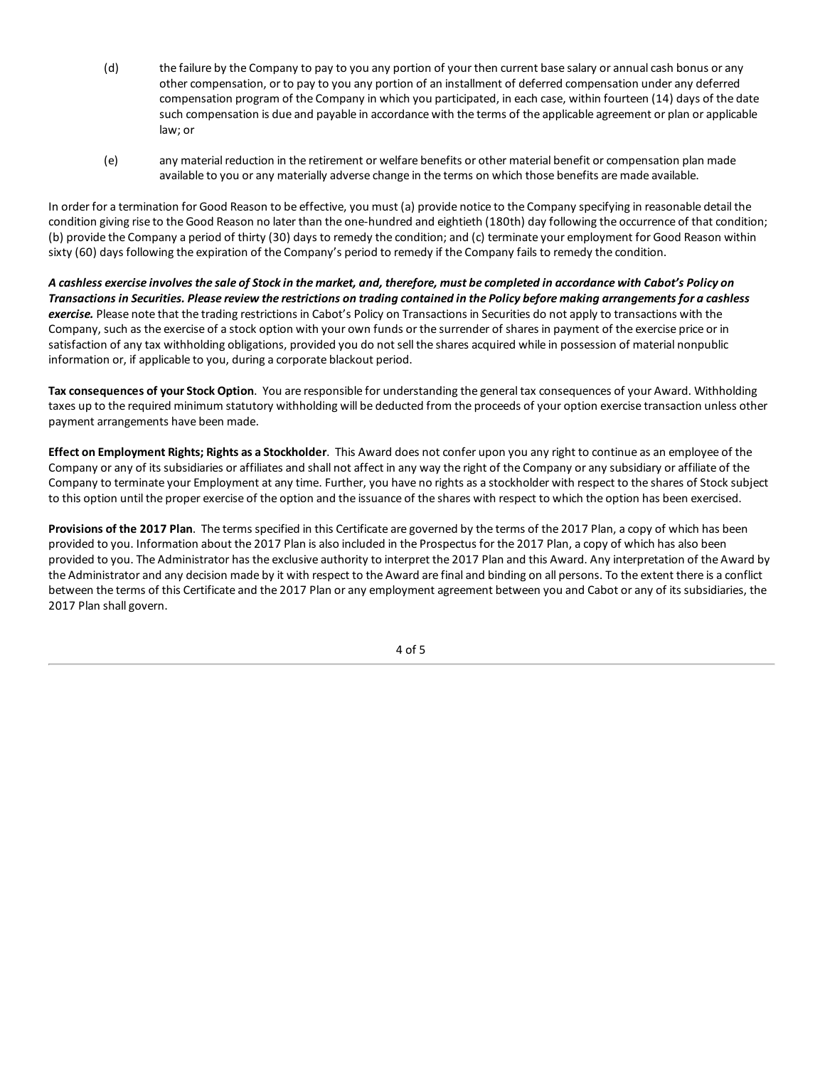(d) the failure by the Company to pay to you any portion of your then current base salary or annual cash bonus or any other compensation, or to pay to you any portion of an installment of deferred compensation under any deferred compensation program of the Company in which you participated, in each case, within fourteen (14) days of the date such compensation is due and payable in accordance with the terms of the applicable agreement or plan or applicable law; or

(e) any material reduction in the retirement or welfare benefits or other material benefit or compensation plan made available to you or any materially adverse change in the terms on which those benefits are made available.

In order for a termination for Good Reason to be effective, you must (a) provide notice to the Company specifying in reasonable detail the condition giving rise to the Good Reason no later than the one-hundred and eightieth (180th) day following the occurrence of that condition; (b) provide the Company a period of thirty (30) days to remedy the condition; and (c) terminate your employment for Good Reason within sixty (60) days following the expiration of the Company's period to remedy if the Company fails to remedy the condition.

***A cashless exercise involves the sale of Stock in the market, and, therefore, must be completed in accordance with Cabot's Policy on Transactions in Securities. Please review the restrictions on trading contained in the Policy before making arrangements for a cashless exercise.*** Please note that the trading restrictions in Cabot's Policy on Transactions in Securities do not apply to transactions with the Company, such as the exercise of a stock option with your own funds or the surrender of shares in payment of the exercise price or in satisfaction of any tax withholding obligations, provided you do not sell the shares acquired while in possession of material nonpublic information or, if applicable to you, during a corporate blackout period.

**Tax consequences of your Stock Option**. You are responsible for understanding the general tax consequences of your Award. Withholding taxes up to the required minimum statutory withholding will be deducted from the proceeds of your option exercise transaction unless other payment arrangements have been made.

**Effect on Employment Rights; Rights as a Stockholder**. This Award does not confer upon you any right to continue as an employee of the Company or any of its subsidiaries or affiliates and shall not affect in any way the right of the Company or any subsidiary or affiliate of the Company to terminate your Employment at any time. Further, you have no rights as a stockholder with respect to the shares of Stock subject to this option until the proper exercise of the option and the issuance of the shares with respect to which the option has been exercised.

**Provisions of the 2017 Plan**. The terms specified in this Certificate are governed by the terms of the 2017 Plan, a copy of which has been provided to you. Information about the 2017 Plan is also included in the Prospectus for the 2017 Plan, a copy of which has also been provided to you. The Administrator has the exclusive authority to interpret the 2017 Plan and this Award. Any interpretation of the Award by the Administrator and any decision made by it with respect to the Award are final and binding on all persons. To the extent there is a conflict between the terms of this Certificate and the 2017 Plan or any employment agreement between you and Cabot or any of its subsidiaries, the 2017 Plan shall govern.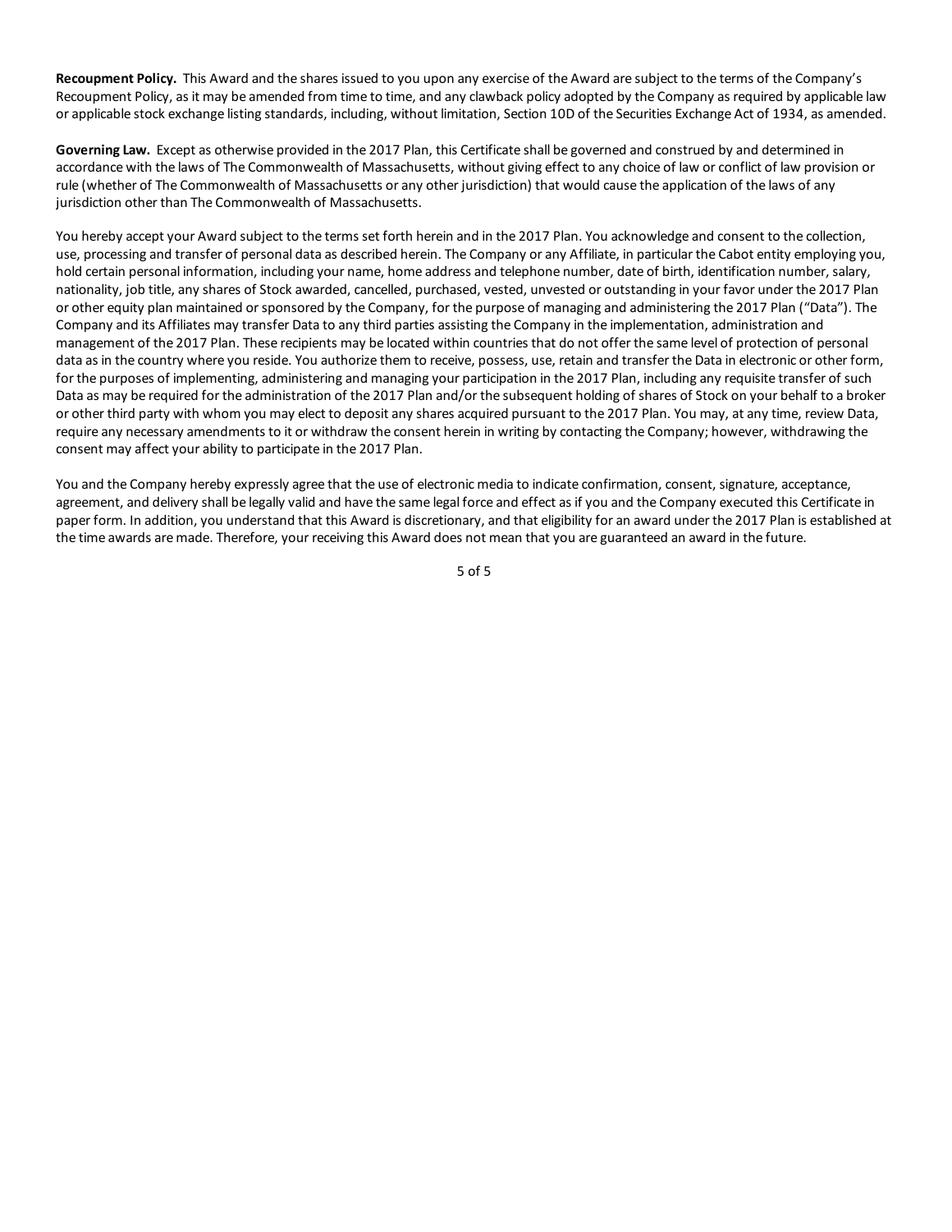**Recoupment Policy.** This Award and the shares issued to you upon any exercise of the Award are subject to the terms of the Company's Recoupment Policy, as it may be amended from time to time, and any clawback policy adopted by the Company as required by applicable law or applicable stock exchange listing standards, including, without limitation, Section 10D of the Securities Exchange Act of 1934, as amended.

**Governing Law.** Except as otherwise provided in the 2017 Plan, this Certificate shall be governed and construed by and determined in accordance with the laws of The Commonwealth of Massachusetts, without giving effect to any choice of law or conflict of law provision or rule (whether of The Commonwealth of Massachusetts or any other jurisdiction) that would cause the application of the laws of any jurisdiction other than The Commonwealth of Massachusetts.

You hereby accept your Award subject to the terms set forth herein and in the 2017 Plan. You acknowledge and consent to the collection, use, processing and transfer of personal data as described herein. The Company or any Affiliate, in particular the Cabot entity employing you, hold certain personal information, including your name, home address and telephone number, date of birth, identification number, salary, nationality, job title, any shares of Stock awarded, cancelled, purchased, vested, unvested or outstanding in your favor under the 2017 Plan or other equity plan maintained or sponsored by the Company, for the purpose of managing and administering the 2017 Plan ("Data"). The Company and its Affiliates may transfer Data to any third parties assisting the Company in the implementation, administration and management of the 2017 Plan. These recipients may be located within countries that do not offer the same level of protection of personal data as in the country where you reside. You authorize them to receive, possess, use, retain and transfer the Data in electronic or other form, for the purposes of implementing, administering and managing your participation in the 2017 Plan, including any requisite transfer of such Data as may be required for the administration of the 2017 Plan and/or the subsequent holding of shares of Stock on your behalf to a broker or other third party with whom you may elect to deposit any shares acquired pursuant to the 2017 Plan. You may, at any time, review Data, require any necessary amendments to it or withdraw the consent herein in writing by contacting the Company; however, withdrawing the consent may affect your ability to participate in the 2017 Plan.

You and the Company hereby expressly agree that the use of electronic media to indicate confirmation, consent, signature, acceptance, agreement, and delivery shall be legally valid and have the same legal force and effect as if you and the Company executed this Certificate in paper form. In addition, you understand that this Award is discretionary, and that eligibility for an award under the 2017 Plan is established at the time awards are made. Therefore, your receiving this Award does not mean that you are guaranteed an award in the future.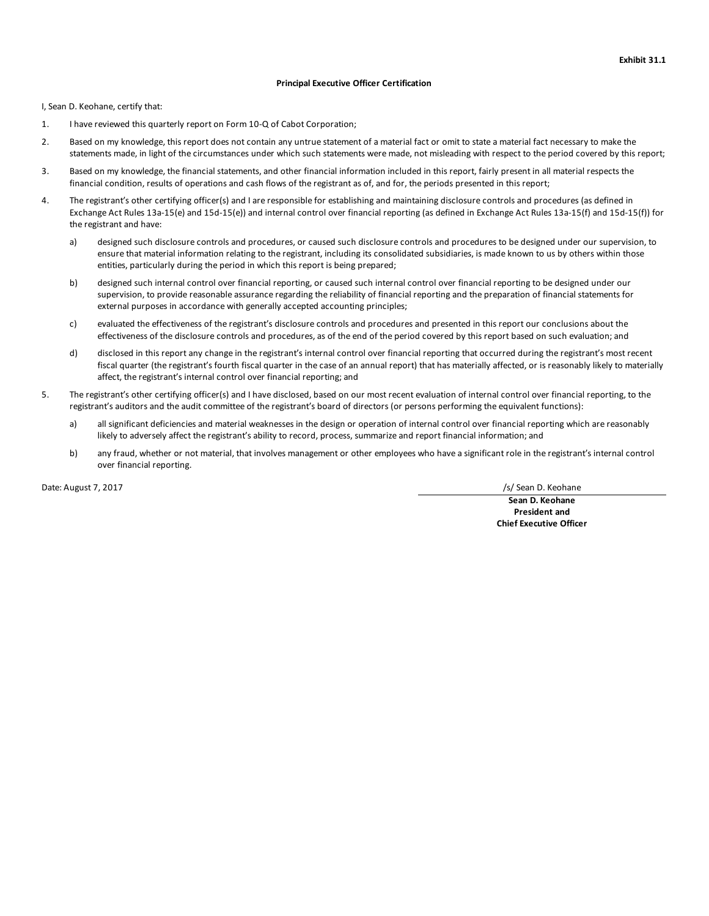**Exhibit 31.1**

**Principal Executive Officer Certification**

I, Sean D. Keohane, certify that:

1. I have reviewed this quarterly report on Form 10-Q of Cabot Corporation;
2. Based on my knowledge, this report does not contain any untrue statement of a material fact or omit to state a material fact necessary to make the statements made, in light of the circumstances under which such statements were made, not misleading with respect to the period covered by this report;
3. Based on my knowledge, the financial statements, and other financial information included in this report, fairly present in all material respects the financial condition, results of operations and cash flows of the registrant as of, and for, the periods presented in this report;
4. The registrant's other certifying officer(s) and I are responsible for establishing and maintaining disclosure controls and procedures (as defined in Exchange Act Rules 13a-15(e) and 15d-15(e)) and internal control over financial reporting (as defined in Exchange Act Rules 13a-15(f) and 15d-15(f)) for the registrant and have:
   a) designed such disclosure controls and procedures, or caused such disclosure controls and procedures to be designed under our supervision, to ensure that material information relating to the registrant, including its consolidated subsidiaries, is made known to us by others within those entities, particularly during the period in which this report is being prepared;
   b) designed such internal control over financial reporting, or caused such internal control over financial reporting to be designed under our supervision, to provide reasonable assurance regarding the reliability of financial reporting and the preparation of financial statements for external purposes in accordance with generally accepted accounting principles;
   c) evaluated the effectiveness of the registrant's disclosure controls and procedures and presented in this report our conclusions about the effectiveness of the disclosure controls and procedures, as of the end of the period covered by this report based on such evaluation; and
   d) disclosed in this report any change in the registrant's internal control over financial reporting that occurred during the registrant's most recent fiscal quarter (the registrant's fourth fiscal quarter in the case of an annual report) that has materially affected, or is reasonably likely to materially affect, the registrant's internal control over financial reporting; and
5. The registrant's other certifying officer(s) and I have disclosed, based on our most recent evaluation of internal control over financial reporting, to the registrant's auditors and the audit committee of the registrant's board of directors (or persons performing the equivalent functions):
   a) all significant deficiencies and material weaknesses in the design or operation of internal control over financial reporting which are reasonably likely to adversely affect the registrant's ability to record, process, summarize and report financial information; and
   b) any fraud, whether or not material, that involves management or other employees who have a significant role in the registrant's internal control over financial reporting.

Date: August 7, 2017

/s/ Sean D. Keohane

**Sean D. Keohane**
**President and**
**Chief Executive Officer**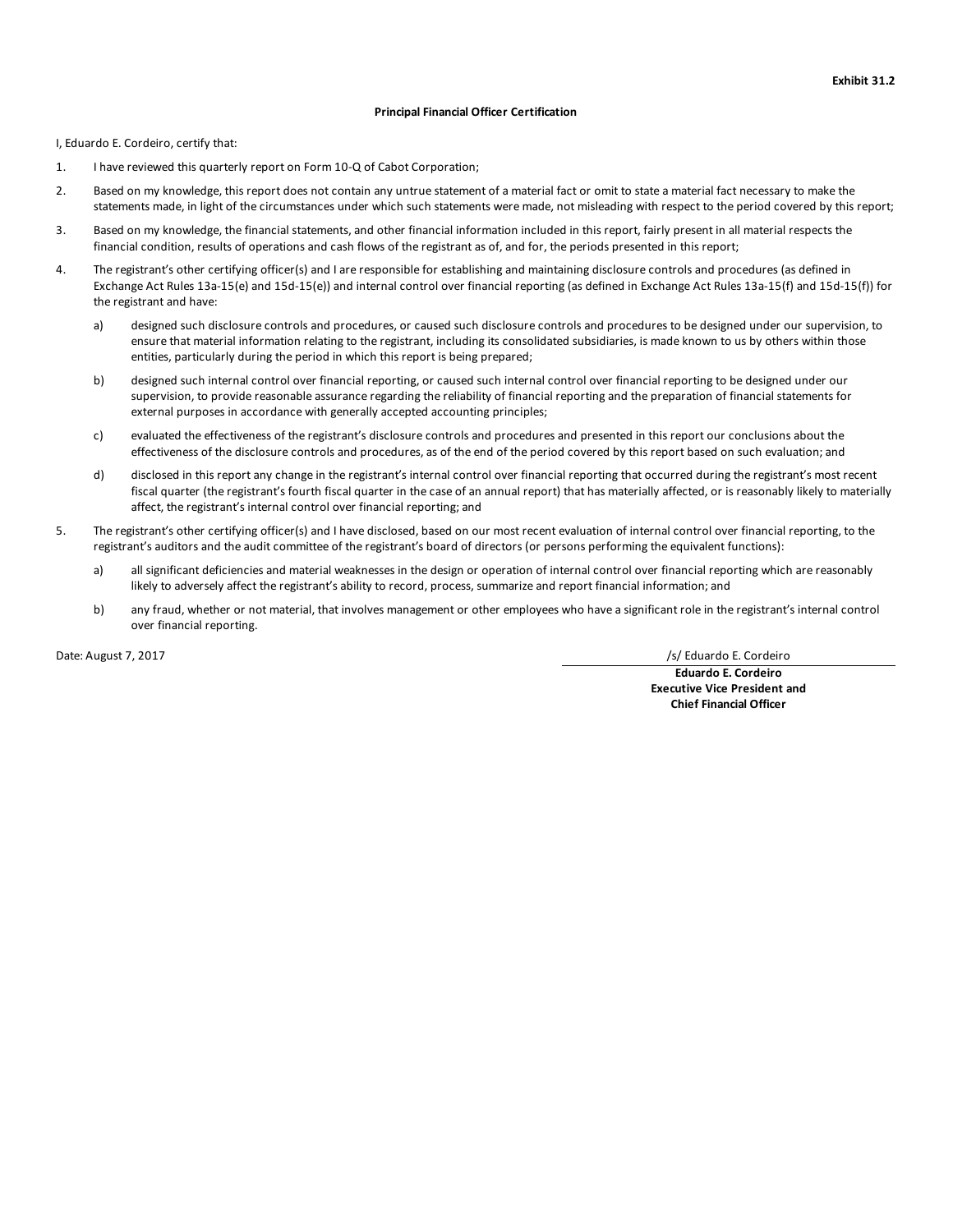**Exhibit 31.2**

**Principal Financial Officer Certification**

I, Eduardo E. Cordeiro, certify that:

1. I have reviewed this quarterly report on Form 10-Q of Cabot Corporation;

2. Based on my knowledge, this report does not contain any untrue statement of a material fact or omit to state a material fact necessary to make the statements made, in light of the circumstances under which such statements were made, not misleading with respect to the period covered by this report;

3. Based on my knowledge, the financial statements, and other financial information included in this report, fairly present in all material respects the financial condition, results of operations and cash flows of the registrant as of, and for, the periods presented in this report;

4. The registrant's other certifying officer(s) and I are responsible for establishing and maintaining disclosure controls and procedures (as defined in Exchange Act Rules 13a-15(e) and 15d-15(e)) and internal control over financial reporting (as defined in Exchange Act Rules 13a-15(f) and 15d-15(f)) for the registrant and have:

   a) designed such disclosure controls and procedures, or caused such disclosure controls and procedures to be designed under our supervision, to ensure that material information relating to the registrant, including its consolidated subsidiaries, is made known to us by others within those entities, particularly during the period in which this report is being prepared;

   b) designed such internal control over financial reporting, or caused such internal control over financial reporting to be designed under our supervision, to provide reasonable assurance regarding the reliability of financial reporting and the preparation of financial statements for external purposes in accordance with generally accepted accounting principles;

   c) evaluated the effectiveness of the registrant's disclosure controls and procedures and presented in this report our conclusions about the effectiveness of the disclosure controls and procedures, as of the end of the period covered by this report based on such evaluation; and

   d) disclosed in this report any change in the registrant's internal control over financial reporting that occurred during the registrant's most recent fiscal quarter (the registrant's fourth fiscal quarter in the case of an annual report) that has materially affected, or is reasonably likely to materially affect, the registrant's internal control over financial reporting; and

5. The registrant's other certifying officer(s) and I have disclosed, based on our most recent evaluation of internal control over financial reporting, to the registrant's auditors and the audit committee of the registrant's board of directors (or persons performing the equivalent functions):

   a) all significant deficiencies and material weaknesses in the design or operation of internal control over financial reporting which are reasonably likely to adversely affect the registrant's ability to record, process, summarize and report financial information; and

   b) any fraud, whether or not material, that involves management or other employees who have a significant role in the registrant's internal control over financial reporting.

Date: August 7, 2017

/s/ Eduardo E. Cordeiro

**Eduardo E. Cordeiro**
**Executive Vice President and**
**Chief Financial Officer**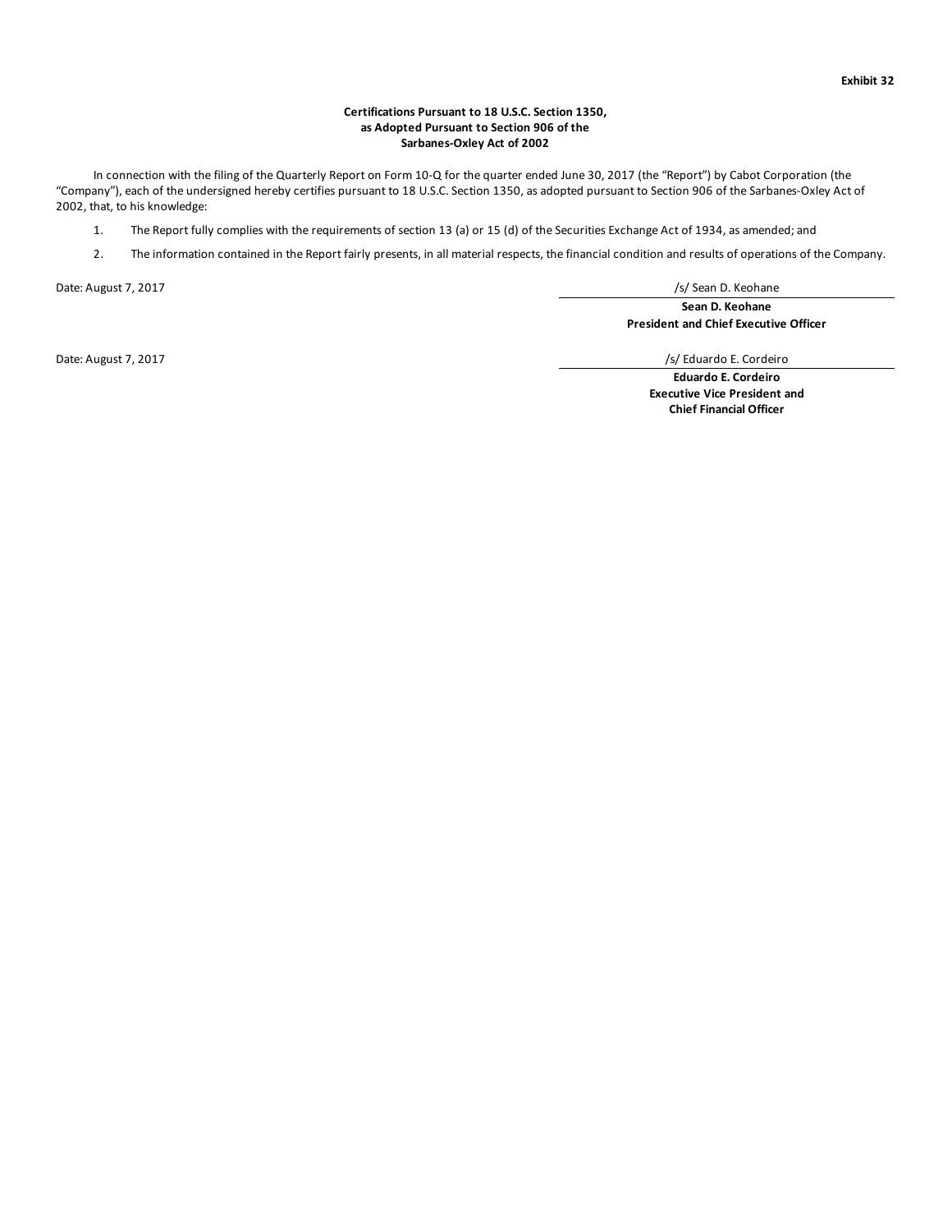**Exhibit 32**

**Certifications Pursuant to 18 U.S.C. Section 1350, as Adopted Pursuant to Section 906 of the Sarbanes-Oxley Act of 2002**

In connection with the filing of the Quarterly Report on Form 10-Q for the quarter ended June 30, 2017 (the "Report") by Cabot Corporation (the "Company"), each of the undersigned hereby certifies pursuant to 18 U.S.C. Section 1350, as adopted pursuant to Section 906 of the Sarbanes-Oxley Act of 2002, that, to his knowledge:

1. The Report fully complies with the requirements of section 13 (a) or 15 (d) of the Securities Exchange Act of 1934, as amended; and
2. The information contained in the Report fairly presents, in all material respects, the financial condition and results of operations of the Company.

Date: August 7, 2017

/s/ Sean D. Keohane

**Sean D. Keohane**
**President and Chief Executive Officer**

Date: August 7, 2017

/s/ Eduardo E. Cordeiro

**Eduardo E. Cordeiro**
**Executive Vice President and Chief Financial Officer**